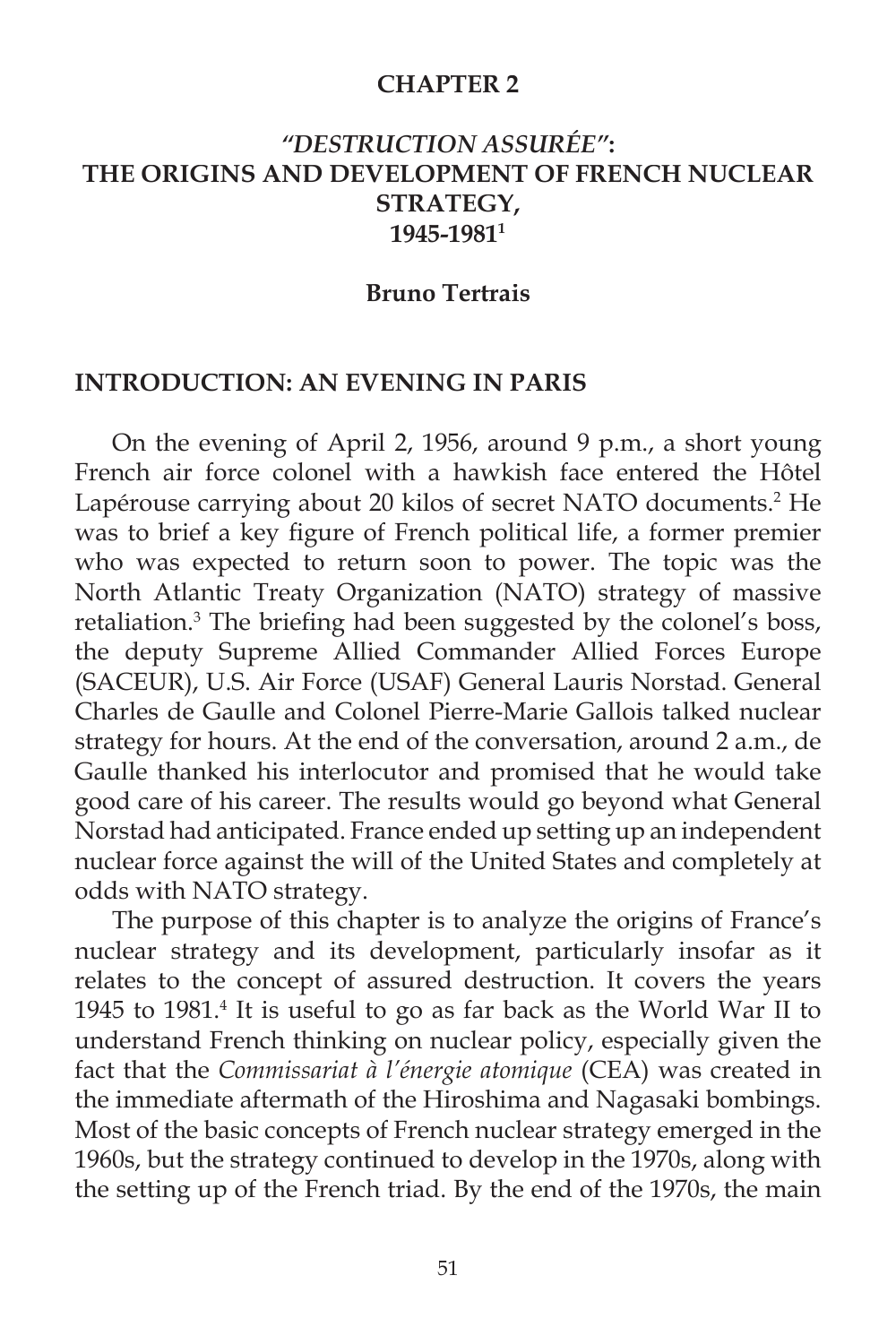# CHAPTER 2

## *"DESTRUCTION ASSURÉE"*: THE ORIGINS AND DEVELOPMENT OF FRENCH NUCLEAR STRATEGY, 1945-1981[1]

**Bruno Tertrais**

### INTRODUCTION: AN EVENING IN PARIS

On the evening of April 2, 1956, around 9 p.m., a short young French air force colonel with a hawkish face entered the Hôtel Lapérouse carrying about 20 kilos of secret NATO documents.[2] He was to brief a key figure of French political life, a former premier who was expected to return soon to power. The topic was the North Atlantic Treaty Organization (NATO) strategy of massive retaliation.[3] The briefing had been suggested by the colonel's boss, the deputy Supreme Allied Commander Allied Forces Europe (SACEUR), U.S. Air Force (USAF) General Lauris Norstad. General Charles de Gaulle and Colonel Pierre-Marie Gallois talked nuclear strategy for hours. At the end of the conversation, around 2 a.m., de Gaulle thanked his interlocutor and promised that he would take good care of his career. The results would go beyond what General Norstad had anticipated. France ended up setting up an independent nuclear force against the will of the United States and completely at odds with NATO strategy.

The purpose of this chapter is to analyze the origins of France's nuclear strategy and its development, particularly insofar as it relates to the concept of assured destruction. It covers the years 1945 to 1981.[4] It is useful to go as far back as the World War II to understand French thinking on nuclear policy, especially given the fact that the *Commissariat à l'énergie atomique* (CEA) was created in the immediate aftermath of the Hiroshima and Nagasaki bombings. Most of the basic concepts of French nuclear strategy emerged in the 1960s, but the strategy continued to develop in the 1970s, along with the setting up of the French triad. By the end of the 1970s, the main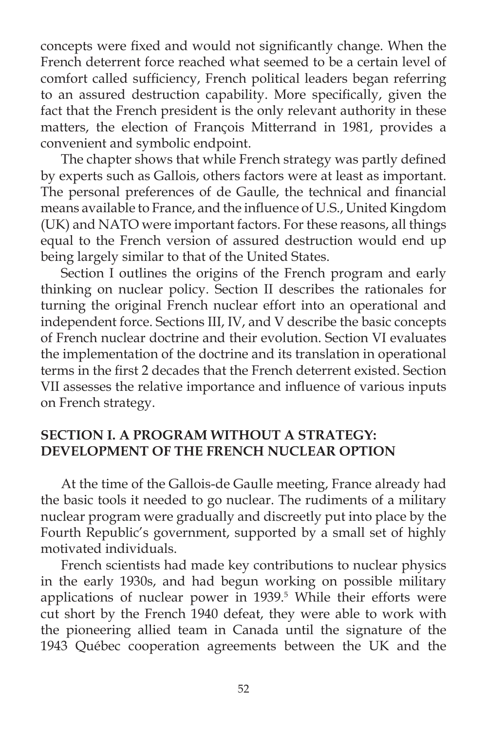concepts were fixed and would not significantly change. When the French deterrent force reached what seemed to be a certain level of comfort called sufficiency, French political leaders began referring to an assured destruction capability. More specifically, given the fact that the French president is the only relevant authority in these matters, the election of François Mitterrand in 1981, provides a convenient and symbolic endpoint.

The chapter shows that while French strategy was partly defined by experts such as Gallois, others factors were at least as important. The personal preferences of de Gaulle, the technical and financial means available to France, and the influence of U.S., United Kingdom (UK) and NATO were important factors. For these reasons, all things equal to the French version of assured destruction would end up being largely similar to that of the United States.

Section I outlines the origins of the French program and early thinking on nuclear policy. Section II describes the rationales for turning the original French nuclear effort into an operational and independent force. Sections III, IV, and V describe the basic concepts of French nuclear doctrine and their evolution. Section VI evaluates the implementation of the doctrine and its translation in operational terms in the first 2 decades that the French deterrent existed. Section VII assesses the relative importance and influence of various inputs on French strategy.

## SECTION I. A PROGRAM WITHOUT A STRATEGY: DEVELOPMENT OF THE FRENCH NUCLEAR OPTION

At the time of the Gallois-de Gaulle meeting, France already had the basic tools it needed to go nuclear. The rudiments of a military nuclear program were gradually and discreetly put into place by the Fourth Republic's government, supported by a small set of highly motivated individuals.

French scientists had made key contributions to nuclear physics in the early 1930s, and had begun working on possible military applications of nuclear power in 1939.[5] While their efforts were cut short by the French 1940 defeat, they were able to work with the pioneering allied team in Canada until the signature of the 1943 Québec cooperation agreements between the UK and the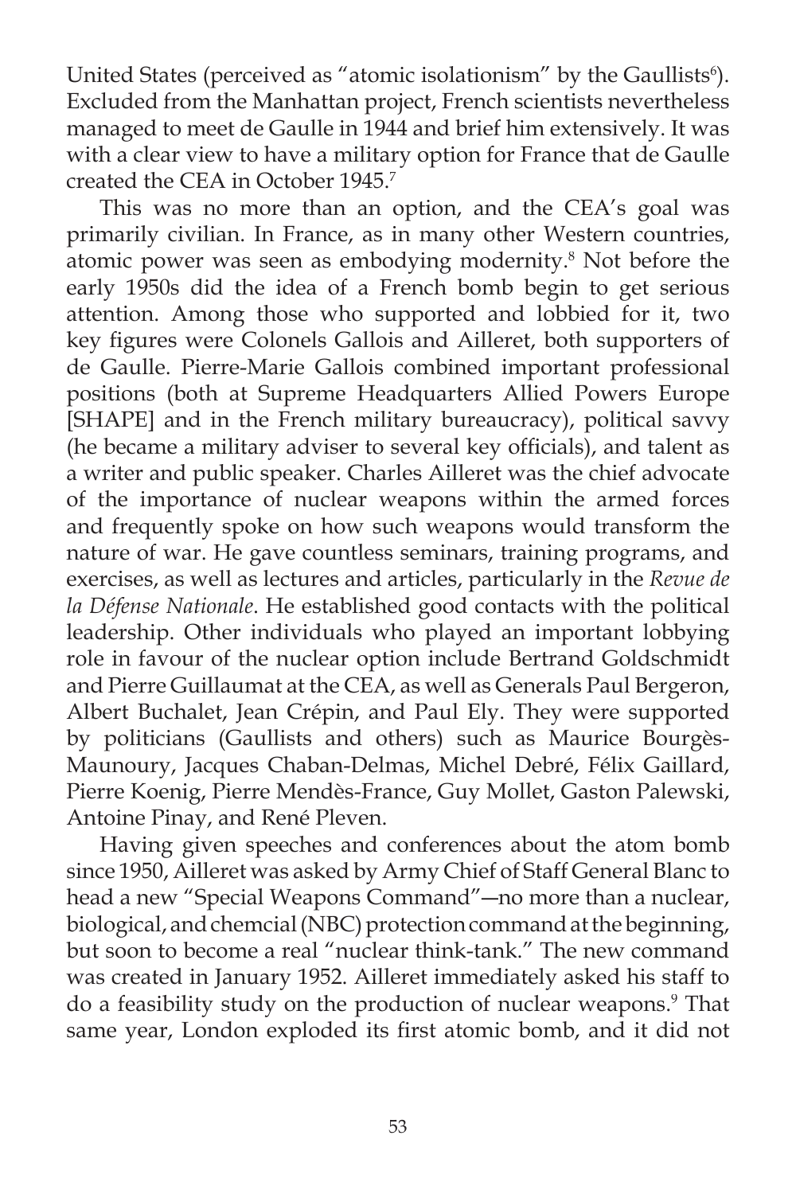United States (perceived as "atomic isolationism" by the Gaullists[6]). Excluded from the Manhattan project, French scientists nevertheless managed to meet de Gaulle in 1944 and brief him extensively. It was with a clear view to have a military option for France that de Gaulle created the CEA in October 1945.[7]

This was no more than an option, and the CEA's goal was primarily civilian. In France, as in many other Western countries, atomic power was seen as embodying modernity.[8] Not before the early 1950s did the idea of a French bomb begin to get serious attention. Among those who supported and lobbied for it, two key figures were Colonels Gallois and Ailleret, both supporters of de Gaulle. Pierre-Marie Gallois combined important professional positions (both at Supreme Headquarters Allied Powers Europe [SHAPE] and in the French military bureaucracy), political savvy (he became a military adviser to several key officials), and talent as a writer and public speaker. Charles Ailleret was the chief advocate of the importance of nuclear weapons within the armed forces and frequently spoke on how such weapons would transform the nature of war. He gave countless seminars, training programs, and exercises, as well as lectures and articles, particularly in the *Revue de la Défense Nationale*. He established good contacts with the political leadership. Other individuals who played an important lobbying role in favour of the nuclear option include Bertrand Goldschmidt and Pierre Guillaumat at the CEA, as well as Generals Paul Bergeron, Albert Buchalet, Jean Crépin, and Paul Ely. They were supported by politicians (Gaullists and others) such as Maurice Bourgès-Maunoury, Jacques Chaban-Delmas, Michel Debré, Félix Gaillard, Pierre Koenig, Pierre Mendès-France, Guy Mollet, Gaston Palewski, Antoine Pinay, and René Pleven.

Having given speeches and conferences about the atom bomb since 1950, Ailleret was asked by Army Chief of Staff General Blanc to head a new "Special Weapons Command"—no more than a nuclear, biological, and chemcial (NBC) protection command at the beginning, but soon to become a real "nuclear think-tank." The new command was created in January 1952. Ailleret immediately asked his staff to do a feasibility study on the production of nuclear weapons.[9] That same year, London exploded its first atomic bomb, and it did not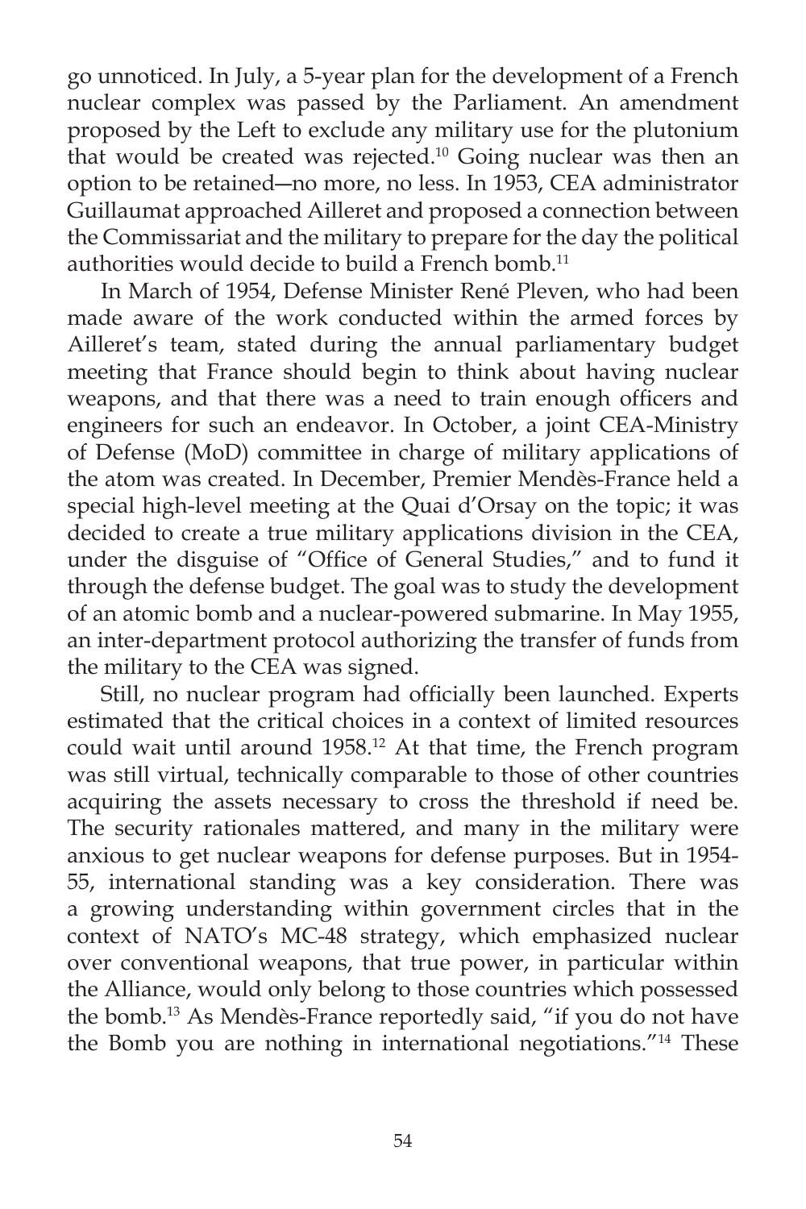go unnoticed. In July, a 5-year plan for the development of a French nuclear complex was passed by the Parliament. An amendment proposed by the Left to exclude any military use for the plutonium that would be created was rejected.[10] Going nuclear was then an option to be retained—no more, no less. In 1953, CEA administrator Guillaumat approached Ailleret and proposed a connection between the Commissariat and the military to prepare for the day the political authorities would decide to build a French bomb.[11]

In March of 1954, Defense Minister René Pleven, who had been made aware of the work conducted within the armed forces by Ailleret's team, stated during the annual parliamentary budget meeting that France should begin to think about having nuclear weapons, and that there was a need to train enough officers and engineers for such an endeavor. In October, a joint CEA-Ministry of Defense (MoD) committee in charge of military applications of the atom was created. In December, Premier Mendès-France held a special high-level meeting at the Quai d'Orsay on the topic; it was decided to create a true military applications division in the CEA, under the disguise of "Office of General Studies," and to fund it through the defense budget. The goal was to study the development of an atomic bomb and a nuclear-powered submarine. In May 1955, an inter-department protocol authorizing the transfer of funds from the military to the CEA was signed.

Still, no nuclear program had officially been launched. Experts estimated that the critical choices in a context of limited resources could wait until around 1958.[12] At that time, the French program was still virtual, technically comparable to those of other countries acquiring the assets necessary to cross the threshold if need be. The security rationales mattered, and many in the military were anxious to get nuclear weapons for defense purposes. But in 1954-55, international standing was a key consideration. There was a growing understanding within government circles that in the context of NATO's MC-48 strategy, which emphasized nuclear over conventional weapons, that true power, in particular within the Alliance, would only belong to those countries which possessed the bomb.[13] As Mendès-France reportedly said, "if you do not have the Bomb you are nothing in international negotiations."[14] These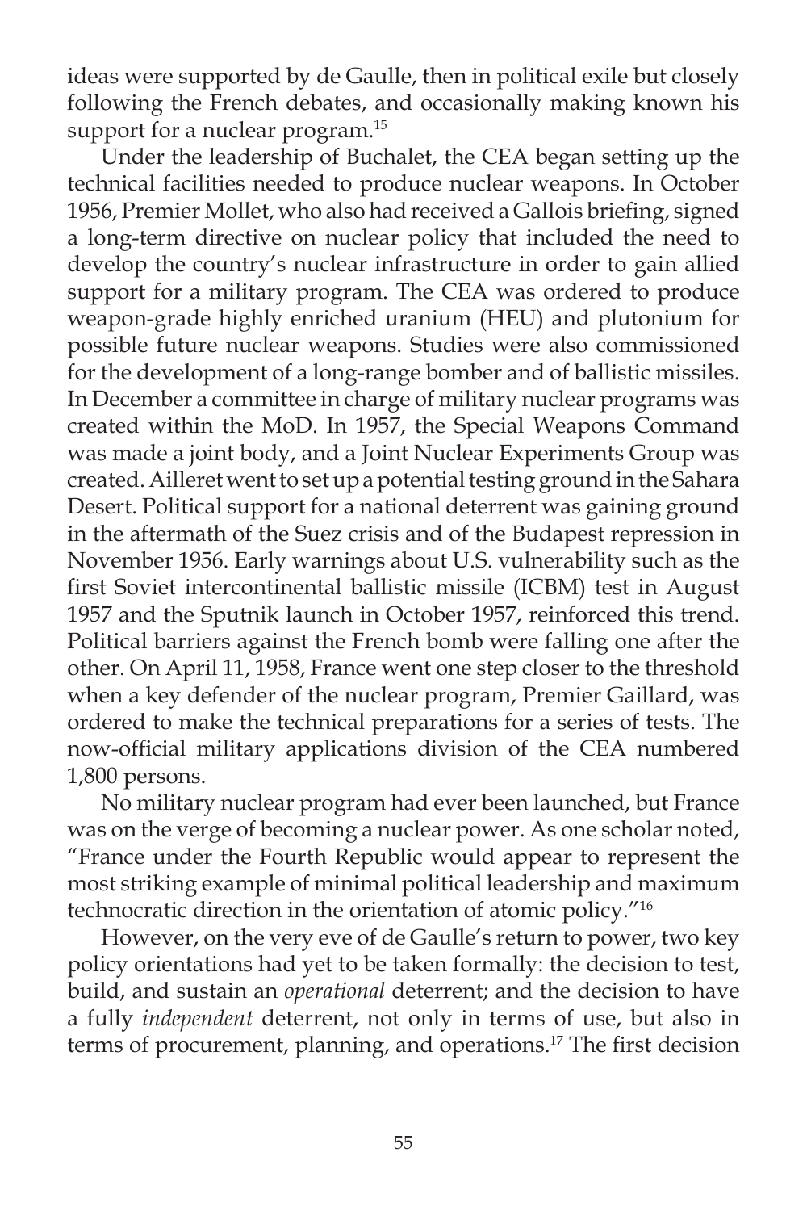ideas were supported by de Gaulle, then in political exile but closely following the French debates, and occasionally making known his support for a nuclear program.[15]

Under the leadership of Buchalet, the CEA began setting up the technical facilities needed to produce nuclear weapons. In October 1956, Premier Mollet, who also had received a Gallois briefing, signed a long-term directive on nuclear policy that included the need to develop the country's nuclear infrastructure in order to gain allied support for a military program. The CEA was ordered to produce weapon-grade highly enriched uranium (HEU) and plutonium for possible future nuclear weapons. Studies were also commissioned for the development of a long-range bomber and of ballistic missiles. In December a committee in charge of military nuclear programs was created within the MoD. In 1957, the Special Weapons Command was made a joint body, and a Joint Nuclear Experiments Group was created. Ailleret went to set up a potential testing ground in the Sahara Desert. Political support for a national deterrent was gaining ground in the aftermath of the Suez crisis and of the Budapest repression in November 1956. Early warnings about U.S. vulnerability such as the first Soviet intercontinental ballistic missile (ICBM) test in August 1957 and the Sputnik launch in October 1957, reinforced this trend. Political barriers against the French bomb were falling one after the other. On April 11, 1958, France went one step closer to the threshold when a key defender of the nuclear program, Premier Gaillard, was ordered to make the technical preparations for a series of tests. The now-official military applications division of the CEA numbered 1,800 persons.

No military nuclear program had ever been launched, but France was on the verge of becoming a nuclear power. As one scholar noted, "France under the Fourth Republic would appear to represent the most striking example of minimal political leadership and maximum technocratic direction in the orientation of atomic policy."[16]

However, on the very eve of de Gaulle's return to power, two key policy orientations had yet to be taken formally: the decision to test, build, and sustain an *operational* deterrent; and the decision to have a fully *independent* deterrent, not only in terms of use, but also in terms of procurement, planning, and operations.[17] The first decision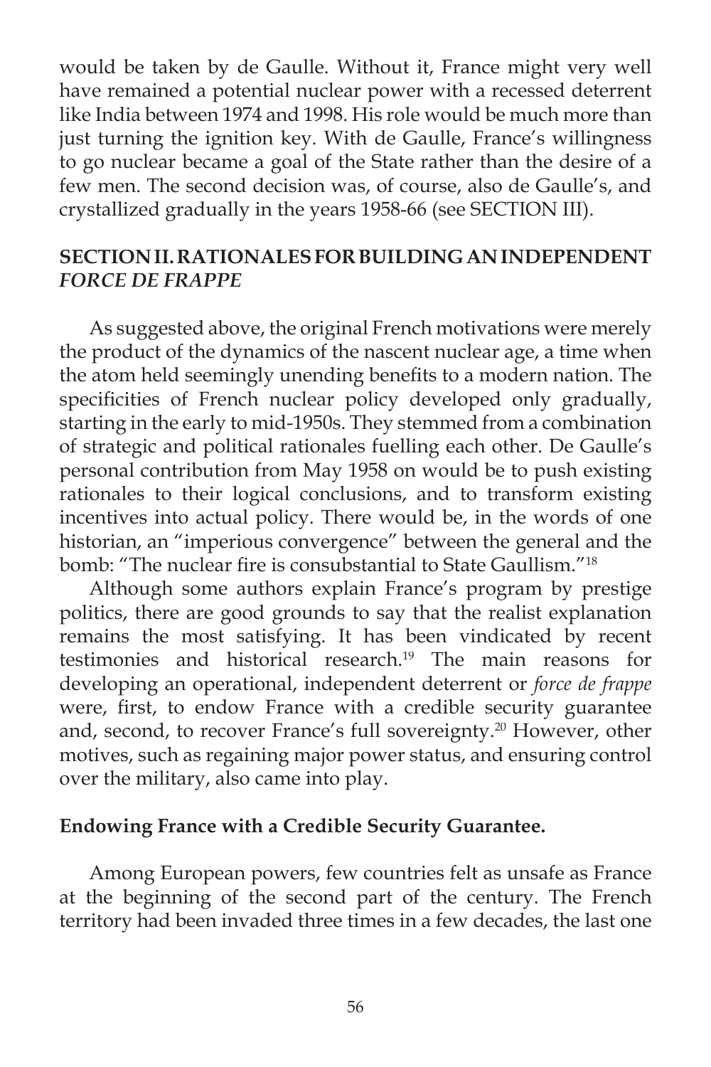would be taken by de Gaulle. Without it, France might very well have remained a potential nuclear power with a recessed deterrent like India between 1974 and 1998. His role would be much more than just turning the ignition key. With de Gaulle, France's willingness to go nuclear became a goal of the State rather than the desire of a few men. The second decision was, of course, also de Gaulle's, and crystallized gradually in the years 1958-66 (see SECTION III).

## SECTION II. RATIONALES FOR BUILDING AN INDEPENDENT *FORCE DE FRAPPE*

As suggested above, the original French motivations were merely the product of the dynamics of the nascent nuclear age, a time when the atom held seemingly unending benefits to a modern nation. The specificities of French nuclear policy developed only gradually, starting in the early to mid-1950s. They stemmed from a combination of strategic and political rationales fuelling each other. De Gaulle's personal contribution from May 1958 on would be to push existing rationales to their logical conclusions, and to transform existing incentives into actual policy. There would be, in the words of one historian, an "imperious convergence" between the general and the bomb: "The nuclear fire is consubstantial to State Gaullism."[18]

Although some authors explain France's program by prestige politics, there are good grounds to say that the realist explanation remains the most satisfying. It has been vindicated by recent testimonies and historical research.[19] The main reasons for developing an operational, independent deterrent or *force de frappe* were, first, to endow France with a credible security guarantee and, second, to recover France's full sovereignty.[20] However, other motives, such as regaining major power status, and ensuring control over the military, also came into play.

### Endowing France with a Credible Security Guarantee.

Among European powers, few countries felt as unsafe as France at the beginning of the second part of the century. The French territory had been invaded three times in a few decades, the last one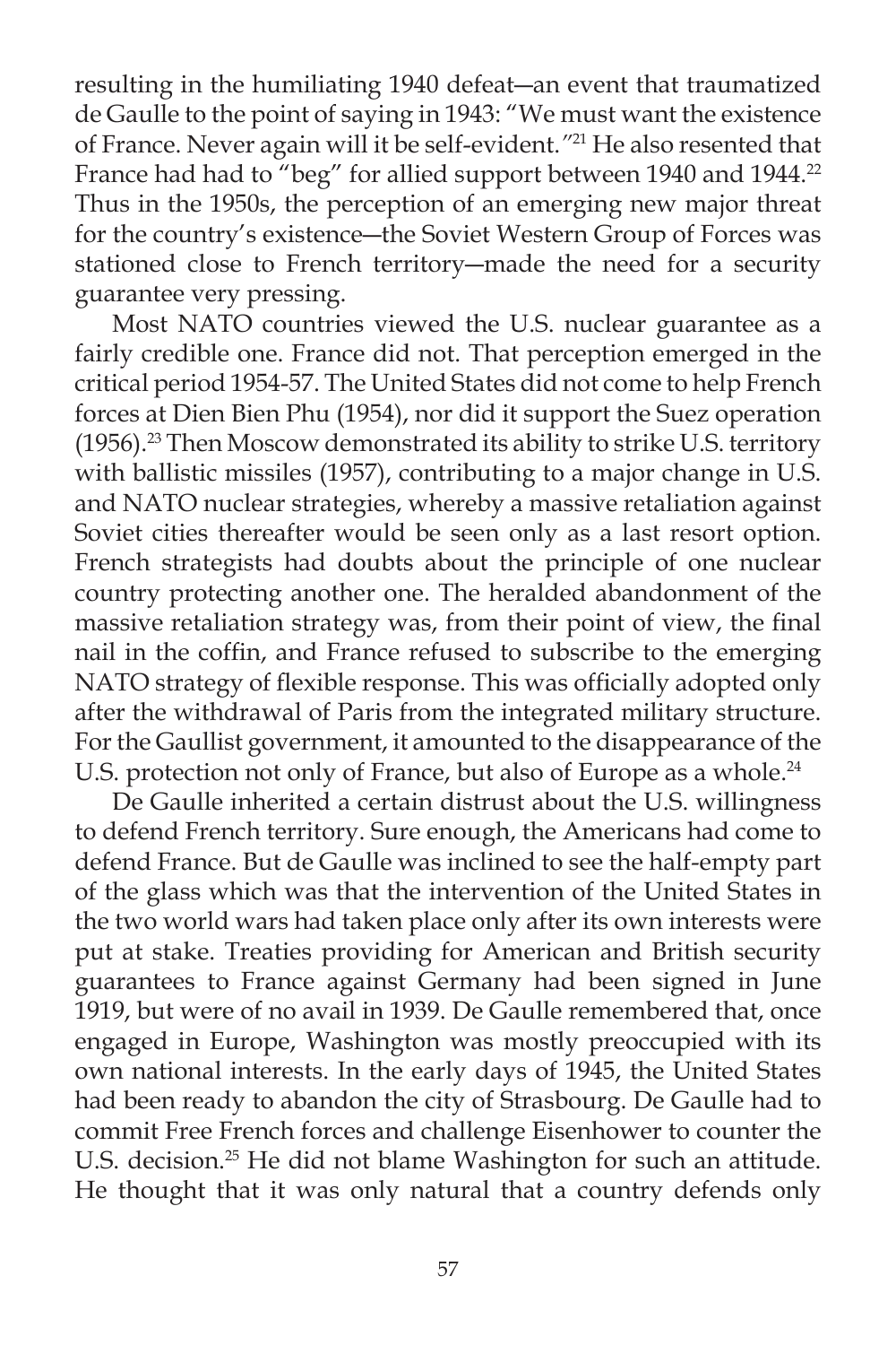resulting in the humiliating 1940 defeat—an event that traumatized de Gaulle to the point of saying in 1943: "We must want the existence of France. Never again will it be self-evident."[21] He also resented that France had had to "beg" for allied support between 1940 and 1944.[22] Thus in the 1950s, the perception of an emerging new major threat for the country's existence—the Soviet Western Group of Forces was stationed close to French territory—made the need for a security guarantee very pressing.

Most NATO countries viewed the U.S. nuclear guarantee as a fairly credible one. France did not. That perception emerged in the critical period 1954-57. The United States did not come to help French forces at Dien Bien Phu (1954), nor did it support the Suez operation (1956).[23] Then Moscow demonstrated its ability to strike U.S. territory with ballistic missiles (1957), contributing to a major change in U.S. and NATO nuclear strategies, whereby a massive retaliation against Soviet cities thereafter would be seen only as a last resort option. French strategists had doubts about the principle of one nuclear country protecting another one. The heralded abandonment of the massive retaliation strategy was, from their point of view, the final nail in the coffin, and France refused to subscribe to the emerging NATO strategy of flexible response. This was officially adopted only after the withdrawal of Paris from the integrated military structure. For the Gaullist government, it amounted to the disappearance of the U.S. protection not only of France, but also of Europe as a whole.[24]

De Gaulle inherited a certain distrust about the U.S. willingness to defend French territory. Sure enough, the Americans had come to defend France. But de Gaulle was inclined to see the half-empty part of the glass which was that the intervention of the United States in the two world wars had taken place only after its own interests were put at stake. Treaties providing for American and British security guarantees to France against Germany had been signed in June 1919, but were of no avail in 1939. De Gaulle remembered that, once engaged in Europe, Washington was mostly preoccupied with its own national interests. In the early days of 1945, the United States had been ready to abandon the city of Strasbourg. De Gaulle had to commit Free French forces and challenge Eisenhower to counter the U.S. decision.[25] He did not blame Washington for such an attitude. He thought that it was only natural that a country defends only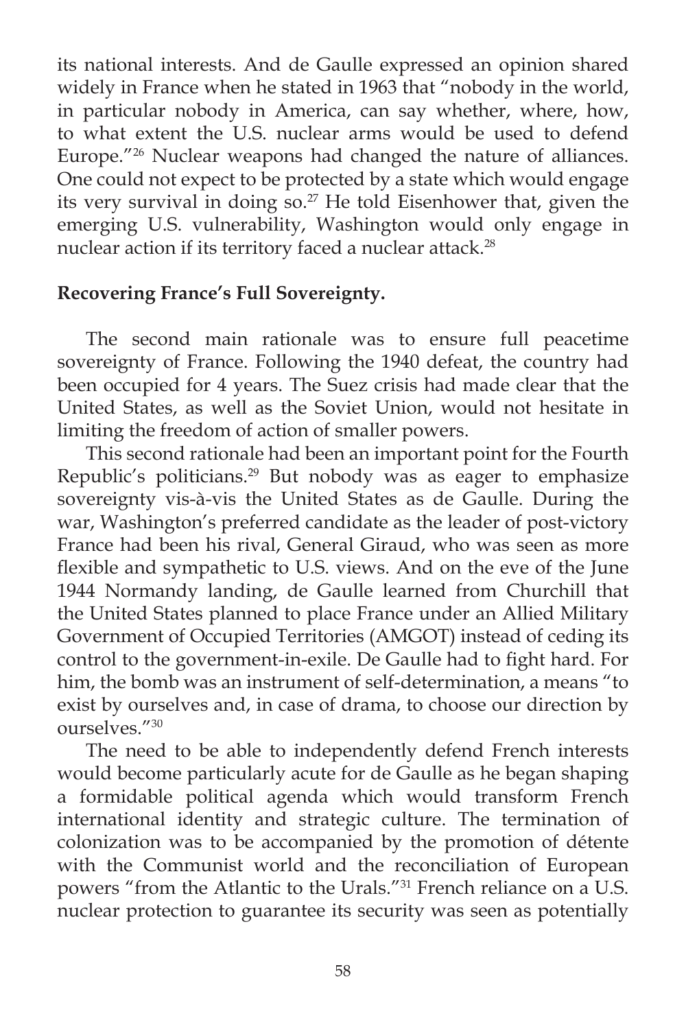its national interests. And de Gaulle expressed an opinion shared widely in France when he stated in 1963 that "nobody in the world, in particular nobody in America, can say whether, where, how, to what extent the U.S. nuclear arms would be used to defend Europe."[26] Nuclear weapons had changed the nature of alliances. One could not expect to be protected by a state which would engage its very survival in doing so.[27] He told Eisenhower that, given the emerging U.S. vulnerability, Washington would only engage in nuclear action if its territory faced a nuclear attack.[28]

**Recovering France's Full Sovereignty.**

The second main rationale was to ensure full peacetime sovereignty of France. Following the 1940 defeat, the country had been occupied for 4 years. The Suez crisis had made clear that the United States, as well as the Soviet Union, would not hesitate in limiting the freedom of action of smaller powers.

This second rationale had been an important point for the Fourth Republic's politicians.[29] But nobody was as eager to emphasize sovereignty vis-à-vis the United States as de Gaulle. During the war, Washington's preferred candidate as the leader of post-victory France had been his rival, General Giraud, who was seen as more flexible and sympathetic to U.S. views. And on the eve of the June 1944 Normandy landing, de Gaulle learned from Churchill that the United States planned to place France under an Allied Military Government of Occupied Territories (AMGOT) instead of ceding its control to the government-in-exile. De Gaulle had to fight hard. For him, the bomb was an instrument of self-determination, a means "to exist by ourselves and, in case of drama, to choose our direction by ourselves."[30]

The need to be able to independently defend French interests would become particularly acute for de Gaulle as he began shaping a formidable political agenda which would transform French international identity and strategic culture. The termination of colonization was to be accompanied by the promotion of détente with the Communist world and the reconciliation of European powers "from the Atlantic to the Urals."[31] French reliance on a U.S. nuclear protection to guarantee its security was seen as potentially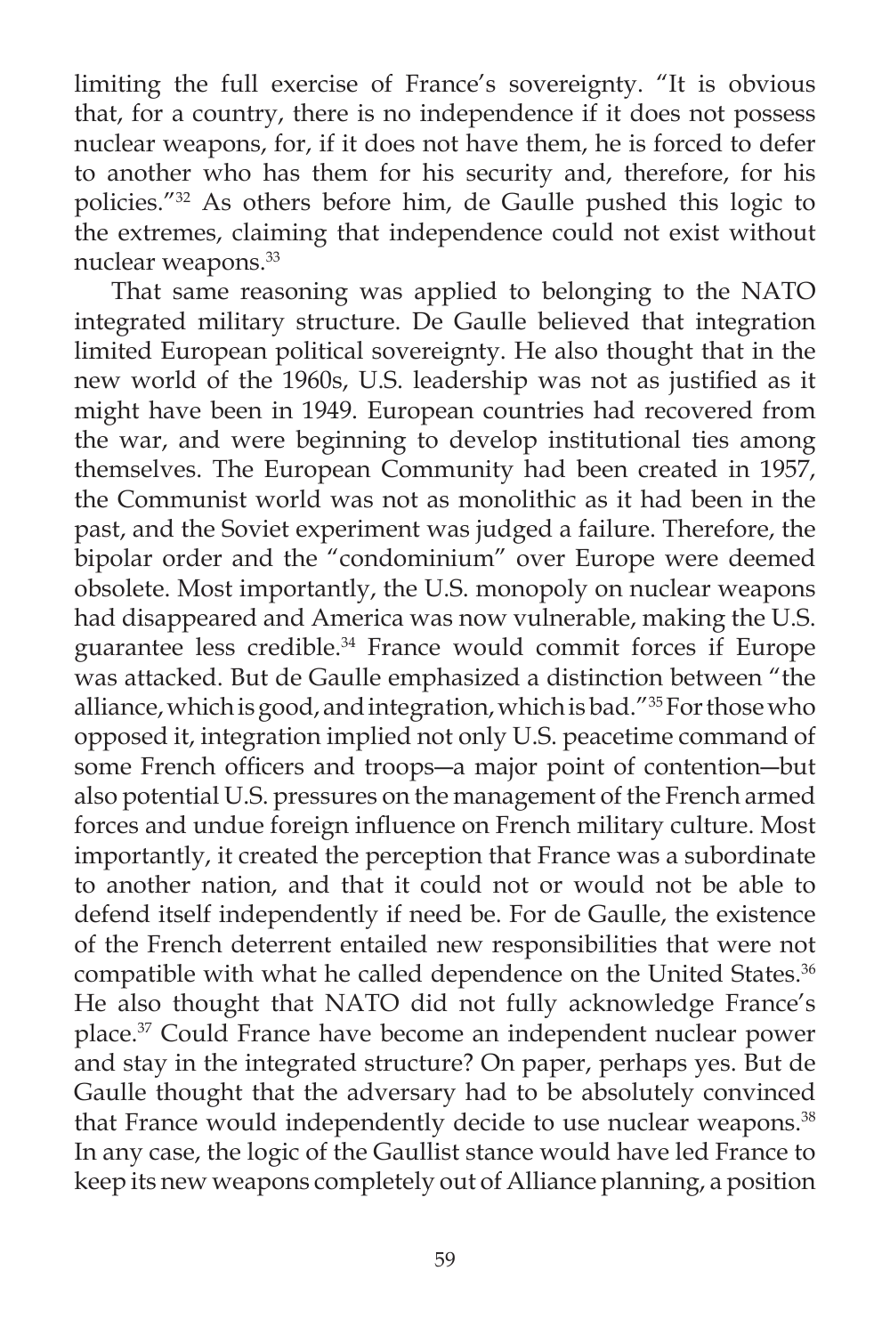limiting the full exercise of France's sovereignty. "It is obvious that, for a country, there is no independence if it does not possess nuclear weapons, for, if it does not have them, he is forced to defer to another who has them for his security and, therefore, for his policies."[32] As others before him, de Gaulle pushed this logic to the extremes, claiming that independence could not exist without nuclear weapons.[33]

That same reasoning was applied to belonging to the NATO integrated military structure. De Gaulle believed that integration limited European political sovereignty. He also thought that in the new world of the 1960s, U.S. leadership was not as justified as it might have been in 1949. European countries had recovered from the war, and were beginning to develop institutional ties among themselves. The European Community had been created in 1957, the Communist world was not as monolithic as it had been in the past, and the Soviet experiment was judged a failure. Therefore, the bipolar order and the "condominium" over Europe were deemed obsolete. Most importantly, the U.S. monopoly on nuclear weapons had disappeared and America was now vulnerable, making the U.S. guarantee less credible.[34] France would commit forces if Europe was attacked. But de Gaulle emphasized a distinction between "the alliance, which is good, and integration, which is bad."[35] For those who opposed it, integration implied not only U.S. peacetime command of some French officers and troops—a major point of contention—but also potential U.S. pressures on the management of the French armed forces and undue foreign influence on French military culture. Most importantly, it created the perception that France was a subordinate to another nation, and that it could not or would not be able to defend itself independently if need be. For de Gaulle, the existence of the French deterrent entailed new responsibilities that were not compatible with what he called dependence on the United States.[36] He also thought that NATO did not fully acknowledge France's place.[37] Could France have become an independent nuclear power and stay in the integrated structure? On paper, perhaps yes. But de Gaulle thought that the adversary had to be absolutely convinced that France would independently decide to use nuclear weapons.[38] In any case, the logic of the Gaullist stance would have led France to keep its new weapons completely out of Alliance planning, a position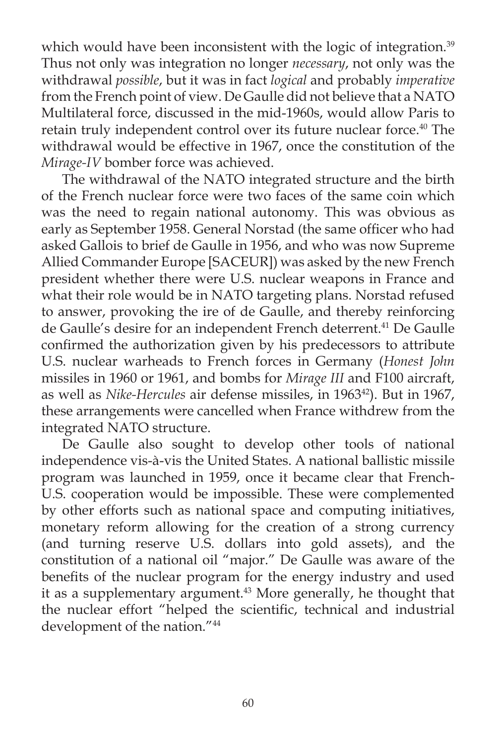which would have been inconsistent with the logic of integration.[39] Thus not only was integration no longer *necessary*, not only was the withdrawal *possible*, but it was in fact *logical* and probably *imperative* from the French point of view. De Gaulle did not believe that a NATO Multilateral force, discussed in the mid-1960s, would allow Paris to retain truly independent control over its future nuclear force.[40] The withdrawal would be effective in 1967, once the constitution of the *Mirage-IV* bomber force was achieved.

The withdrawal of the NATO integrated structure and the birth of the French nuclear force were two faces of the same coin which was the need to regain national autonomy. This was obvious as early as September 1958. General Norstad (the same officer who had asked Gallois to brief de Gaulle in 1956, and who was now Supreme Allied Commander Europe [SACEUR]) was asked by the new French president whether there were U.S. nuclear weapons in France and what their role would be in NATO targeting plans. Norstad refused to answer, provoking the ire of de Gaulle, and thereby reinforcing de Gaulle's desire for an independent French deterrent.[41] De Gaulle confirmed the authorization given by his predecessors to attribute U.S. nuclear warheads to French forces in Germany (*Honest John* missiles in 1960 or 1961, and bombs for *Mirage III* and F100 aircraft, as well as *Nike-Hercules* air defense missiles, in 1963[42]). But in 1967, these arrangements were cancelled when France withdrew from the integrated NATO structure.

De Gaulle also sought to develop other tools of national independence vis-à-vis the United States. A national ballistic missile program was launched in 1959, once it became clear that French-U.S. cooperation would be impossible. These were complemented by other efforts such as national space and computing initiatives, monetary reform allowing for the creation of a strong currency (and turning reserve U.S. dollars into gold assets), and the constitution of a national oil "major." De Gaulle was aware of the benefits of the nuclear program for the energy industry and used it as a supplementary argument.[43] More generally, he thought that the nuclear effort "helped the scientific, technical and industrial development of the nation."[44]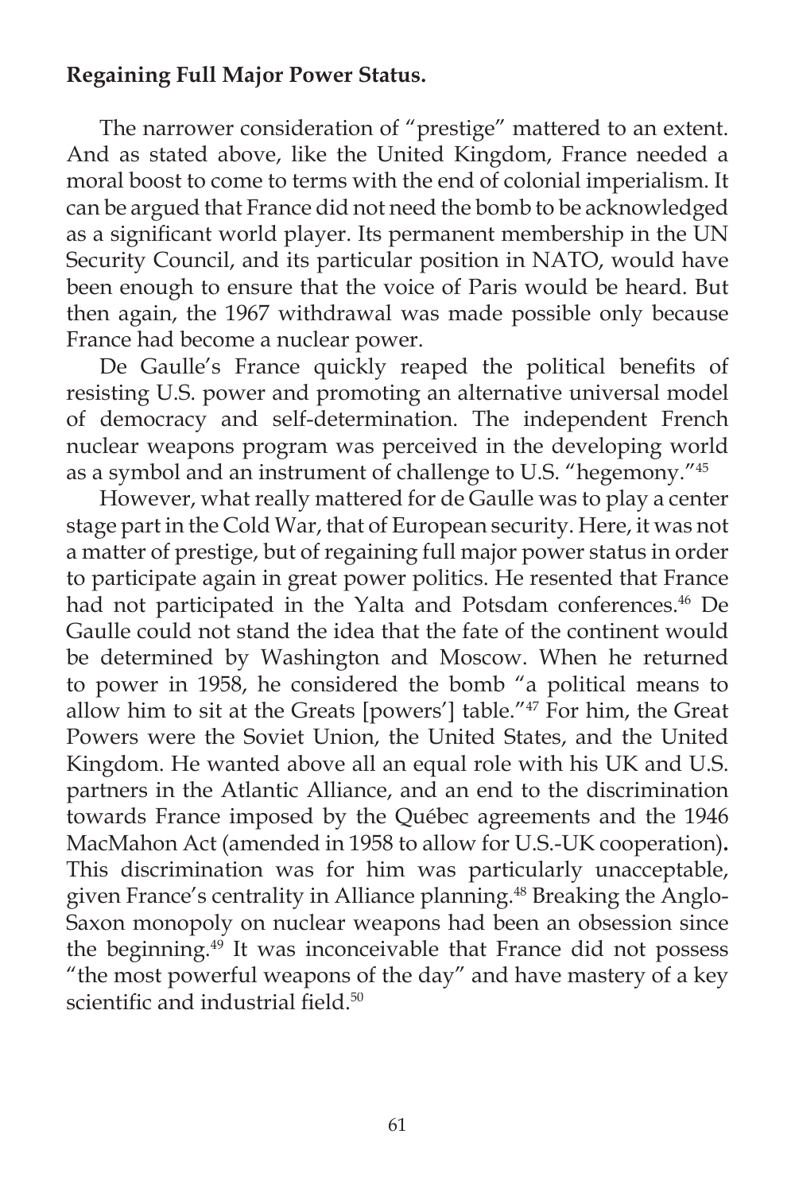**Regaining Full Major Power Status.**

The narrower consideration of "prestige" mattered to an extent. And as stated above, like the United Kingdom, France needed a moral boost to come to terms with the end of colonial imperialism. It can be argued that France did not need the bomb to be acknowledged as a significant world player. Its permanent membership in the UN Security Council, and its particular position in NATO, would have been enough to ensure that the voice of Paris would be heard. But then again, the 1967 withdrawal was made possible only because France had become a nuclear power.

De Gaulle's France quickly reaped the political benefits of resisting U.S. power and promoting an alternative universal model of democracy and self-determination. The independent French nuclear weapons program was perceived in the developing world as a symbol and an instrument of challenge to U.S. "hegemony."[45]

However, what really mattered for de Gaulle was to play a center stage part in the Cold War, that of European security. Here, it was not a matter of prestige, but of regaining full major power status in order to participate again in great power politics. He resented that France had not participated in the Yalta and Potsdam conferences.[46] De Gaulle could not stand the idea that the fate of the continent would be determined by Washington and Moscow. When he returned to power in 1958, he considered the bomb "a political means to allow him to sit at the Greats [powers'] table."[47] For him, the Great Powers were the Soviet Union, the United States, and the United Kingdom. He wanted above all an equal role with his UK and U.S. partners in the Atlantic Alliance, and an end to the discrimination towards France imposed by the Québec agreements and the 1946 MacMahon Act (amended in 1958 to allow for U.S.-UK cooperation)**.** This discrimination was for him was particularly unacceptable, given France's centrality in Alliance planning.[48] Breaking the Anglo-Saxon monopoly on nuclear weapons had been an obsession since the beginning.[49] It was inconceivable that France did not possess "the most powerful weapons of the day" and have mastery of a key scientific and industrial field.[50]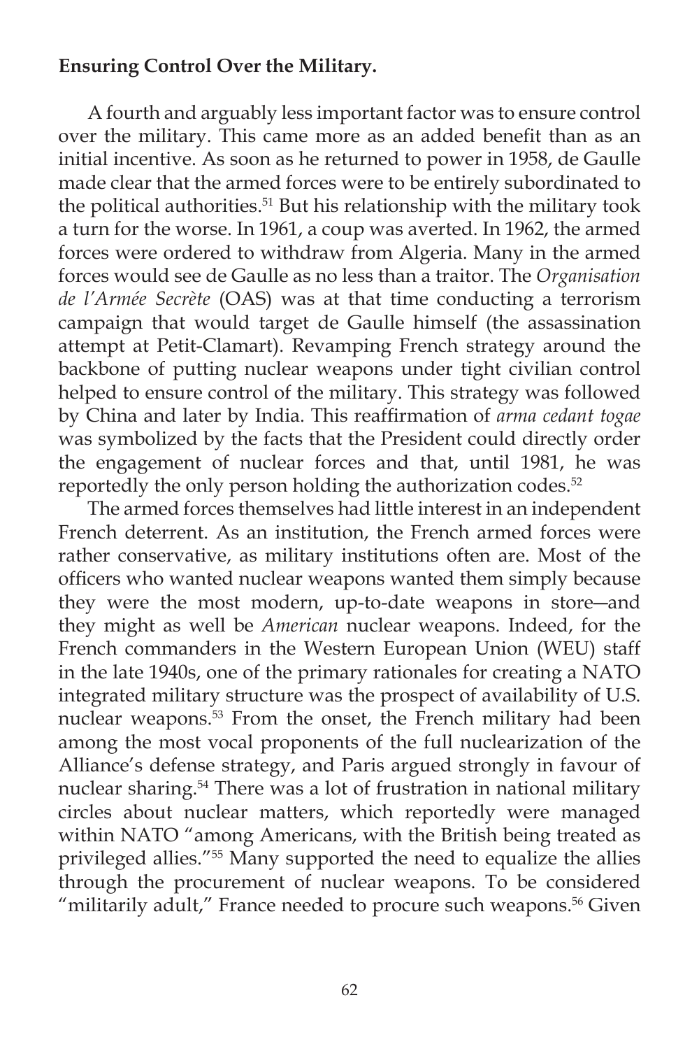**Ensuring Control Over the Military.**

A fourth and arguably less important factor was to ensure control over the military. This came more as an added benefit than as an initial incentive. As soon as he returned to power in 1958, de Gaulle made clear that the armed forces were to be entirely subordinated to the political authorities.[51] But his relationship with the military took a turn for the worse. In 1961, a coup was averted. In 1962, the armed forces were ordered to withdraw from Algeria. Many in the armed forces would see de Gaulle as no less than a traitor. The *Organisation de l'Armée Secrète* (OAS) was at that time conducting a terrorism campaign that would target de Gaulle himself (the assassination attempt at Petit-Clamart). Revamping French strategy around the backbone of putting nuclear weapons under tight civilian control helped to ensure control of the military. This strategy was followed by China and later by India. This reaffirmation of *arma cedant togae* was symbolized by the facts that the President could directly order the engagement of nuclear forces and that, until 1981, he was reportedly the only person holding the authorization codes.[52]

The armed forces themselves had little interest in an independent French deterrent. As an institution, the French armed forces were rather conservative, as military institutions often are. Most of the officers who wanted nuclear weapons wanted them simply because they were the most modern, up-to-date weapons in store—and they might as well be *American* nuclear weapons. Indeed, for the French commanders in the Western European Union (WEU) staff in the late 1940s, one of the primary rationales for creating a NATO integrated military structure was the prospect of availability of U.S. nuclear weapons.[53] From the onset, the French military had been among the most vocal proponents of the full nuclearization of the Alliance's defense strategy, and Paris argued strongly in favour of nuclear sharing.[54] There was a lot of frustration in national military circles about nuclear matters, which reportedly were managed within NATO "among Americans, with the British being treated as privileged allies."[55] Many supported the need to equalize the allies through the procurement of nuclear weapons. To be considered "militarily adult," France needed to procure such weapons.[56] Given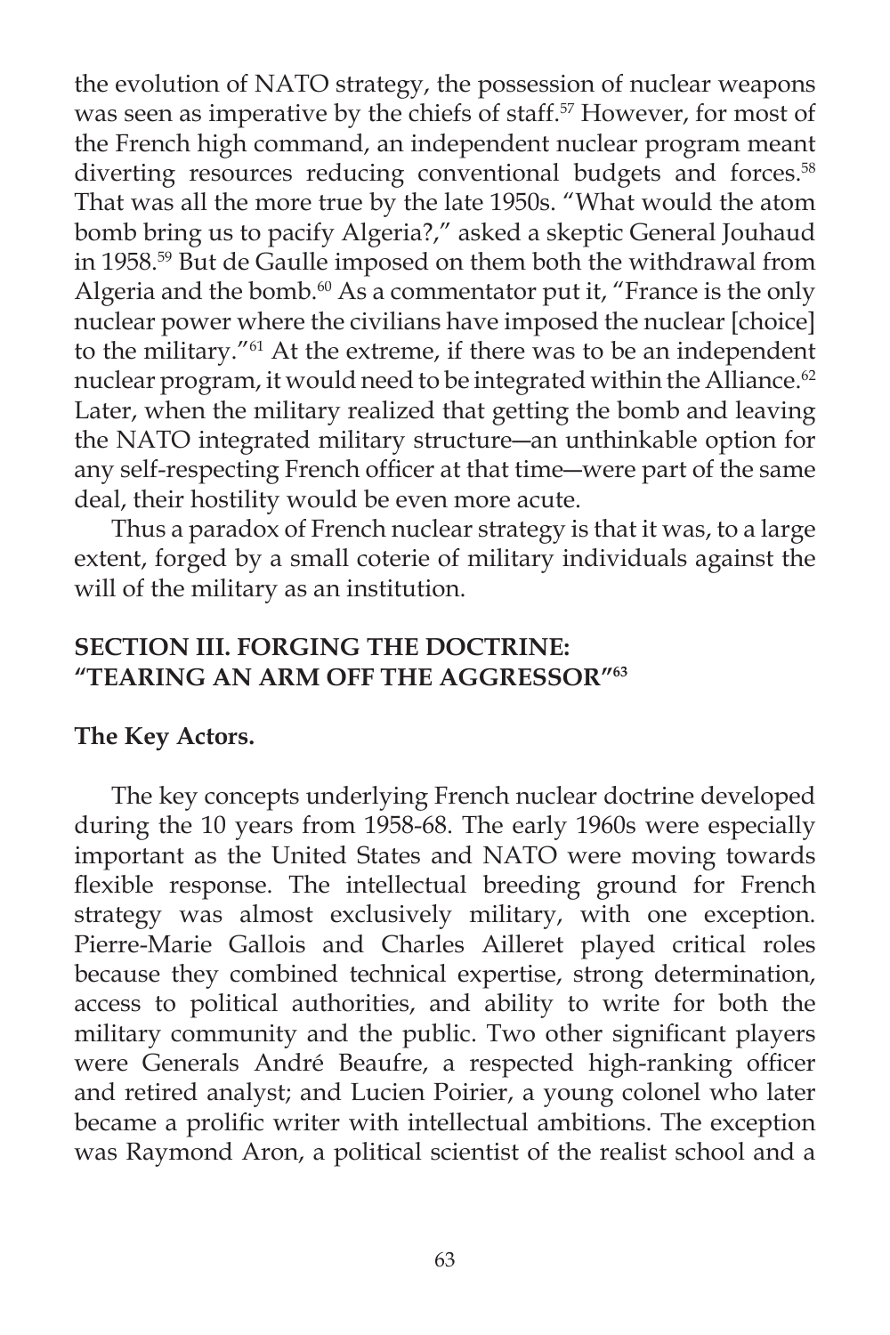the evolution of NATO strategy, the possession of nuclear weapons was seen as imperative by the chiefs of staff.[57] However, for most of the French high command, an independent nuclear program meant diverting resources reducing conventional budgets and forces.[58] That was all the more true by the late 1950s. "What would the atom bomb bring us to pacify Algeria?," asked a skeptic General Jouhaud in 1958.[59] But de Gaulle imposed on them both the withdrawal from Algeria and the bomb.[60] As a commentator put it, "France is the only nuclear power where the civilians have imposed the nuclear [choice] to the military."[61] At the extreme, if there was to be an independent nuclear program, it would need to be integrated within the Alliance.[62] Later, when the military realized that getting the bomb and leaving the NATO integrated military structure―an unthinkable option for any self-respecting French officer at that time―were part of the same deal, their hostility would be even more acute.

Thus a paradox of French nuclear strategy is that it was, to a large extent, forged by a small coterie of military individuals against the will of the military as an institution.

## SECTION III. FORGING THE DOCTRINE: "TEARING AN ARM OFF THE AGGRESSOR"[63]

### The Key Actors.

The key concepts underlying French nuclear doctrine developed during the 10 years from 1958-68. The early 1960s were especially important as the United States and NATO were moving towards flexible response. The intellectual breeding ground for French strategy was almost exclusively military, with one exception. Pierre-Marie Gallois and Charles Ailleret played critical roles because they combined technical expertise, strong determination, access to political authorities, and ability to write for both the military community and the public. Two other significant players were Generals André Beaufre, a respected high-ranking officer and retired analyst; and Lucien Poirier, a young colonel who later became a prolific writer with intellectual ambitions. The exception was Raymond Aron, a political scientist of the realist school and a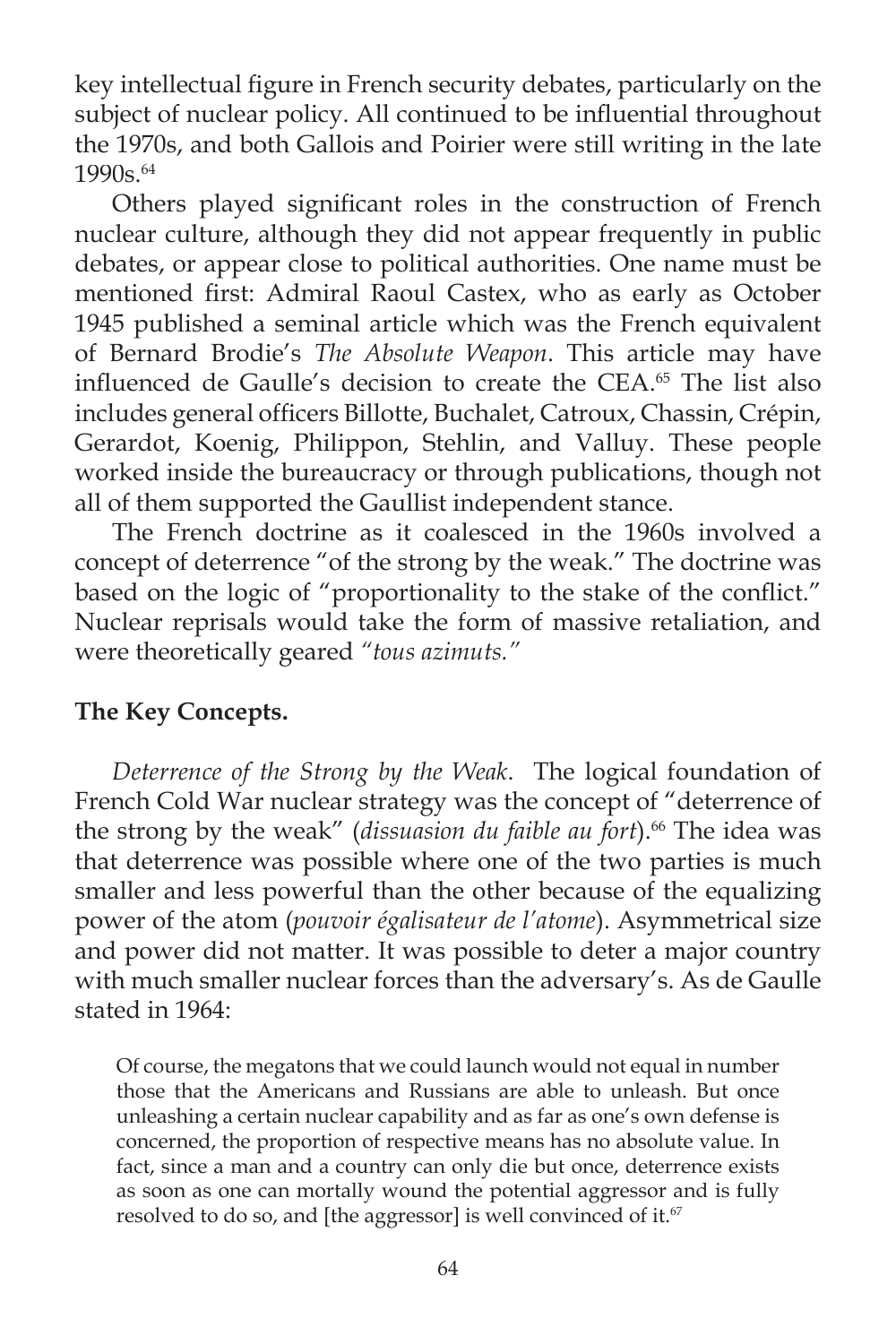key intellectual figure in French security debates, particularly on the subject of nuclear policy. All continued to be influential throughout the 1970s, and both Gallois and Poirier were still writing in the late 1990s.[64]

Others played significant roles in the construction of French nuclear culture, although they did not appear frequently in public debates, or appear close to political authorities. One name must be mentioned first: Admiral Raoul Castex, who as early as October 1945 published a seminal article which was the French equivalent of Bernard Brodie's *The Absolute Weapon*. This article may have influenced de Gaulle's decision to create the CEA.[65] The list also includes general officers Billotte, Buchalet, Catroux, Chassin, Crépin, Gerardot, Koenig, Philippon, Stehlin, and Valluy. These people worked inside the bureaucracy or through publications, though not all of them supported the Gaullist independent stance.

The French doctrine as it coalesced in the 1960s involved a concept of deterrence "of the strong by the weak." The doctrine was based on the logic of "proportionality to the stake of the conflict." Nuclear reprisals would take the form of massive retaliation, and were theoretically geared *"tous azimuts."*

**The Key Concepts.**

*Deterrence of the Strong by the Weak*. The logical foundation of French Cold War nuclear strategy was the concept of "deterrence of the strong by the weak" (*dissuasion du faible au fort*).[66] The idea was that deterrence was possible where one of the two parties is much smaller and less powerful than the other because of the equalizing power of the atom (*pouvoir égalisateur de l'atome*). Asymmetrical size and power did not matter. It was possible to deter a major country with much smaller nuclear forces than the adversary's. As de Gaulle stated in 1964:

> Of course, the megatons that we could launch would not equal in number those that the Americans and Russians are able to unleash. But once unleashing a certain nuclear capability and as far as one's own defense is concerned, the proportion of respective means has no absolute value. In fact, since a man and a country can only die but once, deterrence exists as soon as one can mortally wound the potential aggressor and is fully resolved to do so, and [the aggressor] is well convinced of it.[67]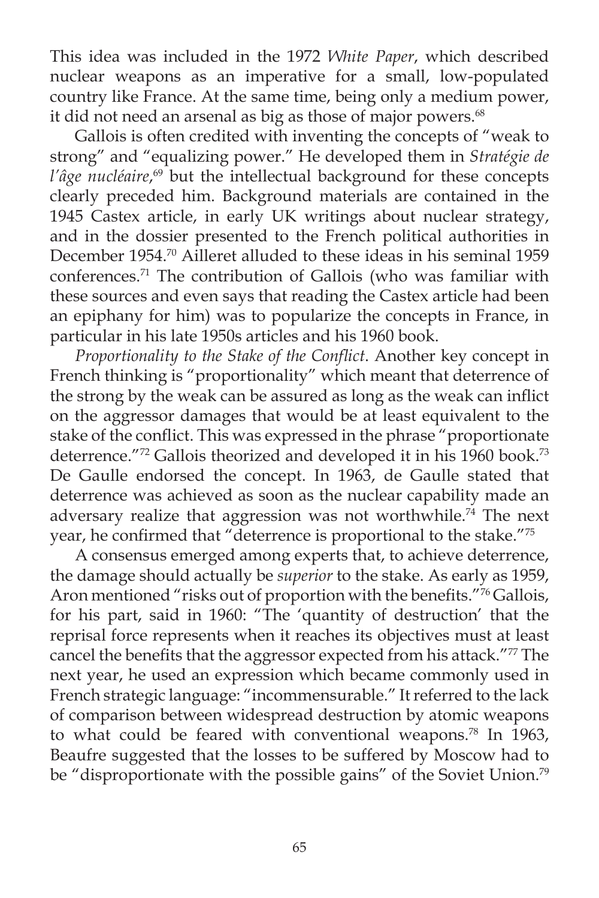This idea was included in the 1972 *White Paper*, which described nuclear weapons as an imperative for a small, low-populated country like France. At the same time, being only a medium power, it did not need an arsenal as big as those of major powers.[68]

Gallois is often credited with inventing the concepts of "weak to strong" and "equalizing power." He developed them in *Stratégie de l'âge nucléaire*,[69] but the intellectual background for these concepts clearly preceded him. Background materials are contained in the 1945 Castex article, in early UK writings about nuclear strategy, and in the dossier presented to the French political authorities in December 1954.[70] Ailleret alluded to these ideas in his seminal 1959 conferences.[71] The contribution of Gallois (who was familiar with these sources and even says that reading the Castex article had been an epiphany for him) was to popularize the concepts in France, in particular in his late 1950s articles and his 1960 book.

*Proportionality to the Stake of the Conflict*. Another key concept in French thinking is "proportionality" which meant that deterrence of the strong by the weak can be assured as long as the weak can inflict on the aggressor damages that would be at least equivalent to the stake of the conflict. This was expressed in the phrase "proportionate deterrence."[72] Gallois theorized and developed it in his 1960 book.[73] De Gaulle endorsed the concept. In 1963, de Gaulle stated that deterrence was achieved as soon as the nuclear capability made an adversary realize that aggression was not worthwhile.[74] The next year, he confirmed that "deterrence is proportional to the stake."[75]

A consensus emerged among experts that, to achieve deterrence, the damage should actually be *superior* to the stake. As early as 1959, Aron mentioned "risks out of proportion with the benefits."[76] Gallois, for his part, said in 1960: "The 'quantity of destruction' that the reprisal force represents when it reaches its objectives must at least cancel the benefits that the aggressor expected from his attack."[77] The next year, he used an expression which became commonly used in French strategic language: "incommensurable." It referred to the lack of comparison between widespread destruction by atomic weapons to what could be feared with conventional weapons.[78] In 1963, Beaufre suggested that the losses to be suffered by Moscow had to be "disproportionate with the possible gains" of the Soviet Union.[79]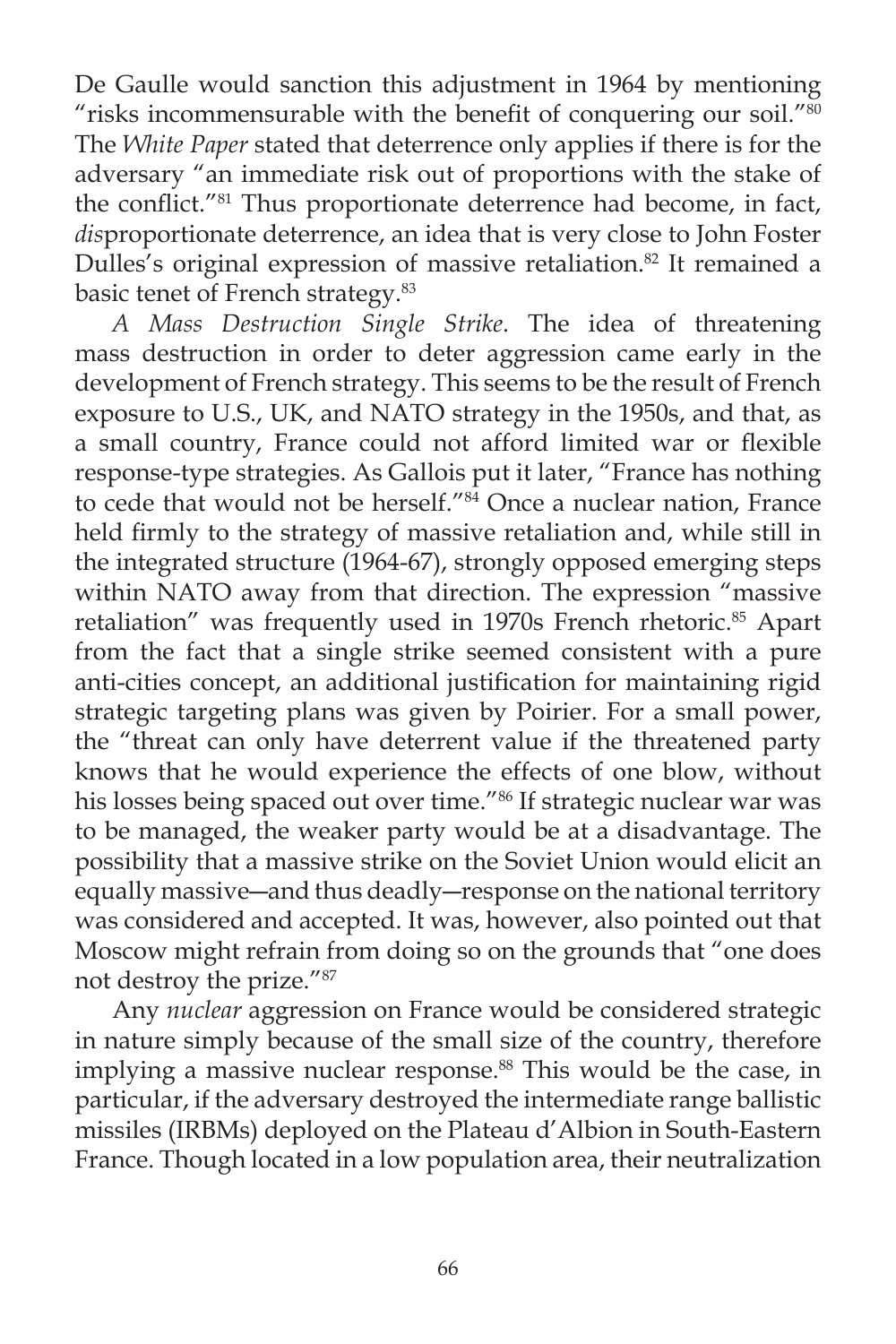De Gaulle would sanction this adjustment in 1964 by mentioning "risks incommensurable with the benefit of conquering our soil."[80] The *White Paper* stated that deterrence only applies if there is for the adversary "an immediate risk out of proportions with the stake of the conflict."[81] Thus proportionate deterrence had become, in fact, *dis*proportionate deterrence, an idea that is very close to John Foster Dulles's original expression of massive retaliation.[82] It remained a basic tenet of French strategy.[83]

*A Mass Destruction Single Strike*. The idea of threatening mass destruction in order to deter aggression came early in the development of French strategy. This seems to be the result of French exposure to U.S., UK, and NATO strategy in the 1950s, and that, as a small country, France could not afford limited war or flexible response-type strategies. As Gallois put it later, "France has nothing to cede that would not be herself."[84] Once a nuclear nation, France held firmly to the strategy of massive retaliation and, while still in the integrated structure (1964-67), strongly opposed emerging steps within NATO away from that direction. The expression "massive retaliation" was frequently used in 1970s French rhetoric.[85] Apart from the fact that a single strike seemed consistent with a pure anti-cities concept, an additional justification for maintaining rigid strategic targeting plans was given by Poirier. For a small power, the "threat can only have deterrent value if the threatened party knows that he would experience the effects of one blow, without his losses being spaced out over time."[86] If strategic nuclear war was to be managed, the weaker party would be at a disadvantage. The possibility that a massive strike on the Soviet Union would elicit an equally massive—and thus deadly—response on the national territory was considered and accepted. It was, however, also pointed out that Moscow might refrain from doing so on the grounds that "one does not destroy the prize."[87]

Any *nuclear* aggression on France would be considered strategic in nature simply because of the small size of the country, therefore implying a massive nuclear response.[88] This would be the case, in particular, if the adversary destroyed the intermediate range ballistic missiles (IRBMs) deployed on the Plateau d'Albion in South-Eastern France. Though located in a low population area, their neutralization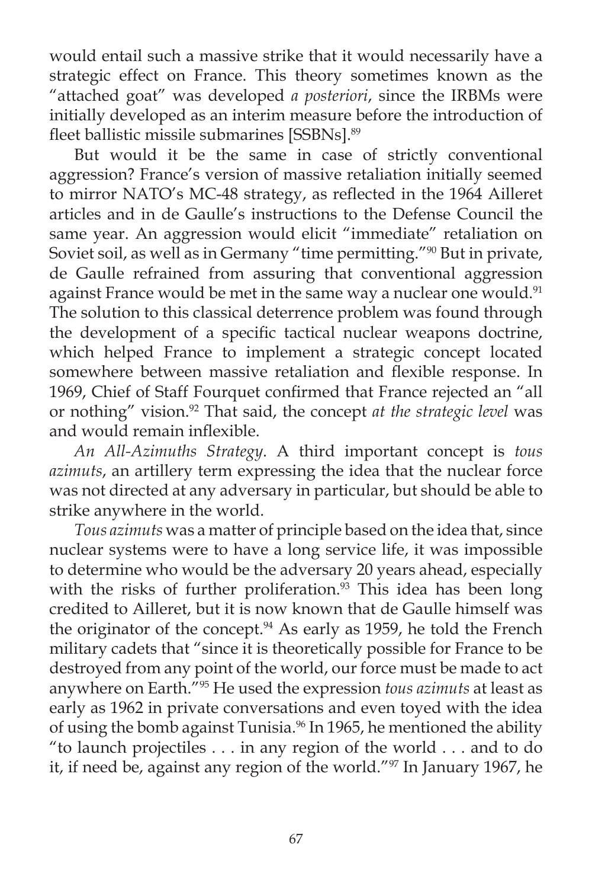would entail such a massive strike that it would necessarily have a strategic effect on France. This theory sometimes known as the "attached goat" was developed *a posteriori*, since the IRBMs were initially developed as an interim measure before the introduction of fleet ballistic missile submarines [SSBNs].[89]

But would it be the same in case of strictly conventional aggression? France's version of massive retaliation initially seemed to mirror NATO's MC-48 strategy, as reflected in the 1964 Ailleret articles and in de Gaulle's instructions to the Defense Council the same year. An aggression would elicit "immediate" retaliation on Soviet soil, as well as in Germany "time permitting."[90] But in private, de Gaulle refrained from assuring that conventional aggression against France would be met in the same way a nuclear one would.[91] The solution to this classical deterrence problem was found through the development of a specific tactical nuclear weapons doctrine, which helped France to implement a strategic concept located somewhere between massive retaliation and flexible response. In 1969, Chief of Staff Fourquet confirmed that France rejected an "all or nothing" vision.[92] That said, the concept *at the strategic level* was and would remain inflexible.

*An All-Azimuths Strategy*. A third important concept is *tous azimuts*, an artillery term expressing the idea that the nuclear force was not directed at any adversary in particular, but should be able to strike anywhere in the world.

*Tous azimuts* was a matter of principle based on the idea that, since nuclear systems were to have a long service life, it was impossible to determine who would be the adversary 20 years ahead, especially with the risks of further proliferation.[93] This idea has been long credited to Ailleret, but it is now known that de Gaulle himself was the originator of the concept.[94] As early as 1959, he told the French military cadets that "since it is theoretically possible for France to be destroyed from any point of the world, our force must be made to act anywhere on Earth."[95] He used the expression *tous azimuts* at least as early as 1962 in private conversations and even toyed with the idea of using the bomb against Tunisia.[96] In 1965, he mentioned the ability "to launch projectiles . . . in any region of the world . . . and to do it, if need be, against any region of the world."[97] In January 1967, he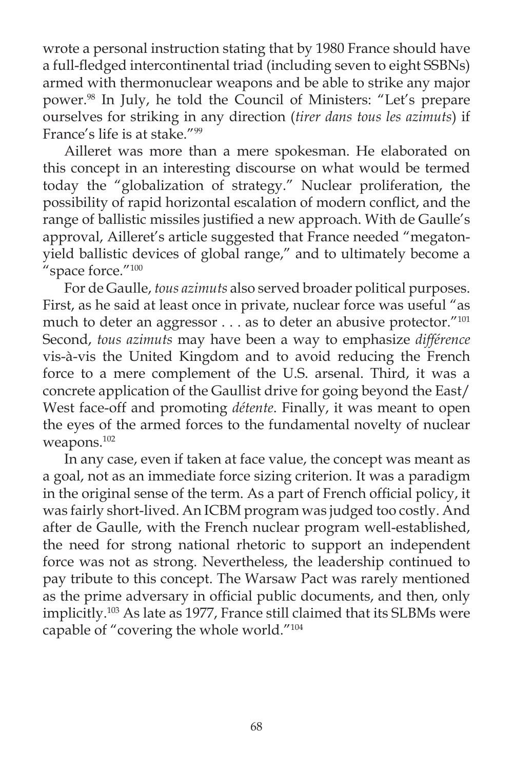wrote a personal instruction stating that by 1980 France should have a full-fledged intercontinental triad (including seven to eight SSBNs) armed with thermonuclear weapons and be able to strike any major power.[98] In July, he told the Council of Ministers: "Let's prepare ourselves for striking in any direction (*tirer dans tous les azimuts*) if France's life is at stake."[99]

Ailleret was more than a mere spokesman. He elaborated on this concept in an interesting discourse on what would be termed today the "globalization of strategy." Nuclear proliferation, the possibility of rapid horizontal escalation of modern conflict, and the range of ballistic missiles justified a new approach. With de Gaulle's approval, Ailleret's article suggested that France needed "megaton-yield ballistic devices of global range," and to ultimately become a "space force."[100]

For de Gaulle, *tous azimuts* also served broader political purposes. First, as he said at least once in private, nuclear force was useful "as much to deter an aggressor . . . as to deter an abusive protector."[101] Second, *tous azimuts* may have been a way to emphasize *différence* vis-à-vis the United Kingdom and to avoid reducing the French force to a mere complement of the U.S. arsenal. Third, it was a concrete application of the Gaullist drive for going beyond the East/West face-off and promoting *détente*. Finally, it was meant to open the eyes of the armed forces to the fundamental novelty of nuclear weapons.[102]

In any case, even if taken at face value, the concept was meant as a goal, not as an immediate force sizing criterion. It was a paradigm in the original sense of the term. As a part of French official policy, it was fairly short-lived. An ICBM program was judged too costly. And after de Gaulle, with the French nuclear program well-established, the need for strong national rhetoric to support an independent force was not as strong. Nevertheless, the leadership continued to pay tribute to this concept. The Warsaw Pact was rarely mentioned as the prime adversary in official public documents, and then, only implicitly.[103] As late as 1977, France still claimed that its SLBMs were capable of "covering the whole world."[104]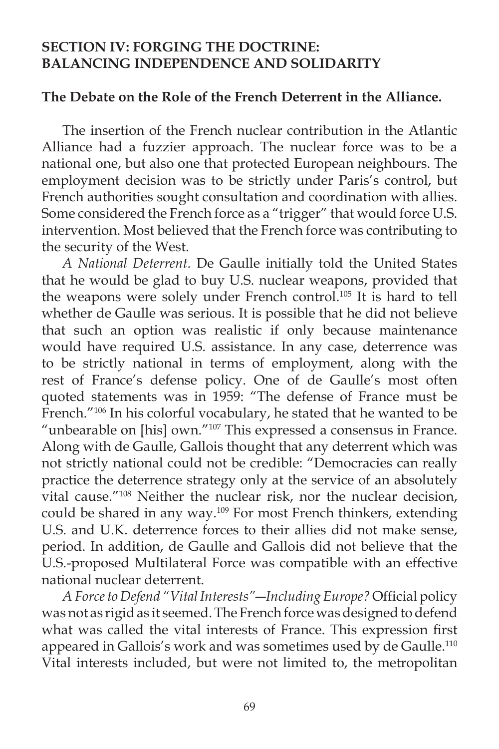## SECTION IV: FORGING THE DOCTRINE: BALANCING INDEPENDENCE AND SOLIDARITY

### The Debate on the Role of the French Deterrent in the Alliance.

The insertion of the French nuclear contribution in the Atlantic Alliance had a fuzzier approach. The nuclear force was to be a national one, but also one that protected European neighbours. The employment decision was to be strictly under Paris's control, but French authorities sought consultation and coordination with allies. Some considered the French force as a "trigger" that would force U.S. intervention. Most believed that the French force was contributing to the security of the West.

*A National Deterrent*. De Gaulle initially told the United States that he would be glad to buy U.S. nuclear weapons, provided that the weapons were solely under French control.[105] It is hard to tell whether de Gaulle was serious. It is possible that he did not believe that such an option was realistic if only because maintenance would have required U.S. assistance. In any case, deterrence was to be strictly national in terms of employment, along with the rest of France's defense policy. One of de Gaulle's most often quoted statements was in 1959: "The defense of France must be French."[106] In his colorful vocabulary, he stated that he wanted to be "unbearable on [his] own."[107] This expressed a consensus in France. Along with de Gaulle, Gallois thought that any deterrent which was not strictly national could not be credible: "Democracies can really practice the deterrence strategy only at the service of an absolutely vital cause."[108] Neither the nuclear risk, nor the nuclear decision, could be shared in any way.[109] For most French thinkers, extending U.S. and U.K. deterrence forces to their allies did not make sense, period. In addition, de Gaulle and Gallois did not believe that the U.S.-proposed Multilateral Force was compatible with an effective national nuclear deterrent.

*A Force to Defend "Vital Interests"—Including Europe?* Official policy was not as rigid as it seemed. The French force was designed to defend what was called the vital interests of France. This expression first appeared in Gallois's work and was sometimes used by de Gaulle.[110] Vital interests included, but were not limited to, the metropolitan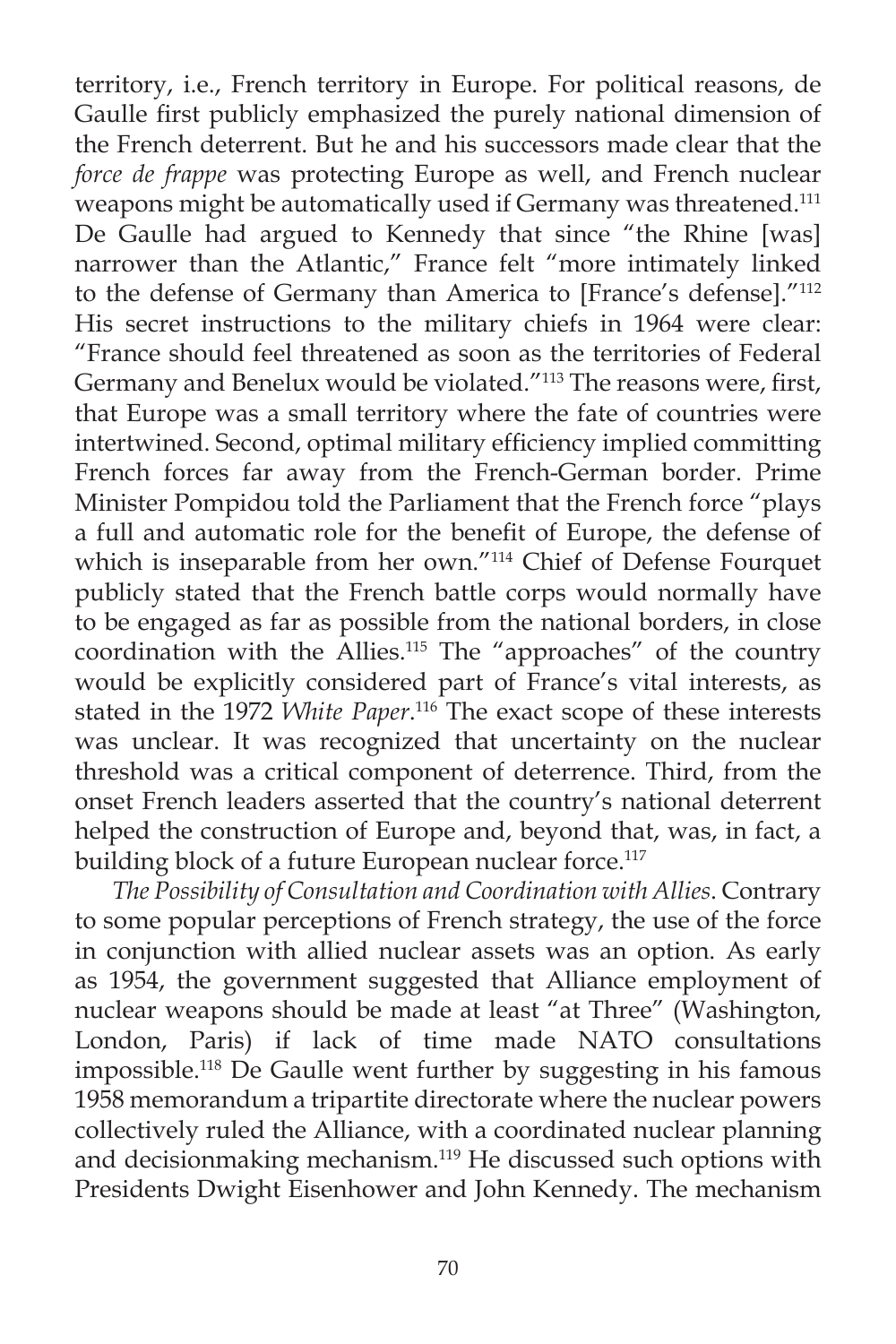territory, i.e., French territory in Europe. For political reasons, de Gaulle first publicly emphasized the purely national dimension of the French deterrent. But he and his successors made clear that the *force de frappe* was protecting Europe as well, and French nuclear weapons might be automatically used if Germany was threatened.[111] De Gaulle had argued to Kennedy that since "the Rhine [was] narrower than the Atlantic," France felt "more intimately linked to the defense of Germany than America to [France's defense]."[112] His secret instructions to the military chiefs in 1964 were clear: "France should feel threatened as soon as the territories of Federal Germany and Benelux would be violated."[113] The reasons were, first, that Europe was a small territory where the fate of countries were intertwined. Second, optimal military efficiency implied committing French forces far away from the French-German border. Prime Minister Pompidou told the Parliament that the French force "plays a full and automatic role for the benefit of Europe, the defense of which is inseparable from her own."[114] Chief of Defense Fourquet publicly stated that the French battle corps would normally have to be engaged as far as possible from the national borders, in close coordination with the Allies.[115] The "approaches" of the country would be explicitly considered part of France's vital interests, as stated in the 1972 *White Paper*.[116] The exact scope of these interests was unclear. It was recognized that uncertainty on the nuclear threshold was a critical component of deterrence. Third, from the onset French leaders asserted that the country's national deterrent helped the construction of Europe and, beyond that, was, in fact, a building block of a future European nuclear force.[117]

*The Possibility of Consultation and Coordination with Allies*. Contrary to some popular perceptions of French strategy, the use of the force in conjunction with allied nuclear assets was an option. As early as 1954, the government suggested that Alliance employment of nuclear weapons should be made at least "at Three" (Washington, London, Paris) if lack of time made NATO consultations impossible.[118] De Gaulle went further by suggesting in his famous 1958 memorandum a tripartite directorate where the nuclear powers collectively ruled the Alliance, with a coordinated nuclear planning and decisionmaking mechanism.[119] He discussed such options with Presidents Dwight Eisenhower and John Kennedy. The mechanism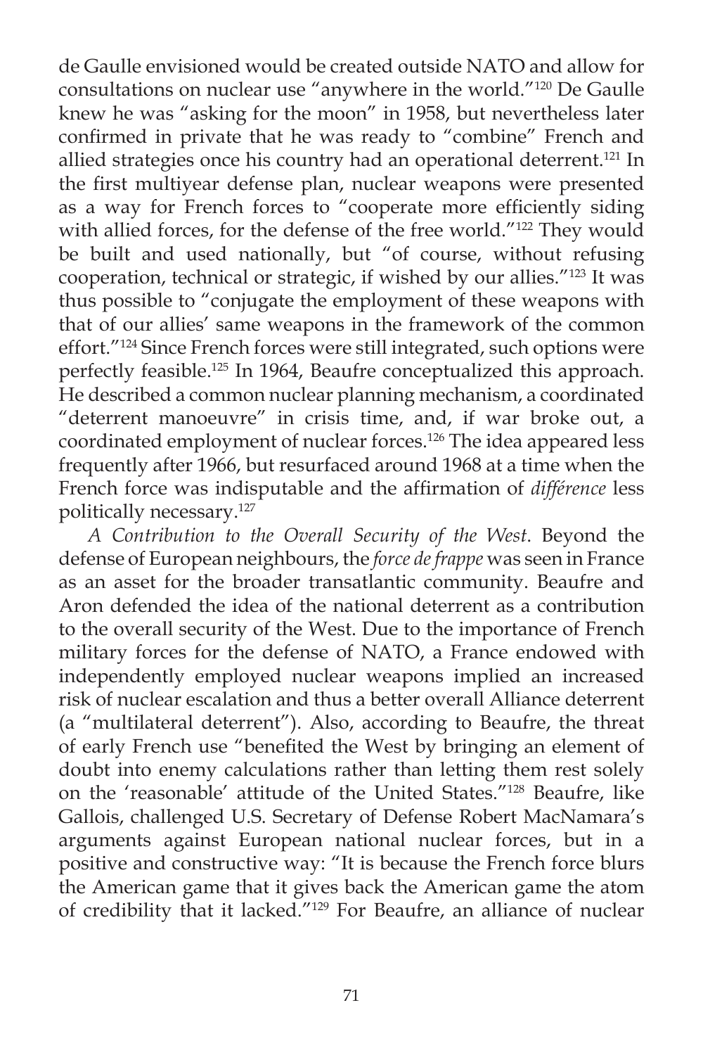de Gaulle envisioned would be created outside NATO and allow for consultations on nuclear use "anywhere in the world."[120] De Gaulle knew he was "asking for the moon" in 1958, but nevertheless later confirmed in private that he was ready to "combine" French and allied strategies once his country had an operational deterrent.[121] In the first multiyear defense plan, nuclear weapons were presented as a way for French forces to "cooperate more efficiently siding with allied forces, for the defense of the free world."[122] They would be built and used nationally, but "of course, without refusing cooperation, technical or strategic, if wished by our allies."[123] It was thus possible to "conjugate the employment of these weapons with that of our allies' same weapons in the framework of the common effort."[124] Since French forces were still integrated, such options were perfectly feasible.[125] In 1964, Beaufre conceptualized this approach. He described a common nuclear planning mechanism, a coordinated "deterrent manoeuvre" in crisis time, and, if war broke out, a coordinated employment of nuclear forces.[126] The idea appeared less frequently after 1966, but resurfaced around 1968 at a time when the French force was indisputable and the affirmation of *différence* less politically necessary.[127]

*A Contribution to the Overall Security of the West*. Beyond the defense of European neighbours, the *force de frappe* was seen in France as an asset for the broader transatlantic community. Beaufre and Aron defended the idea of the national deterrent as a contribution to the overall security of the West. Due to the importance of French military forces for the defense of NATO, a France endowed with independently employed nuclear weapons implied an increased risk of nuclear escalation and thus a better overall Alliance deterrent (a "multilateral deterrent"). Also, according to Beaufre, the threat of early French use "benefited the West by bringing an element of doubt into enemy calculations rather than letting them rest solely on the 'reasonable' attitude of the United States."[128] Beaufre, like Gallois, challenged U.S. Secretary of Defense Robert MacNamara's arguments against European national nuclear forces, but in a positive and constructive way: "It is because the French force blurs the American game that it gives back the American game the atom of credibility that it lacked."[129] For Beaufre, an alliance of nuclear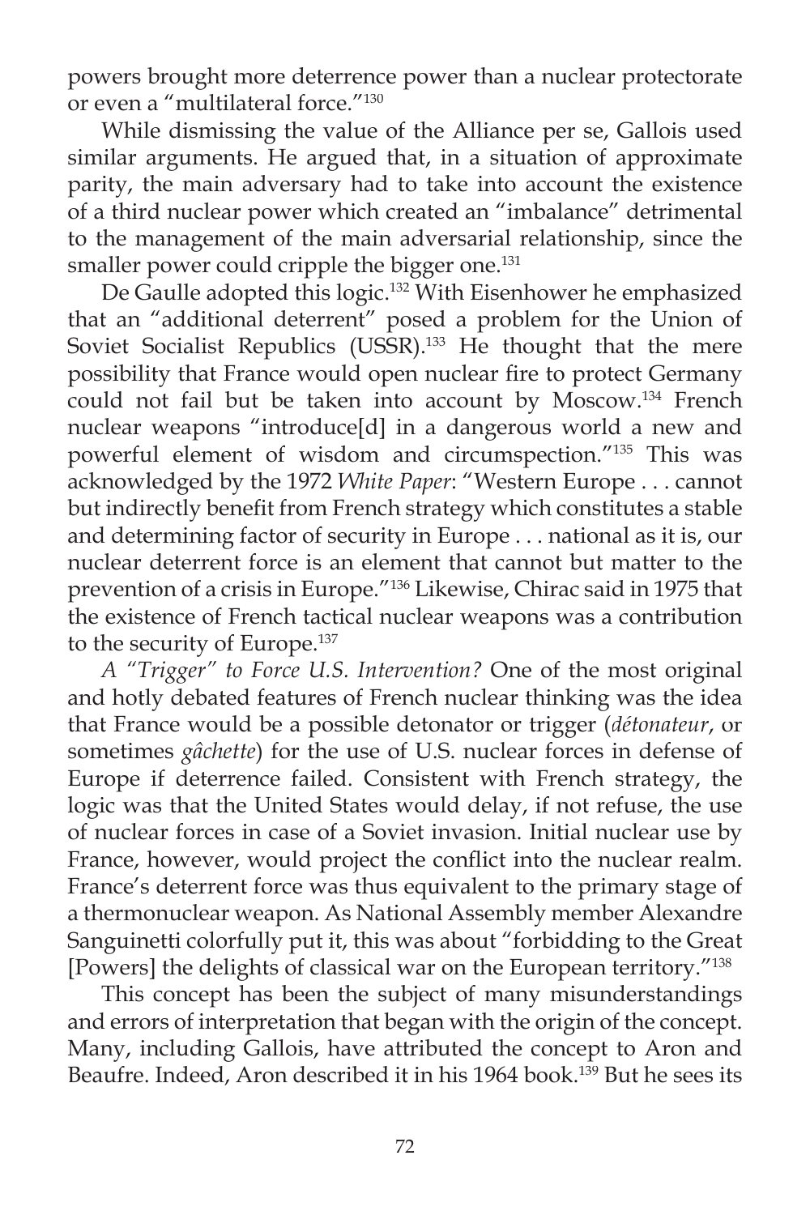powers brought more deterrence power than a nuclear protectorate or even a "multilateral force."[130]

While dismissing the value of the Alliance per se, Gallois used similar arguments. He argued that, in a situation of approximate parity, the main adversary had to take into account the existence of a third nuclear power which created an "imbalance" detrimental to the management of the main adversarial relationship, since the smaller power could cripple the bigger one.[131]

De Gaulle adopted this logic.[132] With Eisenhower he emphasized that an "additional deterrent" posed a problem for the Union of Soviet Socialist Republics (USSR).[133] He thought that the mere possibility that France would open nuclear fire to protect Germany could not fail but be taken into account by Moscow.[134] French nuclear weapons "introduce[d] in a dangerous world a new and powerful element of wisdom and circumspection."[135] This was acknowledged by the 1972 *White Paper*: "Western Europe . . . cannot but indirectly benefit from French strategy which constitutes a stable and determining factor of security in Europe . . . national as it is, our nuclear deterrent force is an element that cannot but matter to the prevention of a crisis in Europe."[136] Likewise, Chirac said in 1975 that the existence of French tactical nuclear weapons was a contribution to the security of Europe.[137]

*A "Trigger" to Force U.S. Intervention?* One of the most original and hotly debated features of French nuclear thinking was the idea that France would be a possible detonator or trigger (*détonateur*, or sometimes *gâchette*) for the use of U.S. nuclear forces in defense of Europe if deterrence failed. Consistent with French strategy, the logic was that the United States would delay, if not refuse, the use of nuclear forces in case of a Soviet invasion. Initial nuclear use by France, however, would project the conflict into the nuclear realm. France's deterrent force was thus equivalent to the primary stage of a thermonuclear weapon. As National Assembly member Alexandre Sanguinetti colorfully put it, this was about "forbidding to the Great [Powers] the delights of classical war on the European territory."[138]

This concept has been the subject of many misunderstandings and errors of interpretation that began with the origin of the concept. Many, including Gallois, have attributed the concept to Aron and Beaufre. Indeed, Aron described it in his 1964 book.[139] But he sees its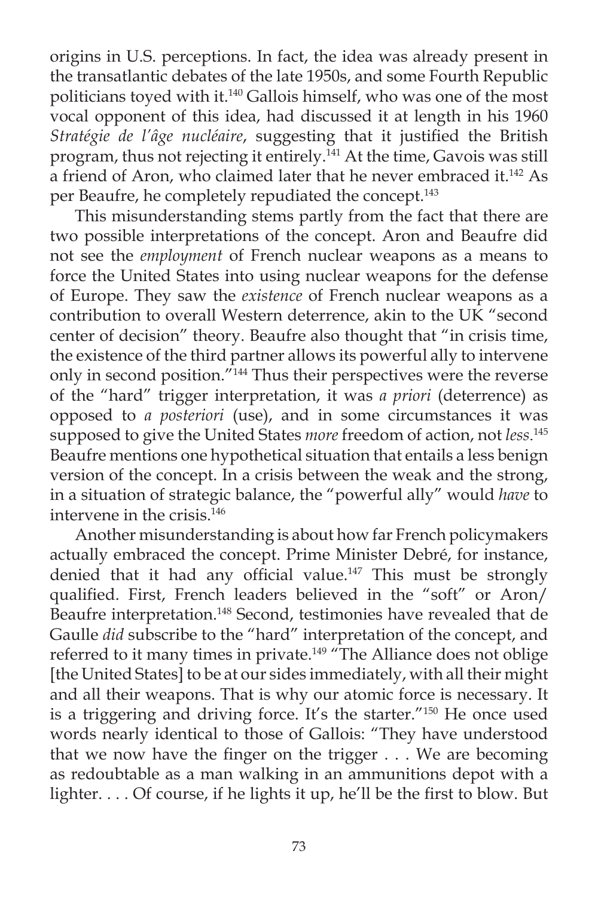origins in U.S. perceptions. In fact, the idea was already present in the transatlantic debates of the late 1950s, and some Fourth Republic politicians toyed with it.[140] Gallois himself, who was one of the most vocal opponent of this idea, had discussed it at length in his 1960 *Stratégie de l'âge nucléaire*, suggesting that it justified the British program, thus not rejecting it entirely.[141] At the time, Gavois was still a friend of Aron, who claimed later that he never embraced it.[142] As per Beaufre, he completely repudiated the concept.[143]

This misunderstanding stems partly from the fact that there are two possible interpretations of the concept. Aron and Beaufre did not see the *employment* of French nuclear weapons as a means to force the United States into using nuclear weapons for the defense of Europe. They saw the *existence* of French nuclear weapons as a contribution to overall Western deterrence, akin to the UK "second center of decision" theory. Beaufre also thought that "in crisis time, the existence of the third partner allows its powerful ally to intervene only in second position."[144] Thus their perspectives were the reverse of the "hard" trigger interpretation, it was *a priori* (deterrence) as opposed to *a posteriori* (use), and in some circumstances it was supposed to give the United States *more* freedom of action, not *less*.[145] Beaufre mentions one hypothetical situation that entails a less benign version of the concept. In a crisis between the weak and the strong, in a situation of strategic balance, the "powerful ally" would *have* to intervene in the crisis.[146]

Another misunderstanding is about how far French policymakers actually embraced the concept. Prime Minister Debré, for instance, denied that it had any official value.[147] This must be strongly qualified. First, French leaders believed in the "soft" or Aron/Beaufre interpretation.[148] Second, testimonies have revealed that de Gaulle *did* subscribe to the "hard" interpretation of the concept, and referred to it many times in private.[149] "The Alliance does not oblige [the United States] to be at our sides immediately, with all their might and all their weapons. That is why our atomic force is necessary. It is a triggering and driving force. It's the starter."[150] He once used words nearly identical to those of Gallois: "They have understood that we now have the finger on the trigger . . . We are becoming as redoubtable as a man walking in an ammunitions depot with a lighter. . . . Of course, if he lights it up, he'll be the first to blow. But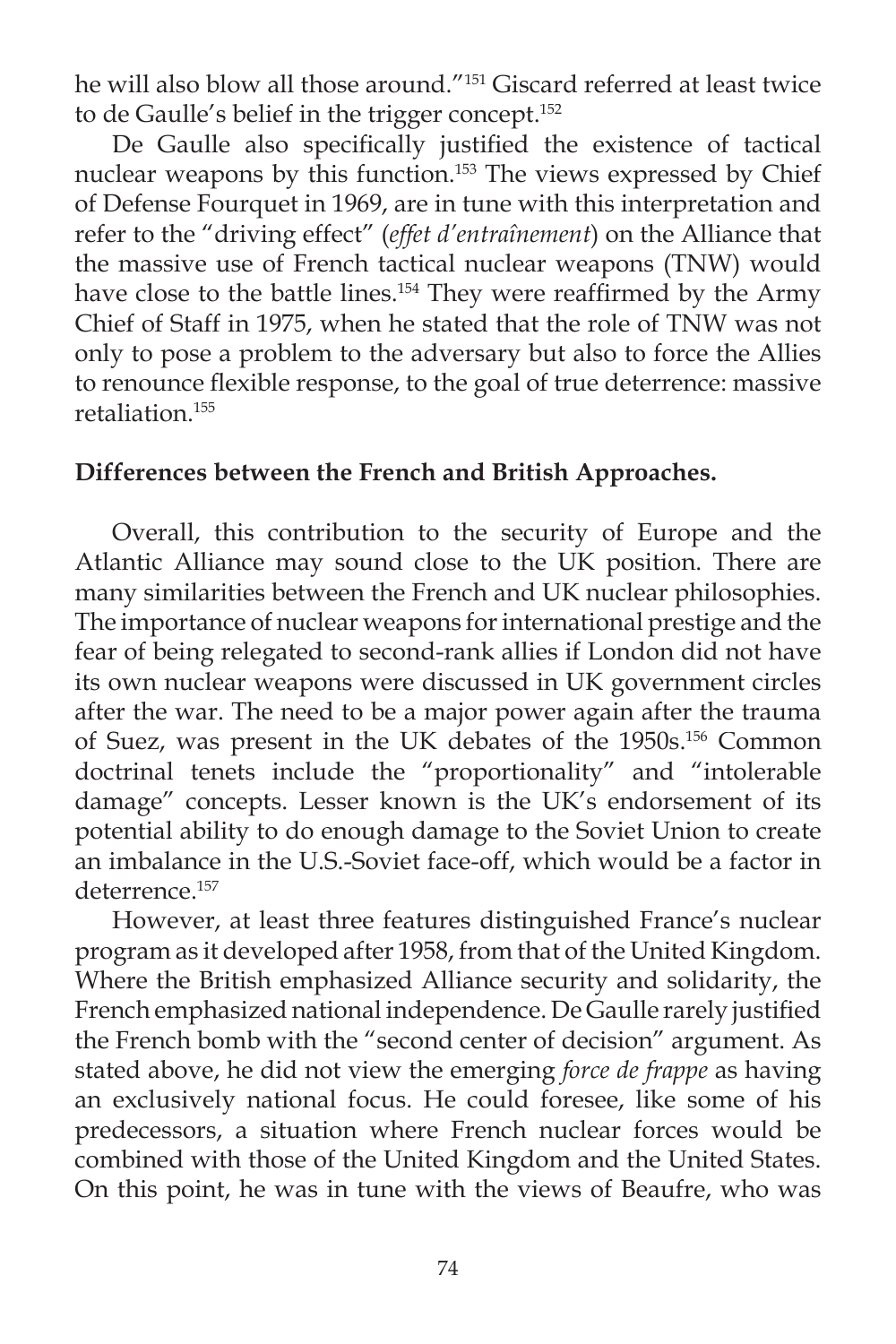he will also blow all those around."[151] Giscard referred at least twice to de Gaulle's belief in the trigger concept.[152]

De Gaulle also specifically justified the existence of tactical nuclear weapons by this function.[153] The views expressed by Chief of Defense Fourquet in 1969, are in tune with this interpretation and refer to the "driving effect" (*effet d'entraînement*) on the Alliance that the massive use of French tactical nuclear weapons (TNW) would have close to the battle lines.[154] They were reaffirmed by the Army Chief of Staff in 1975, when he stated that the role of TNW was not only to pose a problem to the adversary but also to force the Allies to renounce flexible response, to the goal of true deterrence: massive retaliation.[155]

**Differences between the French and British Approaches.**

Overall, this contribution to the security of Europe and the Atlantic Alliance may sound close to the UK position. There are many similarities between the French and UK nuclear philosophies. The importance of nuclear weapons for international prestige and the fear of being relegated to second-rank allies if London did not have its own nuclear weapons were discussed in UK government circles after the war. The need to be a major power again after the trauma of Suez, was present in the UK debates of the 1950s.[156] Common doctrinal tenets include the "proportionality" and "intolerable damage" concepts. Lesser known is the UK's endorsement of its potential ability to do enough damage to the Soviet Union to create an imbalance in the U.S.-Soviet face-off, which would be a factor in deterrence.[157]

However, at least three features distinguished France's nuclear program as it developed after 1958, from that of the United Kingdom. Where the British emphasized Alliance security and solidarity, the French emphasized national independence. De Gaulle rarely justified the French bomb with the "second center of decision" argument. As stated above, he did not view the emerging *force de frappe* as having an exclusively national focus. He could foresee, like some of his predecessors, a situation where French nuclear forces would be combined with those of the United Kingdom and the United States. On this point, he was in tune with the views of Beaufre, who was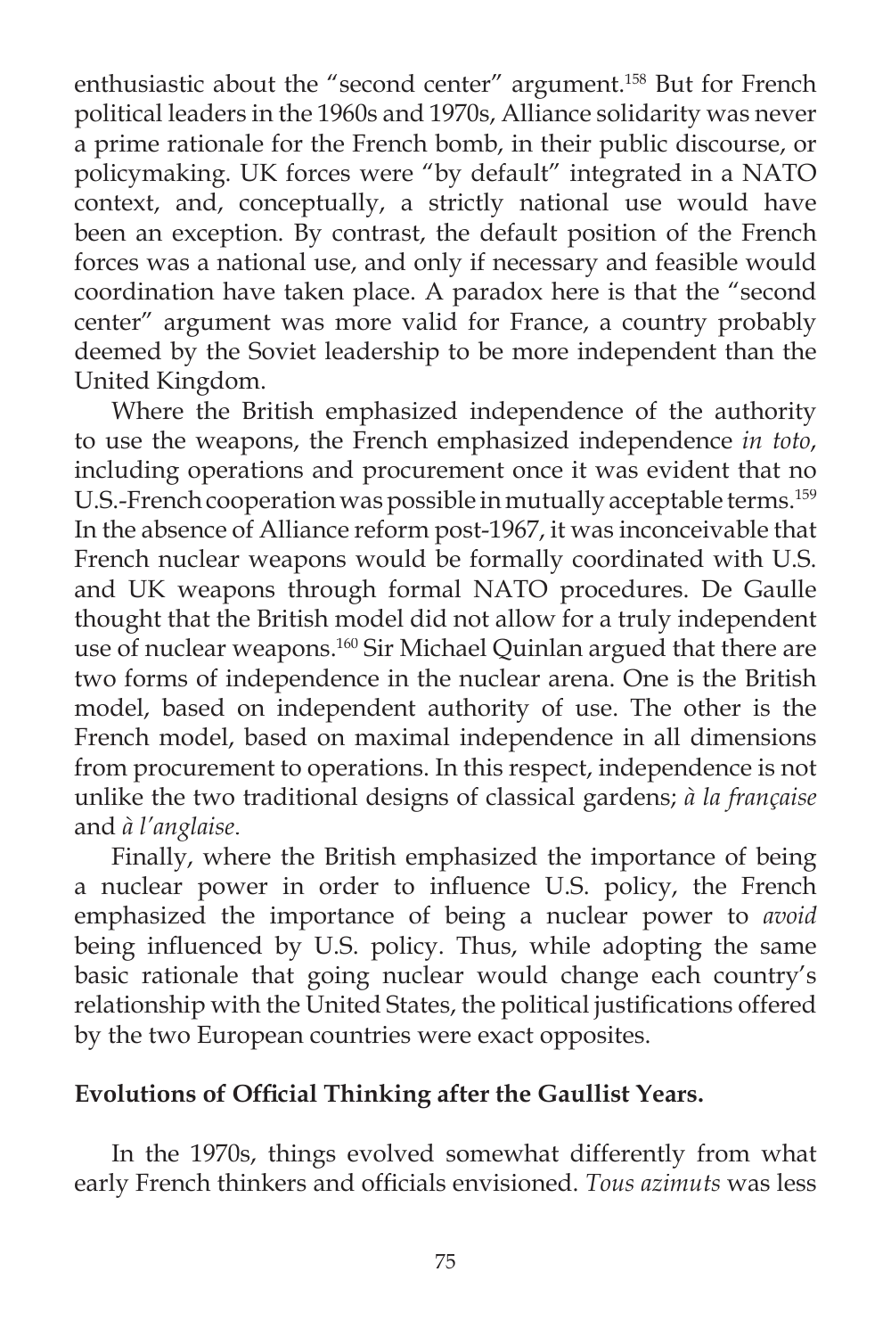enthusiastic about the "second center" argument.[158] But for French political leaders in the 1960s and 1970s, Alliance solidarity was never a prime rationale for the French bomb, in their public discourse, or policymaking. UK forces were "by default" integrated in a NATO context, and, conceptually, a strictly national use would have been an exception. By contrast, the default position of the French forces was a national use, and only if necessary and feasible would coordination have taken place. A paradox here is that the "second center" argument was more valid for France, a country probably deemed by the Soviet leadership to be more independent than the United Kingdom.

Where the British emphasized independence of the authority to use the weapons, the French emphasized independence *in toto*, including operations and procurement once it was evident that no U.S.-French cooperation was possible in mutually acceptable terms.[159] In the absence of Alliance reform post-1967, it was inconceivable that French nuclear weapons would be formally coordinated with U.S. and UK weapons through formal NATO procedures. De Gaulle thought that the British model did not allow for a truly independent use of nuclear weapons.[160] Sir Michael Quinlan argued that there are two forms of independence in the nuclear arena. One is the British model, based on independent authority of use. The other is the French model, based on maximal independence in all dimensions from procurement to operations. In this respect, independence is not unlike the two traditional designs of classical gardens; *à la française* and *à l'anglaise*.

Finally, where the British emphasized the importance of being a nuclear power in order to influence U.S. policy, the French emphasized the importance of being a nuclear power to *avoid* being influenced by U.S. policy. Thus, while adopting the same basic rationale that going nuclear would change each country's relationship with the United States, the political justifications offered by the two European countries were exact opposites.

**Evolutions of Official Thinking after the Gaullist Years.**

In the 1970s, things evolved somewhat differently from what early French thinkers and officials envisioned. *Tous azimuts* was less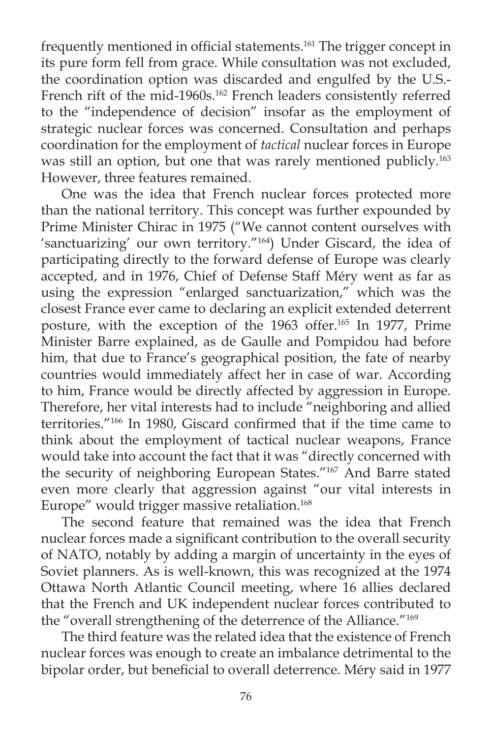frequently mentioned in official statements.[161] The trigger concept in its pure form fell from grace. While consultation was not excluded, the coordination option was discarded and engulfed by the U.S.-French rift of the mid-1960s.[162] French leaders consistently referred to the "independence of decision" insofar as the employment of strategic nuclear forces was concerned. Consultation and perhaps coordination for the employment of *tactical* nuclear forces in Europe was still an option, but one that was rarely mentioned publicly.[163] However, three features remained.

One was the idea that French nuclear forces protected more than the national territory. This concept was further expounded by Prime Minister Chirac in 1975 ("We cannot content ourselves with 'sanctuarizing' our own territory."[164]) Under Giscard, the idea of participating directly to the forward defense of Europe was clearly accepted, and in 1976, Chief of Defense Staff Méry went as far as using the expression "enlarged sanctuarization," which was the closest France ever came to declaring an explicit extended deterrent posture, with the exception of the 1963 offer.[165] In 1977, Prime Minister Barre explained, as de Gaulle and Pompidou had before him, that due to France's geographical position, the fate of nearby countries would immediately affect her in case of war. According to him, France would be directly affected by aggression in Europe. Therefore, her vital interests had to include "neighboring and allied territories."[166] In 1980, Giscard confirmed that if the time came to think about the employment of tactical nuclear weapons, France would take into account the fact that it was "directly concerned with the security of neighboring European States."[167] And Barre stated even more clearly that aggression against "our vital interests in Europe" would trigger massive retaliation.[168]

The second feature that remained was the idea that French nuclear forces made a significant contribution to the overall security of NATO, notably by adding a margin of uncertainty in the eyes of Soviet planners. As is well-known, this was recognized at the 1974 Ottawa North Atlantic Council meeting, where 16 allies declared that the French and UK independent nuclear forces contributed to the "overall strengthening of the deterrence of the Alliance."[169]

The third feature was the related idea that the existence of French nuclear forces was enough to create an imbalance detrimental to the bipolar order, but beneficial to overall deterrence. Méry said in 1977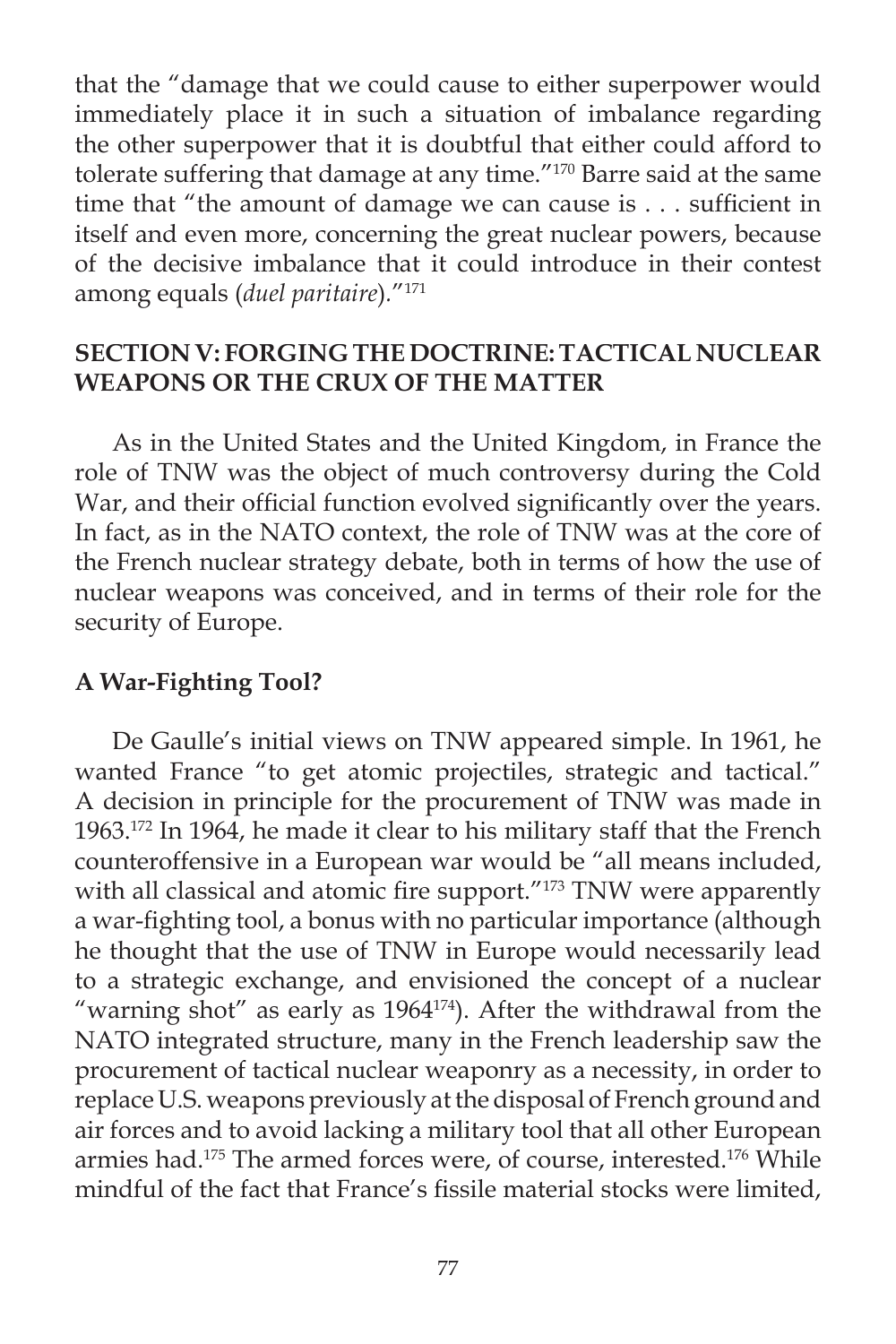that the "damage that we could cause to either superpower would immediately place it in such a situation of imbalance regarding the other superpower that it is doubtful that either could afford to tolerate suffering that damage at any time."[170] Barre said at the same time that "the amount of damage we can cause is . . . sufficient in itself and even more, concerning the great nuclear powers, because of the decisive imbalance that it could introduce in their contest among equals (*duel paritaire*)."[171]

## SECTION V: FORGING THE DOCTRINE: TACTICAL NUCLEAR WEAPONS OR THE CRUX OF THE MATTER

As in the United States and the United Kingdom, in France the role of TNW was the object of much controversy during the Cold War, and their official function evolved significantly over the years. In fact, as in the NATO context, the role of TNW was at the core of the French nuclear strategy debate, both in terms of how the use of nuclear weapons was conceived, and in terms of their role for the security of Europe.

### A War-Fighting Tool?

De Gaulle's initial views on TNW appeared simple. In 1961, he wanted France "to get atomic projectiles, strategic and tactical." A decision in principle for the procurement of TNW was made in 1963.[172] In 1964, he made it clear to his military staff that the French counteroffensive in a European war would be "all means included, with all classical and atomic fire support."[173] TNW were apparently a war-fighting tool, a bonus with no particular importance (although he thought that the use of TNW in Europe would necessarily lead to a strategic exchange, and envisioned the concept of a nuclear "warning shot" as early as 1964[174]). After the withdrawal from the NATO integrated structure, many in the French leadership saw the procurement of tactical nuclear weaponry as a necessity, in order to replace U.S. weapons previously at the disposal of French ground and air forces and to avoid lacking a military tool that all other European armies had.[175] The armed forces were, of course, interested.[176] While mindful of the fact that France's fissile material stocks were limited,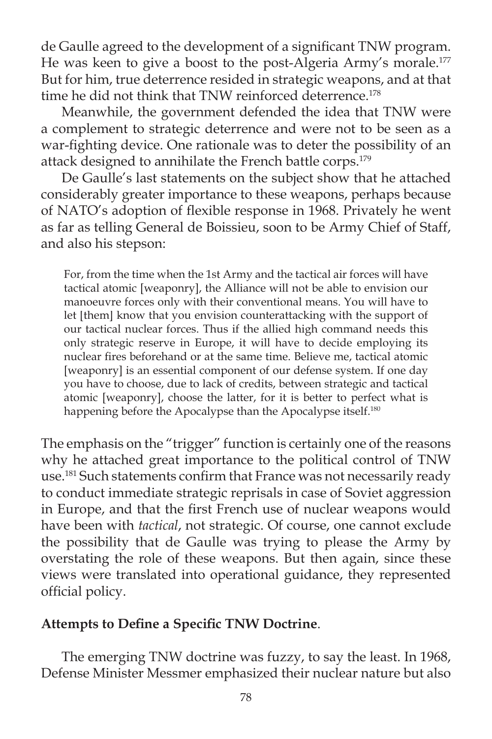de Gaulle agreed to the development of a significant TNW program. He was keen to give a boost to the post-Algeria Army's morale.[177] But for him, true deterrence resided in strategic weapons, and at that time he did not think that TNW reinforced deterrence.[178]

Meanwhile, the government defended the idea that TNW were a complement to strategic deterrence and were not to be seen as a war-fighting device. One rationale was to deter the possibility of an attack designed to annihilate the French battle corps.[179]

De Gaulle's last statements on the subject show that he attached considerably greater importance to these weapons, perhaps because of NATO's adoption of flexible response in 1968. Privately he went as far as telling General de Boissieu, soon to be Army Chief of Staff, and also his stepson:

> For, from the time when the 1st Army and the tactical air forces will have tactical atomic [weaponry], the Alliance will not be able to envision our manoeuvre forces only with their conventional means. You will have to let [them] know that you envision counterattacking with the support of our tactical nuclear forces. Thus if the allied high command needs this only strategic reserve in Europe, it will have to decide employing its nuclear fires beforehand or at the same time. Believe me, tactical atomic [weaponry] is an essential component of our defense system. If one day you have to choose, due to lack of credits, between strategic and tactical atomic [weaponry], choose the latter, for it is better to perfect what is happening before the Apocalypse than the Apocalypse itself.[180]

The emphasis on the "trigger" function is certainly one of the reasons why he attached great importance to the political control of TNW use.[181] Such statements confirm that France was not necessarily ready to conduct immediate strategic reprisals in case of Soviet aggression in Europe, and that the first French use of nuclear weapons would have been with *tactical*, not strategic. Of course, one cannot exclude the possibility that de Gaulle was trying to please the Army by overstating the role of these weapons. But then again, since these views were translated into operational guidance, they represented official policy.

**Attempts to Define a Specific TNW Doctrine**.

The emerging TNW doctrine was fuzzy, to say the least. In 1968, Defense Minister Messmer emphasized their nuclear nature but also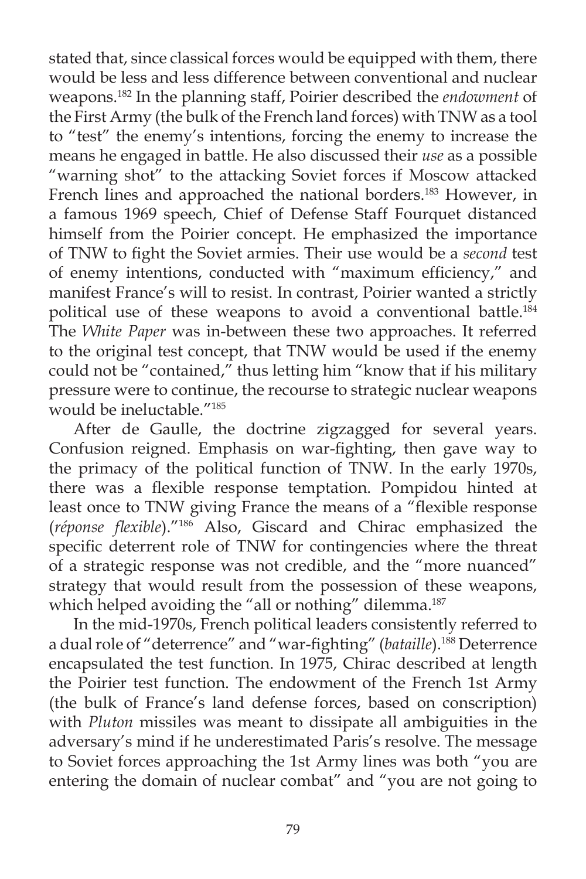stated that, since classical forces would be equipped with them, there would be less and less difference between conventional and nuclear weapons.[182] In the planning staff, Poirier described the *endowment* of the First Army (the bulk of the French land forces) with TNW as a tool to "test" the enemy's intentions, forcing the enemy to increase the means he engaged in battle. He also discussed their *use* as a possible "warning shot" to the attacking Soviet forces if Moscow attacked French lines and approached the national borders.[183] However, in a famous 1969 speech, Chief of Defense Staff Fourquet distanced himself from the Poirier concept. He emphasized the importance of TNW to fight the Soviet armies. Their use would be a *second* test of enemy intentions, conducted with "maximum efficiency," and manifest France's will to resist. In contrast, Poirier wanted a strictly political use of these weapons to avoid a conventional battle.[184] The *White Paper* was in-between these two approaches. It referred to the original test concept, that TNW would be used if the enemy could not be "contained," thus letting him "know that if his military pressure were to continue, the recourse to strategic nuclear weapons would be ineluctable."[185]

After de Gaulle, the doctrine zigzagged for several years. Confusion reigned. Emphasis on war-fighting, then gave way to the primacy of the political function of TNW. In the early 1970s, there was a flexible response temptation. Pompidou hinted at least once to TNW giving France the means of a "flexible response (*réponse flexible*)."[186] Also, Giscard and Chirac emphasized the specific deterrent role of TNW for contingencies where the threat of a strategic response was not credible, and the "more nuanced" strategy that would result from the possession of these weapons, which helped avoiding the "all or nothing" dilemma.[187]

In the mid-1970s, French political leaders consistently referred to a dual role of "deterrence" and "war-fighting" (*bataille*).[188] Deterrence encapsulated the test function. In 1975, Chirac described at length the Poirier test function. The endowment of the French 1st Army (the bulk of France's land defense forces, based on conscription) with *Pluton* missiles was meant to dissipate all ambiguities in the adversary's mind if he underestimated Paris's resolve. The message to Soviet forces approaching the 1st Army lines was both "you are entering the domain of nuclear combat" and "you are not going to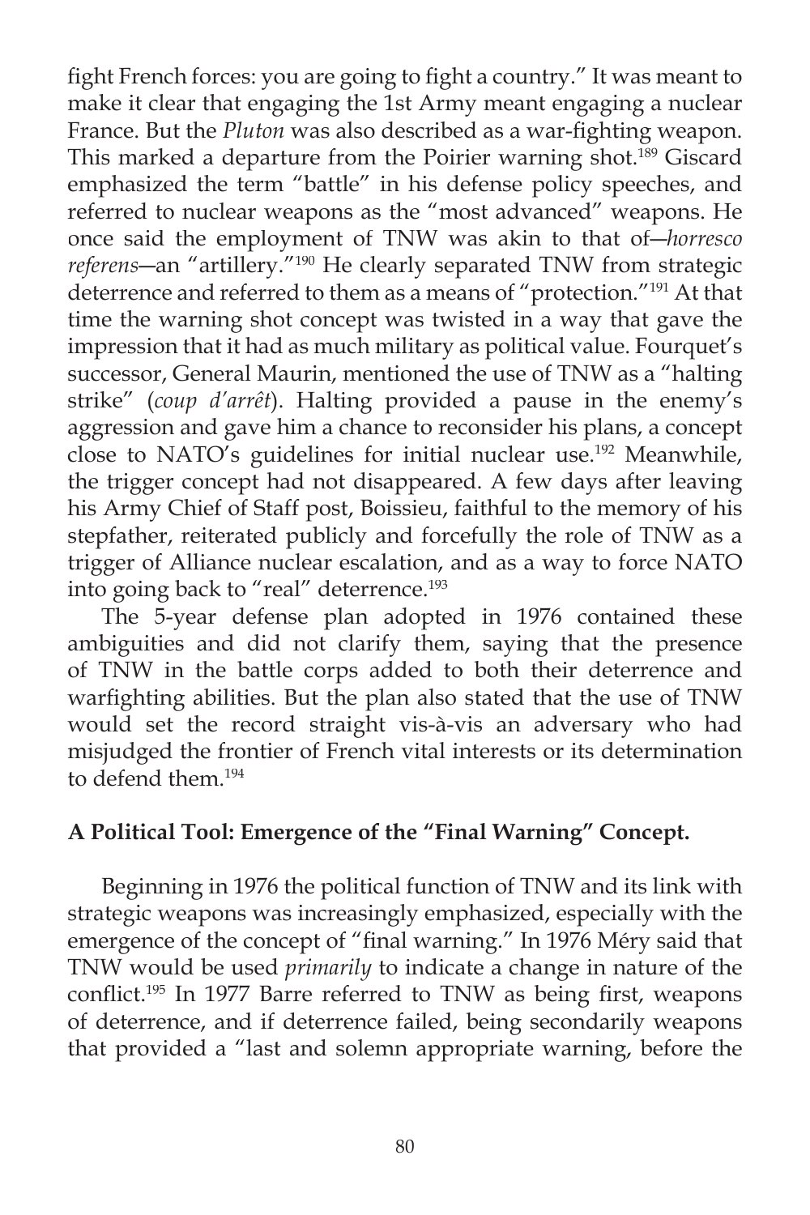fight French forces: you are going to fight a country." It was meant to make it clear that engaging the 1st Army meant engaging a nuclear France. But the *Pluton* was also described as a war-fighting weapon. This marked a departure from the Poirier warning shot.[189] Giscard emphasized the term "battle" in his defense policy speeches, and referred to nuclear weapons as the "most advanced" weapons. He once said the employment of TNW was akin to that of—*horresco referens*—an "artillery."[190] He clearly separated TNW from strategic deterrence and referred to them as a means of "protection."[191] At that time the warning shot concept was twisted in a way that gave the impression that it had as much military as political value. Fourquet's successor, General Maurin, mentioned the use of TNW as a "halting strike" (*coup d'arrêt*). Halting provided a pause in the enemy's aggression and gave him a chance to reconsider his plans, a concept close to NATO's guidelines for initial nuclear use.[192] Meanwhile, the trigger concept had not disappeared. A few days after leaving his Army Chief of Staff post, Boissieu, faithful to the memory of his stepfather, reiterated publicly and forcefully the role of TNW as a trigger of Alliance nuclear escalation, and as a way to force NATO into going back to "real" deterrence.[193]

The 5-year defense plan adopted in 1976 contained these ambiguities and did not clarify them, saying that the presence of TNW in the battle corps added to both their deterrence and warfighting abilities. But the plan also stated that the use of TNW would set the record straight vis-à-vis an adversary who had misjudged the frontier of French vital interests or its determination to defend them.[194]

**A Political Tool: Emergence of the "Final Warning" Concept.**

Beginning in 1976 the political function of TNW and its link with strategic weapons was increasingly emphasized, especially with the emergence of the concept of "final warning." In 1976 Méry said that TNW would be used *primarily* to indicate a change in nature of the conflict.[195] In 1977 Barre referred to TNW as being first, weapons of deterrence, and if deterrence failed, being secondarily weapons that provided a "last and solemn appropriate warning, before the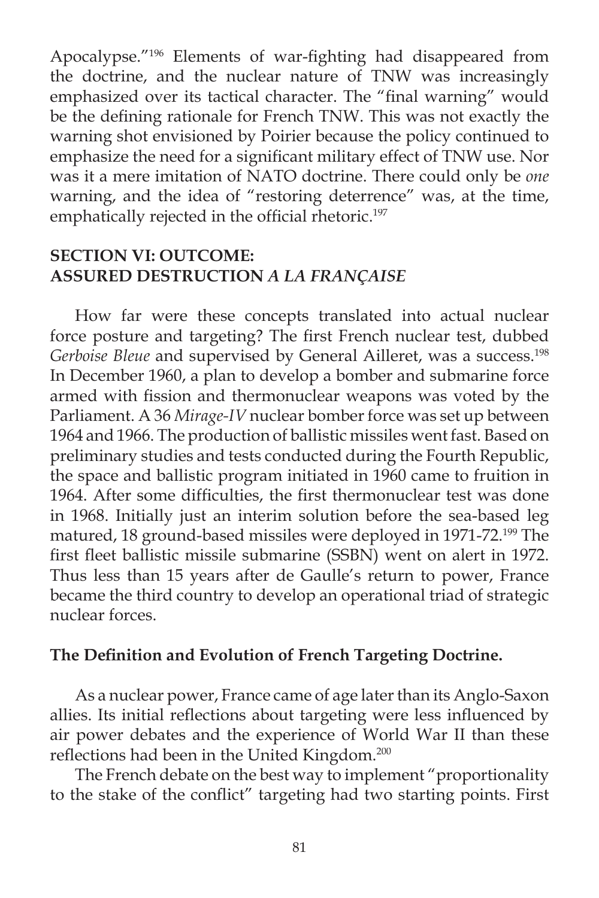Apocalypse."[196] Elements of war-fighting had disappeared from the doctrine, and the nuclear nature of TNW was increasingly emphasized over its tactical character. The "final warning" would be the defining rationale for French TNW. This was not exactly the warning shot envisioned by Poirier because the policy continued to emphasize the need for a significant military effect of TNW use. Nor was it a mere imitation of NATO doctrine. There could only be *one* warning, and the idea of "restoring deterrence" was, at the time, emphatically rejected in the official rhetoric.[197]

## SECTION VI: OUTCOME: ASSURED DESTRUCTION *A LA FRANÇAISE*

How far were these concepts translated into actual nuclear force posture and targeting? The first French nuclear test, dubbed *Gerboise Bleue* and supervised by General Ailleret, was a success.[198] In December 1960, a plan to develop a bomber and submarine force armed with fission and thermonuclear weapons was voted by the Parliament. A 36 *Mirage-IV* nuclear bomber force was set up between 1964 and 1966. The production of ballistic missiles went fast. Based on preliminary studies and tests conducted during the Fourth Republic, the space and ballistic program initiated in 1960 came to fruition in 1964. After some difficulties, the first thermonuclear test was done in 1968. Initially just an interim solution before the sea-based leg matured, 18 ground-based missiles were deployed in 1971-72.[199] The first fleet ballistic missile submarine (SSBN) went on alert in 1972. Thus less than 15 years after de Gaulle's return to power, France became the third country to develop an operational triad of strategic nuclear forces.

### The Definition and Evolution of French Targeting Doctrine.

As a nuclear power, France came of age later than its Anglo-Saxon allies. Its initial reflections about targeting were less influenced by air power debates and the experience of World War II than these reflections had been in the United Kingdom.[200]

The French debate on the best way to implement "proportionality to the stake of the conflict" targeting had two starting points. First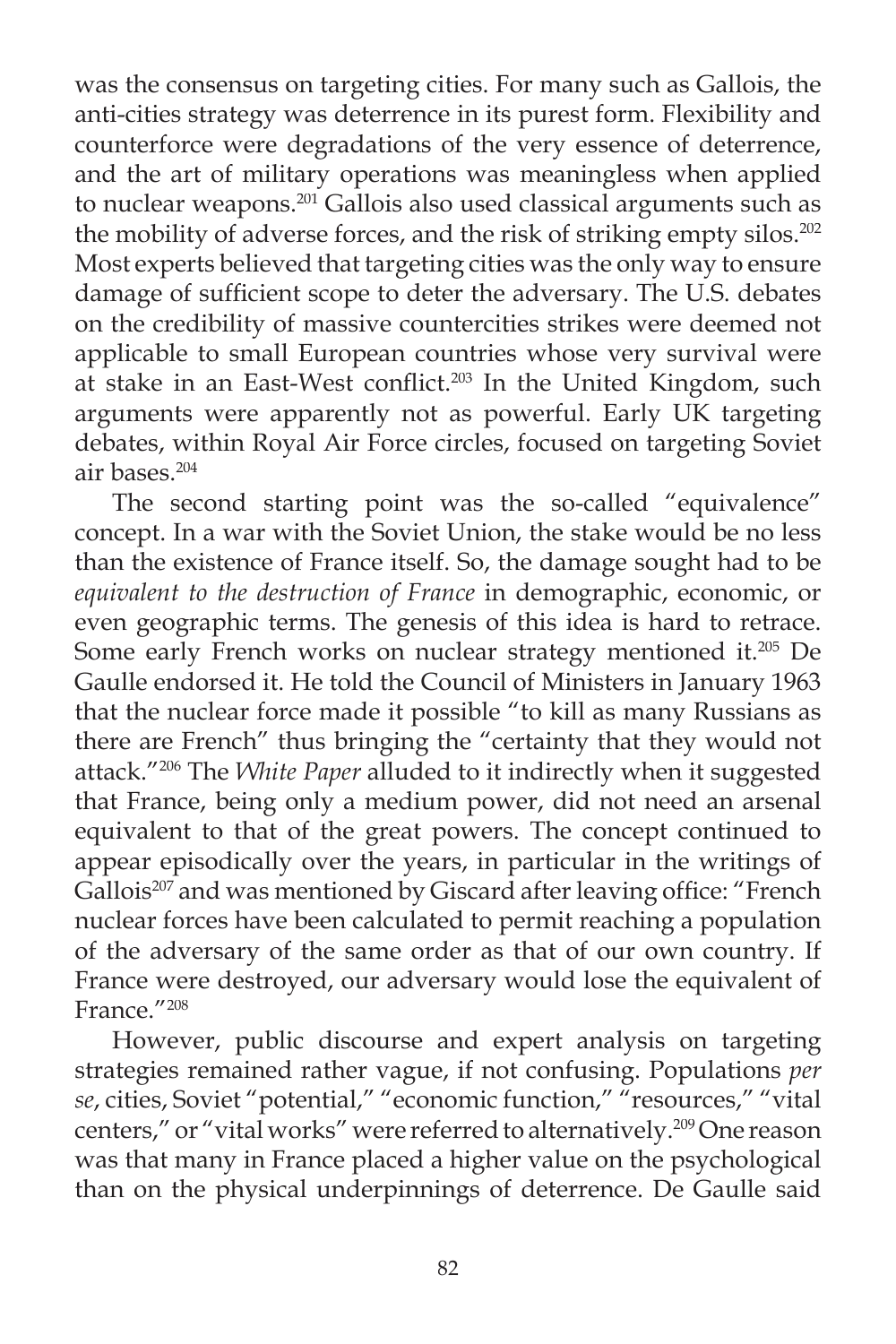was the consensus on targeting cities. For many such as Gallois, the anti-cities strategy was deterrence in its purest form. Flexibility and counterforce were degradations of the very essence of deterrence, and the art of military operations was meaningless when applied to nuclear weapons.[201] Gallois also used classical arguments such as the mobility of adverse forces, and the risk of striking empty silos.[202] Most experts believed that targeting cities was the only way to ensure damage of sufficient scope to deter the adversary. The U.S. debates on the credibility of massive countercities strikes were deemed not applicable to small European countries whose very survival were at stake in an East-West conflict.[203] In the United Kingdom, such arguments were apparently not as powerful. Early UK targeting debates, within Royal Air Force circles, focused on targeting Soviet air bases.[204]

The second starting point was the so-called "equivalence" concept. In a war with the Soviet Union, the stake would be no less than the existence of France itself. So, the damage sought had to be *equivalent to the destruction of France* in demographic, economic, or even geographic terms. The genesis of this idea is hard to retrace. Some early French works on nuclear strategy mentioned it.[205] De Gaulle endorsed it. He told the Council of Ministers in January 1963 that the nuclear force made it possible "to kill as many Russians as there are French" thus bringing the "certainty that they would not attack."[206] The *White Paper* alluded to it indirectly when it suggested that France, being only a medium power, did not need an arsenal equivalent to that of the great powers. The concept continued to appear episodically over the years, in particular in the writings of Gallois[207] and was mentioned by Giscard after leaving office: "French nuclear forces have been calculated to permit reaching a population of the adversary of the same order as that of our own country. If France were destroyed, our adversary would lose the equivalent of France."[208]

However, public discourse and expert analysis on targeting strategies remained rather vague, if not confusing. Populations *per se*, cities, Soviet "potential," "economic function," "resources," "vital centers," or "vital works" were referred to alternatively.[209] One reason was that many in France placed a higher value on the psychological than on the physical underpinnings of deterrence. De Gaulle said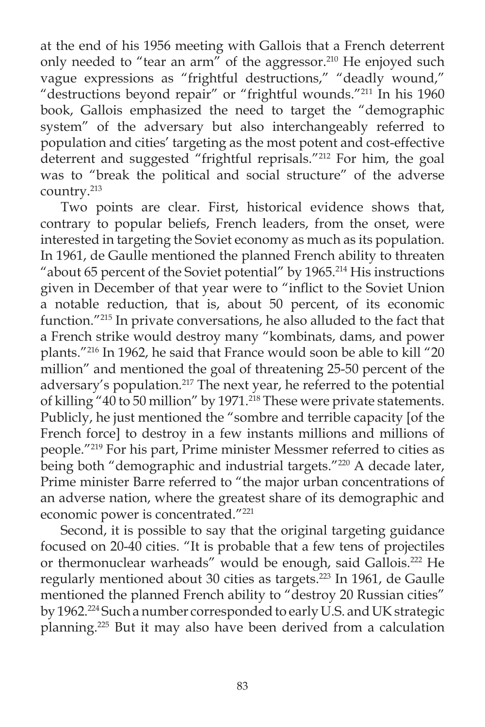at the end of his 1956 meeting with Gallois that a French deterrent only needed to "tear an arm" of the aggressor.[210] He enjoyed such vague expressions as "frightful destructions," "deadly wound," "destructions beyond repair" or "frightful wounds."[211] In his 1960 book, Gallois emphasized the need to target the "demographic system" of the adversary but also interchangeably referred to population and cities' targeting as the most potent and cost-effective deterrent and suggested "frightful reprisals."[212] For him, the goal was to "break the political and social structure" of the adverse country.[213]

Two points are clear. First, historical evidence shows that, contrary to popular beliefs, French leaders, from the onset, were interested in targeting the Soviet economy as much as its population. In 1961, de Gaulle mentioned the planned French ability to threaten "about 65 percent of the Soviet potential" by 1965.[214] His instructions given in December of that year were to "inflict to the Soviet Union a notable reduction, that is, about 50 percent, of its economic function."[215] In private conversations, he also alluded to the fact that a French strike would destroy many "kombinats, dams, and power plants."[216] In 1962, he said that France would soon be able to kill "20 million" and mentioned the goal of threatening 25-50 percent of the adversary's population.[217] The next year, he referred to the potential of killing "40 to 50 million" by 1971.[218] These were private statements. Publicly, he just mentioned the "sombre and terrible capacity [of the French force] to destroy in a few instants millions and millions of people."[219] For his part, Prime minister Messmer referred to cities as being both "demographic and industrial targets."[220] A decade later, Prime minister Barre referred to "the major urban concentrations of an adverse nation, where the greatest share of its demographic and economic power is concentrated."[221]

Second, it is possible to say that the original targeting guidance focused on 20-40 cities. "It is probable that a few tens of projectiles or thermonuclear warheads" would be enough, said Gallois.[222] He regularly mentioned about 30 cities as targets.[223] In 1961, de Gaulle mentioned the planned French ability to "destroy 20 Russian cities" by 1962.[224] Such a number corresponded to early U.S. and UK strategic planning.[225] But it may also have been derived from a calculation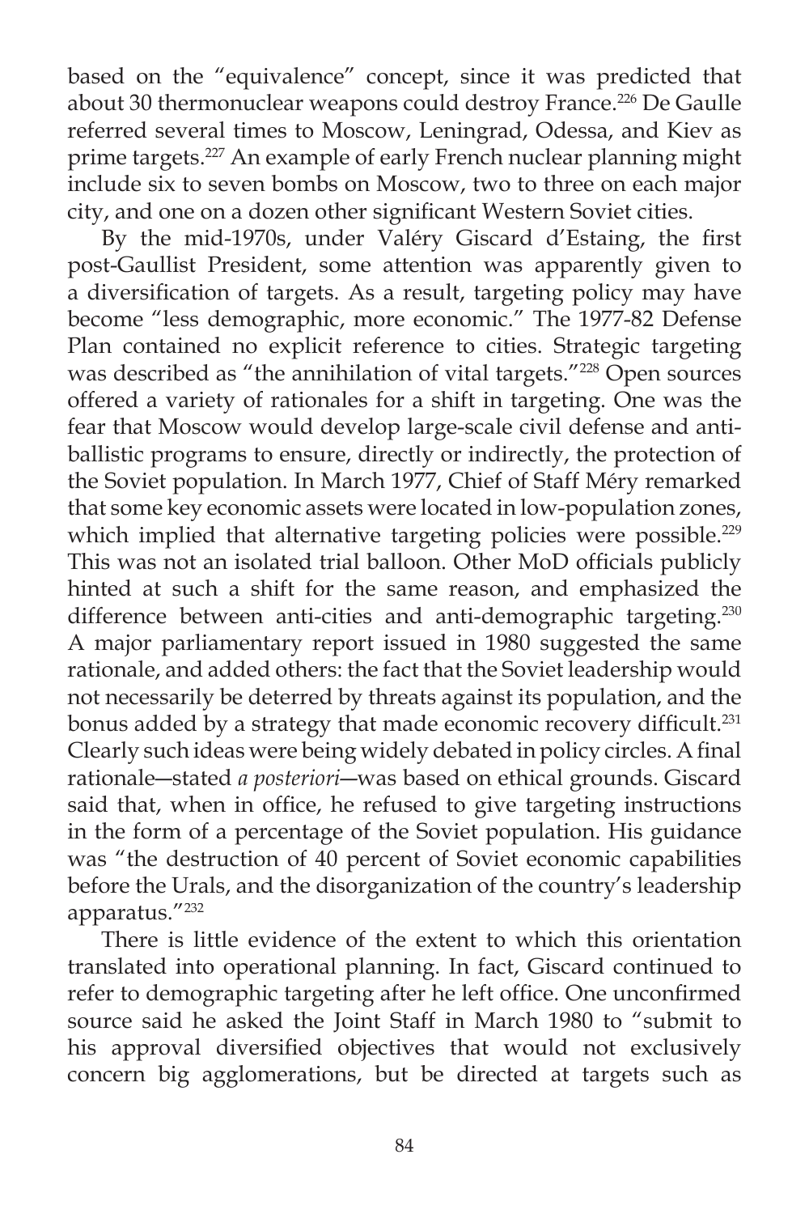based on the "equivalence" concept, since it was predicted that about 30 thermonuclear weapons could destroy France.[226] De Gaulle referred several times to Moscow, Leningrad, Odessa, and Kiev as prime targets.[227] An example of early French nuclear planning might include six to seven bombs on Moscow, two to three on each major city, and one on a dozen other significant Western Soviet cities.

By the mid-1970s, under Valéry Giscard d'Estaing, the first post-Gaullist President, some attention was apparently given to a diversification of targets. As a result, targeting policy may have become "less demographic, more economic." The 1977-82 Defense Plan contained no explicit reference to cities. Strategic targeting was described as "the annihilation of vital targets."[228] Open sources offered a variety of rationales for a shift in targeting. One was the fear that Moscow would develop large-scale civil defense and anti-ballistic programs to ensure, directly or indirectly, the protection of the Soviet population. In March 1977, Chief of Staff Méry remarked that some key economic assets were located in low-population zones, which implied that alternative targeting policies were possible.[229] This was not an isolated trial balloon. Other MoD officials publicly hinted at such a shift for the same reason, and emphasized the difference between anti-cities and anti-demographic targeting.[230] A major parliamentary report issued in 1980 suggested the same rationale, and added others: the fact that the Soviet leadership would not necessarily be deterred by threats against its population, and the bonus added by a strategy that made economic recovery difficult.[231] Clearly such ideas were being widely debated in policy circles. A final rationale—stated *a posteriori*—was based on ethical grounds. Giscard said that, when in office, he refused to give targeting instructions in the form of a percentage of the Soviet population. His guidance was "the destruction of 40 percent of Soviet economic capabilities before the Urals, and the disorganization of the country's leadership apparatus."[232]

There is little evidence of the extent to which this orientation translated into operational planning. In fact, Giscard continued to refer to demographic targeting after he left office. One unconfirmed source said he asked the Joint Staff in March 1980 to "submit to his approval diversified objectives that would not exclusively concern big agglomerations, but be directed at targets such as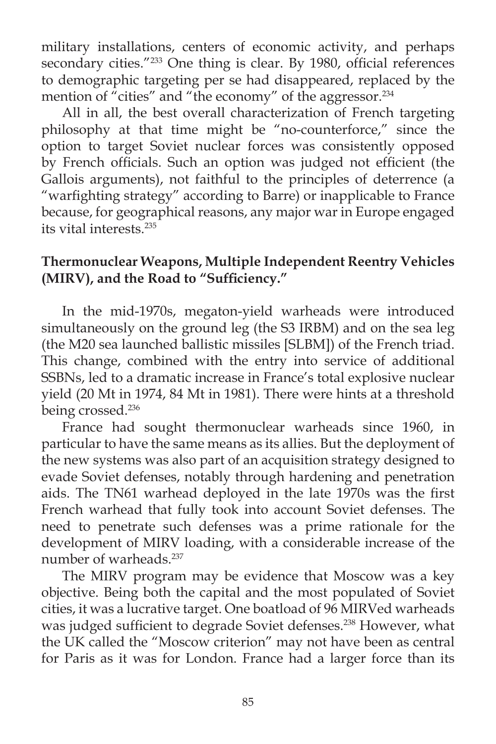military installations, centers of economic activity, and perhaps secondary cities."[233] One thing is clear. By 1980, official references to demographic targeting per se had disappeared, replaced by the mention of "cities" and "the economy" of the aggressor.[234]

All in all, the best overall characterization of French targeting philosophy at that time might be "no-counterforce," since the option to target Soviet nuclear forces was consistently opposed by French officials. Such an option was judged not efficient (the Gallois arguments), not faithful to the principles of deterrence (a "warfighting strategy" according to Barre) or inapplicable to France because, for geographical reasons, any major war in Europe engaged its vital interests.[235]

**Thermonuclear Weapons, Multiple Independent Reentry Vehicles (MIRV), and the Road to "Sufficiency."**

In the mid-1970s, megaton-yield warheads were introduced simultaneously on the ground leg (the S3 IRBM) and on the sea leg (the M20 sea launched ballistic missiles [SLBM]) of the French triad. This change, combined with the entry into service of additional SSBNs, led to a dramatic increase in France's total explosive nuclear yield (20 Mt in 1974, 84 Mt in 1981). There were hints at a threshold being crossed.[236]

France had sought thermonuclear warheads since 1960, in particular to have the same means as its allies. But the deployment of the new systems was also part of an acquisition strategy designed to evade Soviet defenses, notably through hardening and penetration aids. The TN61 warhead deployed in the late 1970s was the first French warhead that fully took into account Soviet defenses. The need to penetrate such defenses was a prime rationale for the development of MIRV loading, with a considerable increase of the number of warheads.[237]

The MIRV program may be evidence that Moscow was a key objective. Being both the capital and the most populated of Soviet cities, it was a lucrative target. One boatload of 96 MIRVed warheads was judged sufficient to degrade Soviet defenses.[238] However, what the UK called the "Moscow criterion" may not have been as central for Paris as it was for London. France had a larger force than its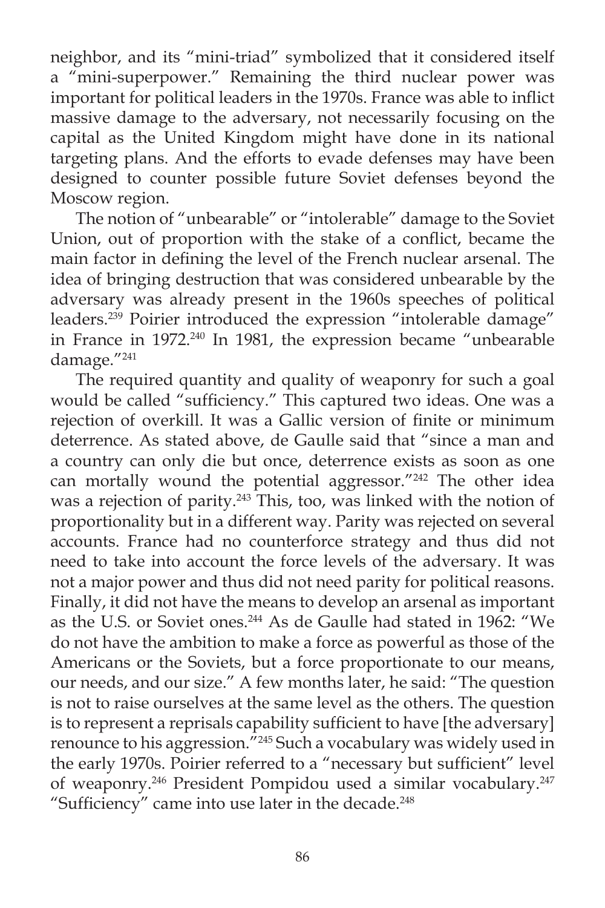neighbor, and its "mini-triad" symbolized that it considered itself a "mini-superpower." Remaining the third nuclear power was important for political leaders in the 1970s. France was able to inflict massive damage to the adversary, not necessarily focusing on the capital as the United Kingdom might have done in its national targeting plans. And the efforts to evade defenses may have been designed to counter possible future Soviet defenses beyond the Moscow region.

The notion of "unbearable" or "intolerable" damage to the Soviet Union, out of proportion with the stake of a conflict, became the main factor in defining the level of the French nuclear arsenal. The idea of bringing destruction that was considered unbearable by the adversary was already present in the 1960s speeches of political leaders.[239] Poirier introduced the expression "intolerable damage" in France in 1972.[240] In 1981, the expression became "unbearable damage."[241]

The required quantity and quality of weaponry for such a goal would be called "sufficiency." This captured two ideas. One was a rejection of overkill. It was a Gallic version of finite or minimum deterrence. As stated above, de Gaulle said that "since a man and a country can only die but once, deterrence exists as soon as one can mortally wound the potential aggressor."[242] The other idea was a rejection of parity.[243] This, too, was linked with the notion of proportionality but in a different way. Parity was rejected on several accounts. France had no counterforce strategy and thus did not need to take into account the force levels of the adversary. It was not a major power and thus did not need parity for political reasons. Finally, it did not have the means to develop an arsenal as important as the U.S. or Soviet ones.[244] As de Gaulle had stated in 1962: "We do not have the ambition to make a force as powerful as those of the Americans or the Soviets, but a force proportionate to our means, our needs, and our size." A few months later, he said: "The question is not to raise ourselves at the same level as the others. The question is to represent a reprisals capability sufficient to have [the adversary] renounce to his aggression."[245] Such a vocabulary was widely used in the early 1970s. Poirier referred to a "necessary but sufficient" level of weaponry.[246] President Pompidou used a similar vocabulary.[247] "Sufficiency" came into use later in the decade.[248]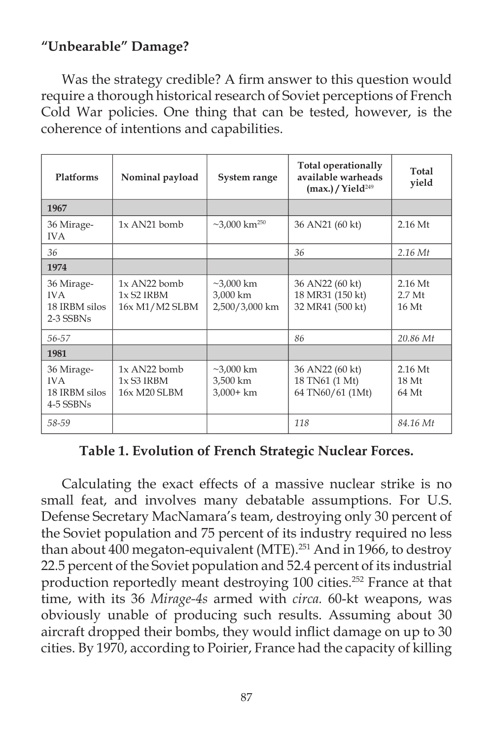**"Unbearable" Damage?**

Was the strategy credible? A firm answer to this question would require a thorough historical research of Soviet perceptions of French Cold War policies. One thing that can be tested, however, is the coherence of intentions and capabilities.

| Platforms | Nominal payload | System range | Total operationally available warheads (max.) / Yield[249] | Total yield |
|---|---|---|---|---|
| **1967** | | | | |
| 36 Mirage-IVA | 1x AN21 bomb | ~3,000 km[250] | 36 AN21 (60 kt) | 2.16 Mt |
| *36* | | | *36* | *2.16 Mt* |
| **1974** | | | | |
| 36 Mirage-IVA<br>18 IRBM silos<br>2-3 SSBNs | 1x AN22 bomb<br>1x S2 IRBM<br>16x M1/M2 SLBM | ~3,000 km<br>3,000 km<br>2,500/3,000 km | 36 AN22 (60 kt)<br>18 MR31 (150 kt)<br>32 MR41 (500 kt) | 2.16 Mt<br>2.7 Mt<br>16 Mt |
| *56-57* | | | *86* | *20.86 Mt* |
| **1981** | | | | |
| 36 Mirage-IVA<br>18 IRBM silos<br>4-5 SSBNs | 1x AN22 bomb<br>1x S3 IRBM<br>16x M20 SLBM | ~3,000 km<br>3,500 km<br>3,000+ km | 36 AN22 (60 kt)<br>18 TN61 (1 Mt)<br>64 TN60/61 (1Mt) | 2.16 Mt<br>18 Mt<br>64 Mt |
| *58-59* | | | *118* | *84.16 Mt* |

**Table 1. Evolution of French Strategic Nuclear Forces.**

Calculating the exact effects of a massive nuclear strike is no small feat, and involves many debatable assumptions. For U.S. Defense Secretary MacNamara's team, destroying only 30 percent of the Soviet population and 75 percent of its industry required no less than about 400 megaton-equivalent (MTE).[251] And in 1966, to destroy 22.5 percent of the Soviet population and 52.4 percent of its industrial production reportedly meant destroying 100 cities.[252] France at that time, with its 36 *Mirage-4s* armed with *circa.* 60-kt weapons, was obviously unable of producing such results. Assuming about 30 aircraft dropped their bombs, they would inflict damage on up to 30 cities. By 1970, according to Poirier, France had the capacity of killing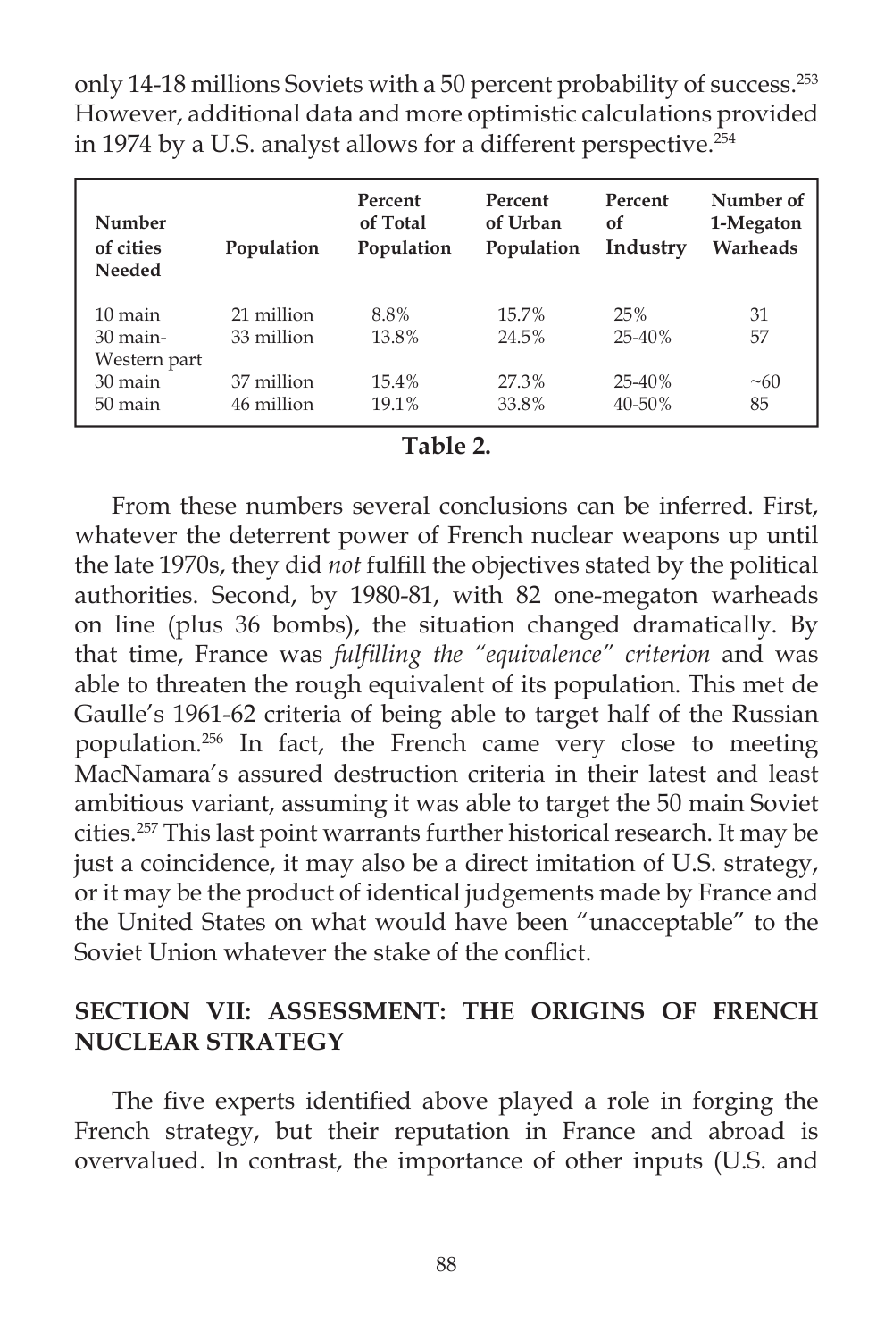only 14-18 millions Soviets with a 50 percent probability of success.[253] However, additional data and more optimistic calculations provided in 1974 by a U.S. analyst allows for a different perspective.[254]

| Number of cities Needed | Population | Percent of Total Population | Percent of Urban Population | Percent of Industry | Number of 1-Megaton Warheads |
|---|---|---|---|---|---|
| 10 main | 21 million | 8.8% | 15.7% | 25% | 31 |
| 30 main-Western part | 33 million | 13.8% | 24.5% | 25-40% | 57 |
| 30 main | 37 million | 15.4% | 27.3% | 25-40% | ~60 |
| 50 main | 46 million | 19.1% | 33.8% | 40-50% | 85 |

**Table 2.**

From these numbers several conclusions can be inferred. First, whatever the deterrent power of French nuclear weapons up until the late 1970s, they did *not* fulfill the objectives stated by the political authorities. Second, by 1980-81, with 82 one-megaton warheads on line (plus 36 bombs), the situation changed dramatically. By that time, France was *fulfilling the "equivalence" criterion* and was able to threaten the rough equivalent of its population. This met de Gaulle's 1961-62 criteria of being able to target half of the Russian population.[256] In fact, the French came very close to meeting MacNamara's assured destruction criteria in their latest and least ambitious variant, assuming it was able to target the 50 main Soviet cities.[257] This last point warrants further historical research. It may be just a coincidence, it may also be a direct imitation of U.S. strategy, or it may be the product of identical judgements made by France and the United States on what would have been "unacceptable" to the Soviet Union whatever the stake of the conflict.

## SECTION VII: ASSESSMENT: THE ORIGINS OF FRENCH NUCLEAR STRATEGY

The five experts identified above played a role in forging the French strategy, but their reputation in France and abroad is overvalued. In contrast, the importance of other inputs (U.S. and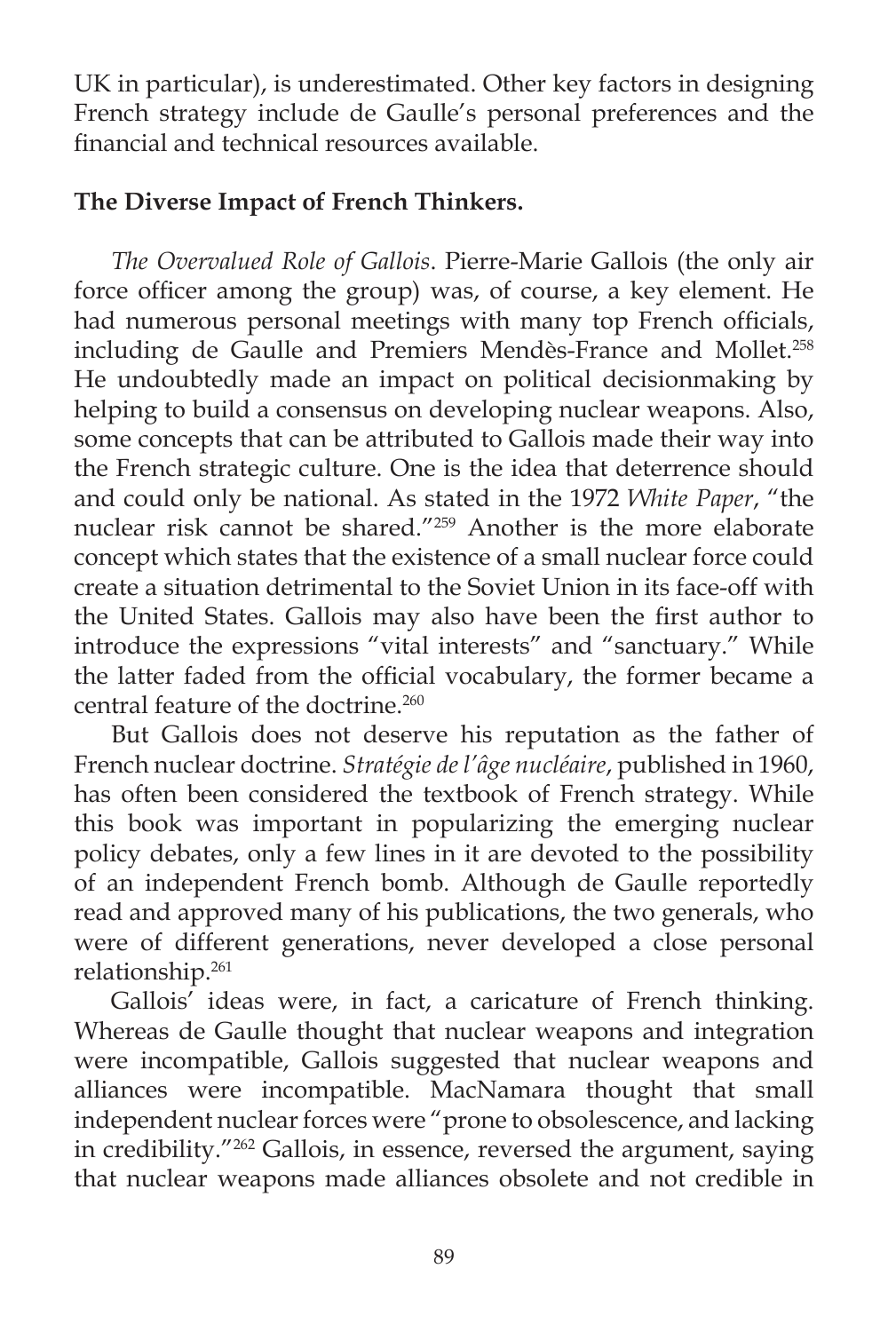UK in particular), is underestimated. Other key factors in designing French strategy include de Gaulle's personal preferences and the financial and technical resources available.

**The Diverse Impact of French Thinkers.**

*The Overvalued Role of Gallois*. Pierre-Marie Gallois (the only air force officer among the group) was, of course, a key element. He had numerous personal meetings with many top French officials, including de Gaulle and Premiers Mendès-France and Mollet.[258] He undoubtedly made an impact on political decisionmaking by helping to build a consensus on developing nuclear weapons. Also, some concepts that can be attributed to Gallois made their way into the French strategic culture. One is the idea that deterrence should and could only be national. As stated in the 1972 *White Paper*, "the nuclear risk cannot be shared."[259] Another is the more elaborate concept which states that the existence of a small nuclear force could create a situation detrimental to the Soviet Union in its face-off with the United States. Gallois may also have been the first author to introduce the expressions "vital interests" and "sanctuary." While the latter faded from the official vocabulary, the former became a central feature of the doctrine.[260]

But Gallois does not deserve his reputation as the father of French nuclear doctrine. *Stratégie de l'âge nucléaire*, published in 1960, has often been considered the textbook of French strategy. While this book was important in popularizing the emerging nuclear policy debates, only a few lines in it are devoted to the possibility of an independent French bomb. Although de Gaulle reportedly read and approved many of his publications, the two generals, who were of different generations, never developed a close personal relationship.[261]

Gallois' ideas were, in fact, a caricature of French thinking. Whereas de Gaulle thought that nuclear weapons and integration were incompatible, Gallois suggested that nuclear weapons and alliances were incompatible. MacNamara thought that small independent nuclear forces were "prone to obsolescence, and lacking in credibility."[262] Gallois, in essence, reversed the argument, saying that nuclear weapons made alliances obsolete and not credible in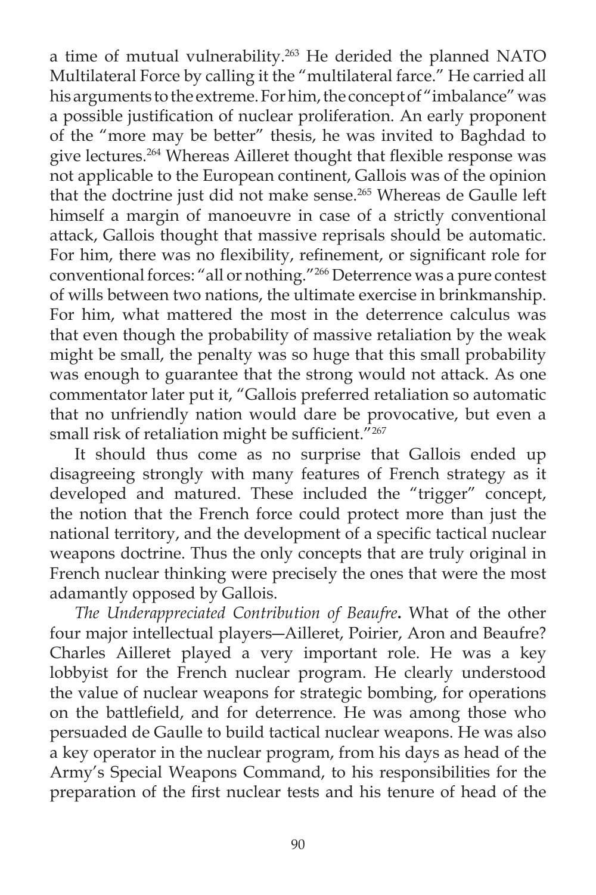a time of mutual vulnerability.[263] He derided the planned NATO Multilateral Force by calling it the "multilateral farce." He carried all his arguments to the extreme. For him, the concept of "imbalance" was a possible justification of nuclear proliferation. An early proponent of the "more may be better" thesis, he was invited to Baghdad to give lectures.[264] Whereas Ailleret thought that flexible response was not applicable to the European continent, Gallois was of the opinion that the doctrine just did not make sense.[265] Whereas de Gaulle left himself a margin of manoeuvre in case of a strictly conventional attack, Gallois thought that massive reprisals should be automatic. For him, there was no flexibility, refinement, or significant role for conventional forces: "all or nothing."[266] Deterrence was a pure contest of wills between two nations, the ultimate exercise in brinkmanship. For him, what mattered the most in the deterrence calculus was that even though the probability of massive retaliation by the weak might be small, the penalty was so huge that this small probability was enough to guarantee that the strong would not attack. As one commentator later put it, "Gallois preferred retaliation so automatic that no unfriendly nation would dare be provocative, but even a small risk of retaliation might be sufficient."[267]

It should thus come as no surprise that Gallois ended up disagreeing strongly with many features of French strategy as it developed and matured. These included the "trigger" concept, the notion that the French force could protect more than just the national territory, and the development of a specific tactical nuclear weapons doctrine. Thus the only concepts that are truly original in French nuclear thinking were precisely the ones that were the most adamantly opposed by Gallois.

*The Underappreciated Contribution of Beaufre***.** What of the other four major intellectual players—Ailleret, Poirier, Aron and Beaufre? Charles Ailleret played a very important role. He was a key lobbyist for the French nuclear program. He clearly understood the value of nuclear weapons for strategic bombing, for operations on the battlefield, and for deterrence. He was among those who persuaded de Gaulle to build tactical nuclear weapons. He was also a key operator in the nuclear program, from his days as head of the Army's Special Weapons Command, to his responsibilities for the preparation of the first nuclear tests and his tenure of head of the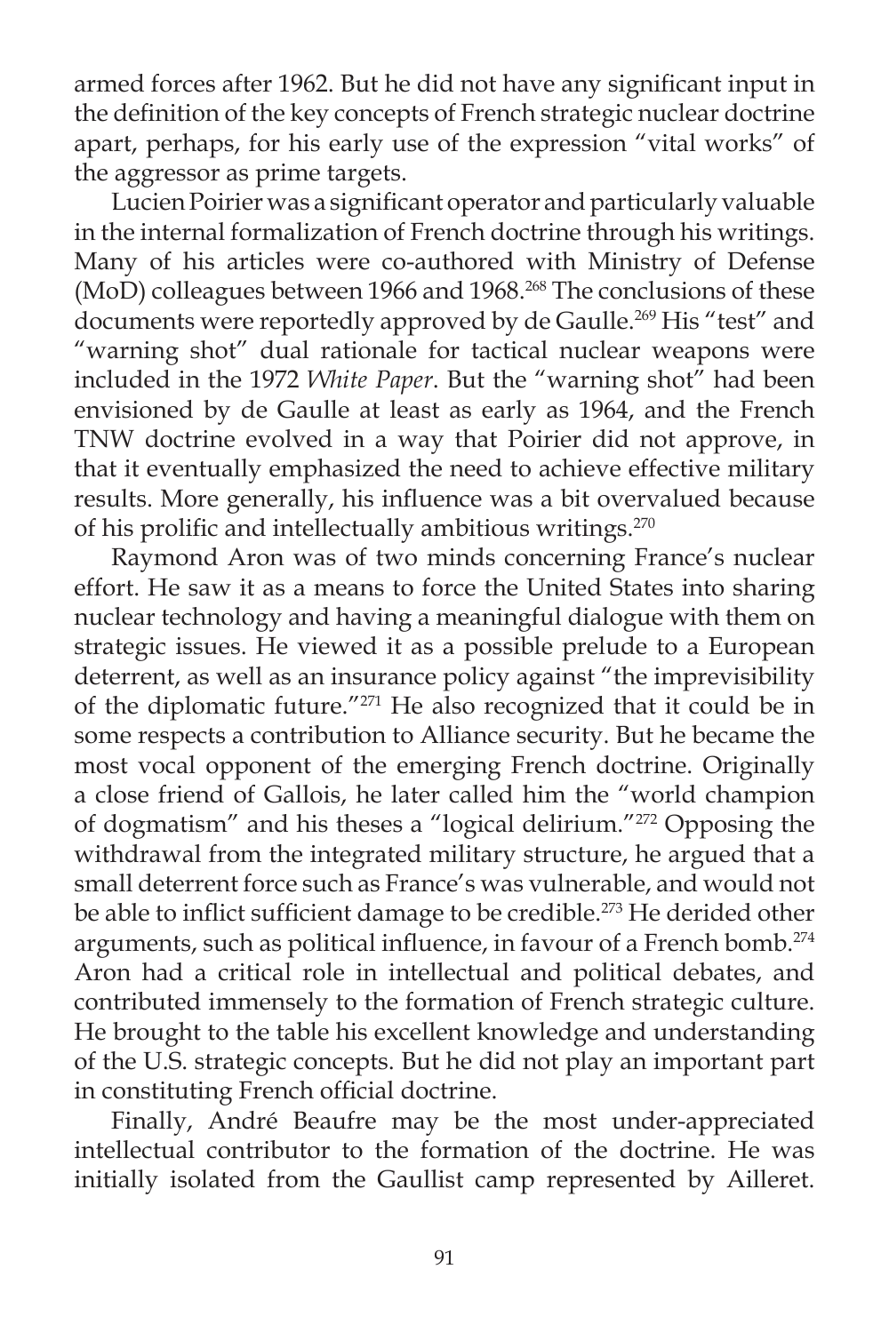armed forces after 1962. But he did not have any significant input in the definition of the key concepts of French strategic nuclear doctrine apart, perhaps, for his early use of the expression "vital works" of the aggressor as prime targets.

Lucien Poirier was a significant operator and particularly valuable in the internal formalization of French doctrine through his writings. Many of his articles were co-authored with Ministry of Defense (MoD) colleagues between 1966 and 1968.[268] The conclusions of these documents were reportedly approved by de Gaulle.[269] His "test" and "warning shot" dual rationale for tactical nuclear weapons were included in the 1972 *White Paper*. But the "warning shot" had been envisioned by de Gaulle at least as early as 1964, and the French TNW doctrine evolved in a way that Poirier did not approve, in that it eventually emphasized the need to achieve effective military results. More generally, his influence was a bit overvalued because of his prolific and intellectually ambitious writings.[270]

Raymond Aron was of two minds concerning France's nuclear effort. He saw it as a means to force the United States into sharing nuclear technology and having a meaningful dialogue with them on strategic issues. He viewed it as a possible prelude to a European deterrent, as well as an insurance policy against "the imprevisibility of the diplomatic future."[271] He also recognized that it could be in some respects a contribution to Alliance security. But he became the most vocal opponent of the emerging French doctrine. Originally a close friend of Gallois, he later called him the "world champion of dogmatism" and his theses a "logical delirium."[272] Opposing the withdrawal from the integrated military structure, he argued that a small deterrent force such as France's was vulnerable, and would not be able to inflict sufficient damage to be credible.[273] He derided other arguments, such as political influence, in favour of a French bomb.[274] Aron had a critical role in intellectual and political debates, and contributed immensely to the formation of French strategic culture. He brought to the table his excellent knowledge and understanding of the U.S. strategic concepts. But he did not play an important part in constituting French official doctrine.

Finally, André Beaufre may be the most under-appreciated intellectual contributor to the formation of the doctrine. He was initially isolated from the Gaullist camp represented by Ailleret.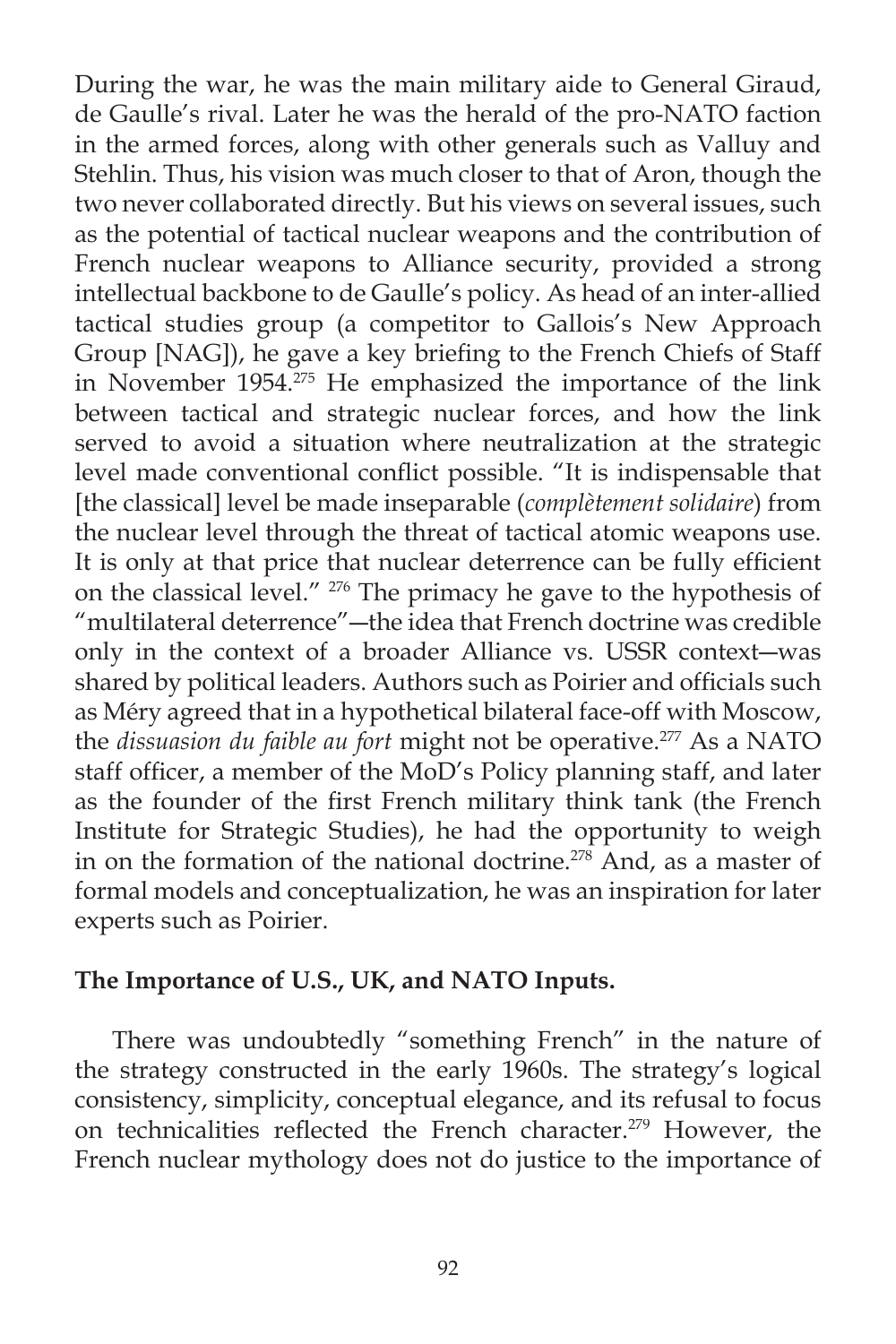During the war, he was the main military aide to General Giraud, de Gaulle's rival. Later he was the herald of the pro-NATO faction in the armed forces, along with other generals such as Valluy and Stehlin. Thus, his vision was much closer to that of Aron, though the two never collaborated directly. But his views on several issues, such as the potential of tactical nuclear weapons and the contribution of French nuclear weapons to Alliance security, provided a strong intellectual backbone to de Gaulle's policy. As head of an inter-allied tactical studies group (a competitor to Gallois's New Approach Group [NAG]), he gave a key briefing to the French Chiefs of Staff in November 1954.[275] He emphasized the importance of the link between tactical and strategic nuclear forces, and how the link served to avoid a situation where neutralization at the strategic level made conventional conflict possible. "It is indispensable that [the classical] level be made inseparable (*complètement solidaire*) from the nuclear level through the threat of tactical atomic weapons use. It is only at that price that nuclear deterrence can be fully efficient on the classical level." [276] The primacy he gave to the hypothesis of "multilateral deterrence"—the idea that French doctrine was credible only in the context of a broader Alliance vs. USSR context—was shared by political leaders. Authors such as Poirier and officials such as Méry agreed that in a hypothetical bilateral face-off with Moscow, the *dissuasion du faible au fort* might not be operative.[277] As a NATO staff officer, a member of the MoD's Policy planning staff, and later as the founder of the first French military think tank (the French Institute for Strategic Studies), he had the opportunity to weigh in on the formation of the national doctrine.[278] And, as a master of formal models and conceptualization, he was an inspiration for later experts such as Poirier.

**The Importance of U.S., UK, and NATO Inputs.**

There was undoubtedly "something French" in the nature of the strategy constructed in the early 1960s. The strategy's logical consistency, simplicity, conceptual elegance, and its refusal to focus on technicalities reflected the French character.[279] However, the French nuclear mythology does not do justice to the importance of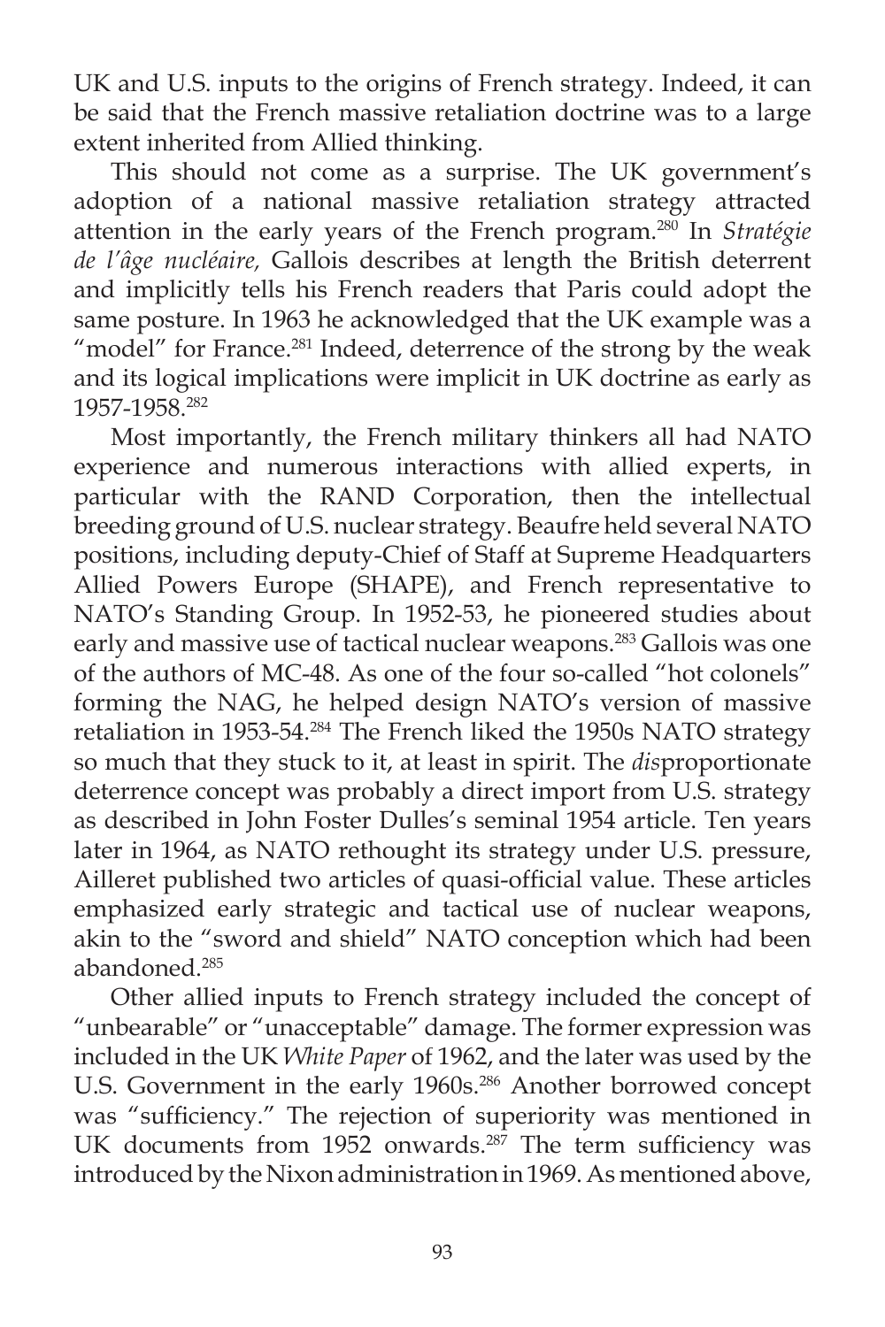UK and U.S. inputs to the origins of French strategy. Indeed, it can be said that the French massive retaliation doctrine was to a large extent inherited from Allied thinking.

This should not come as a surprise. The UK government's adoption of a national massive retaliation strategy attracted attention in the early years of the French program.[280] In *Stratégie de l'âge nucléaire,* Gallois describes at length the British deterrent and implicitly tells his French readers that Paris could adopt the same posture. In 1963 he acknowledged that the UK example was a "model" for France.[281] Indeed, deterrence of the strong by the weak and its logical implications were implicit in UK doctrine as early as 1957-1958.[282]

Most importantly, the French military thinkers all had NATO experience and numerous interactions with allied experts, in particular with the RAND Corporation, then the intellectual breeding ground of U.S. nuclear strategy. Beaufre held several NATO positions, including deputy-Chief of Staff at Supreme Headquarters Allied Powers Europe (SHAPE), and French representative to NATO's Standing Group. In 1952-53, he pioneered studies about early and massive use of tactical nuclear weapons.[283] Gallois was one of the authors of MC-48. As one of the four so-called "hot colonels" forming the NAG, he helped design NATO's version of massive retaliation in 1953-54.[284] The French liked the 1950s NATO strategy so much that they stuck to it, at least in spirit. The *dis*proportionate deterrence concept was probably a direct import from U.S. strategy as described in John Foster Dulles's seminal 1954 article. Ten years later in 1964, as NATO rethought its strategy under U.S. pressure, Ailleret published two articles of quasi-official value. These articles emphasized early strategic and tactical use of nuclear weapons, akin to the "sword and shield" NATO conception which had been abandoned.[285]

Other allied inputs to French strategy included the concept of "unbearable" or "unacceptable" damage. The former expression was included in the UK *White Paper* of 1962, and the later was used by the U.S. Government in the early 1960s.[286] Another borrowed concept was "sufficiency." The rejection of superiority was mentioned in UK documents from 1952 onwards.[287] The term sufficiency was introduced by the Nixon administration in 1969. As mentioned above,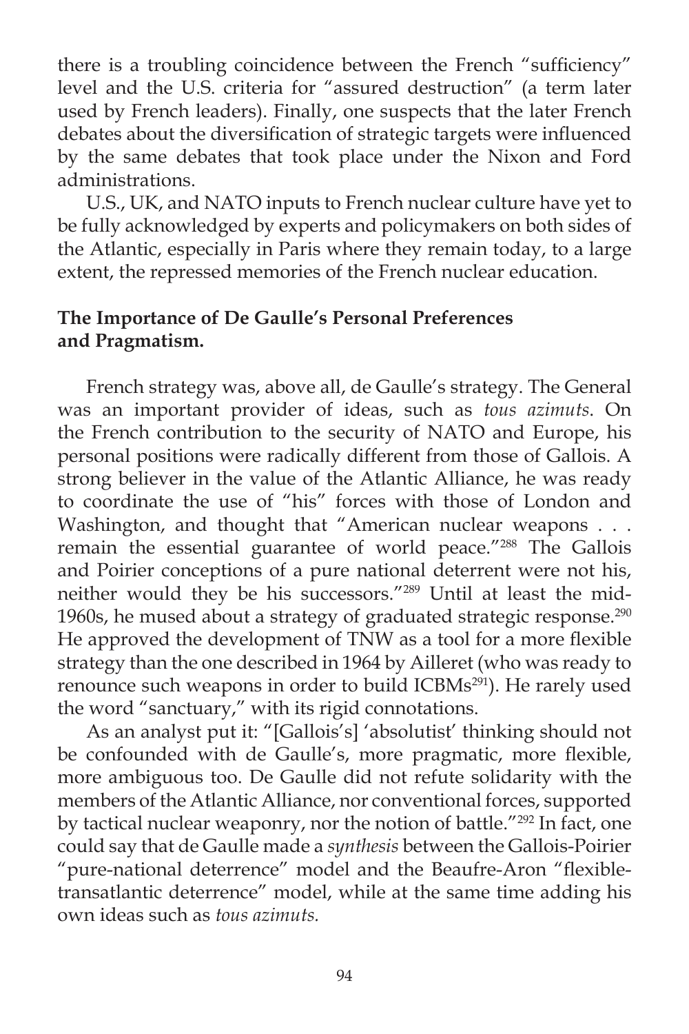there is a troubling coincidence between the French "sufficiency" level and the U.S. criteria for "assured destruction" (a term later used by French leaders). Finally, one suspects that the later French debates about the diversification of strategic targets were influenced by the same debates that took place under the Nixon and Ford administrations.

U.S., UK, and NATO inputs to French nuclear culture have yet to be fully acknowledged by experts and policymakers on both sides of the Atlantic, especially in Paris where they remain today, to a large extent, the repressed memories of the French nuclear education.

### The Importance of De Gaulle's Personal Preferences and Pragmatism.

French strategy was, above all, de Gaulle's strategy. The General was an important provider of ideas, such as *tous azimuts*. On the French contribution to the security of NATO and Europe, his personal positions were radically different from those of Gallois. A strong believer in the value of the Atlantic Alliance, he was ready to coordinate the use of "his" forces with those of London and Washington, and thought that "American nuclear weapons . . . remain the essential guarantee of world peace."[288] The Gallois and Poirier conceptions of a pure national deterrent were not his, neither would they be his successors."[289] Until at least the mid-1960s, he mused about a strategy of graduated strategic response.[290] He approved the development of TNW as a tool for a more flexible strategy than the one described in 1964 by Ailleret (who was ready to renounce such weapons in order to build ICBMs[291]). He rarely used the word "sanctuary," with its rigid connotations.

As an analyst put it: "[Gallois's] 'absolutist' thinking should not be confounded with de Gaulle's, more pragmatic, more flexible, more ambiguous too. De Gaulle did not refute solidarity with the members of the Atlantic Alliance, nor conventional forces, supported by tactical nuclear weaponry, nor the notion of battle."[292] In fact, one could say that de Gaulle made a *synthesis* between the Gallois-Poirier "pure-national deterrence" model and the Beaufre-Aron "flexible-transatlantic deterrence" model, while at the same time adding his own ideas such as *tous azimuts.*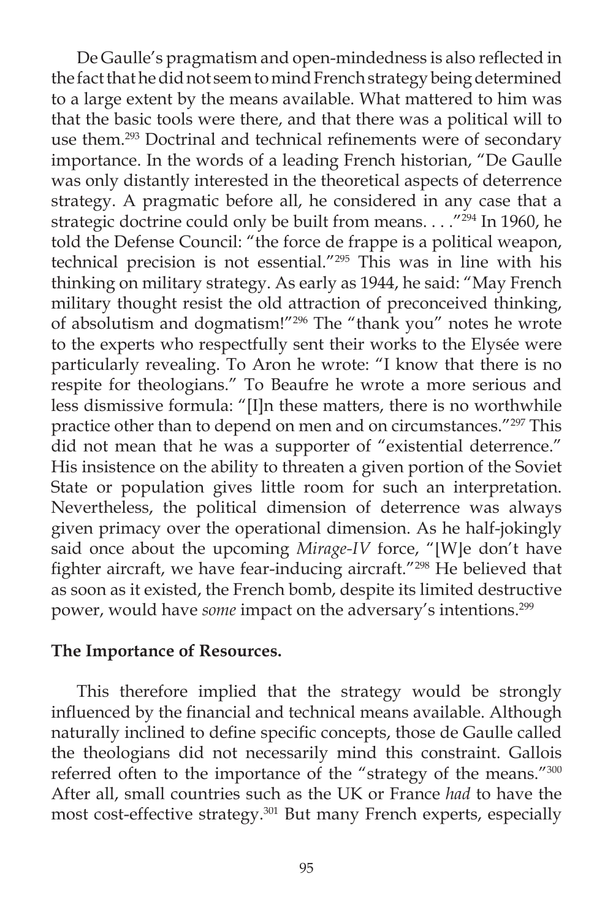De Gaulle's pragmatism and open-mindedness is also reflected in the fact that he did not seem to mind French strategy being determined to a large extent by the means available. What mattered to him was that the basic tools were there, and that there was a political will to use them.[293] Doctrinal and technical refinements were of secondary importance. In the words of a leading French historian, "De Gaulle was only distantly interested in the theoretical aspects of deterrence strategy. A pragmatic before all, he considered in any case that a strategic doctrine could only be built from means. . . ."[294] In 1960, he told the Defense Council: "the force de frappe is a political weapon, technical precision is not essential."[295] This was in line with his thinking on military strategy. As early as 1944, he said: "May French military thought resist the old attraction of preconceived thinking, of absolutism and dogmatism!"[296] The "thank you" notes he wrote to the experts who respectfully sent their works to the Elysée were particularly revealing. To Aron he wrote: "I know that there is no respite for theologians." To Beaufre he wrote a more serious and less dismissive formula: "[I]n these matters, there is no worthwhile practice other than to depend on men and on circumstances."[297] This did not mean that he was a supporter of "existential deterrence." His insistence on the ability to threaten a given portion of the Soviet State or population gives little room for such an interpretation. Nevertheless, the political dimension of deterrence was always given primacy over the operational dimension. As he half-jokingly said once about the upcoming *Mirage-IV* force, "[W]e don't have fighter aircraft, we have fear-inducing aircraft."[298] He believed that as soon as it existed, the French bomb, despite its limited destructive power, would have *some* impact on the adversary's intentions.[299]

**The Importance of Resources.**

This therefore implied that the strategy would be strongly influenced by the financial and technical means available. Although naturally inclined to define specific concepts, those de Gaulle called the theologians did not necessarily mind this constraint. Gallois referred often to the importance of the "strategy of the means."[300] After all, small countries such as the UK or France *had* to have the most cost-effective strategy.[301] But many French experts, especially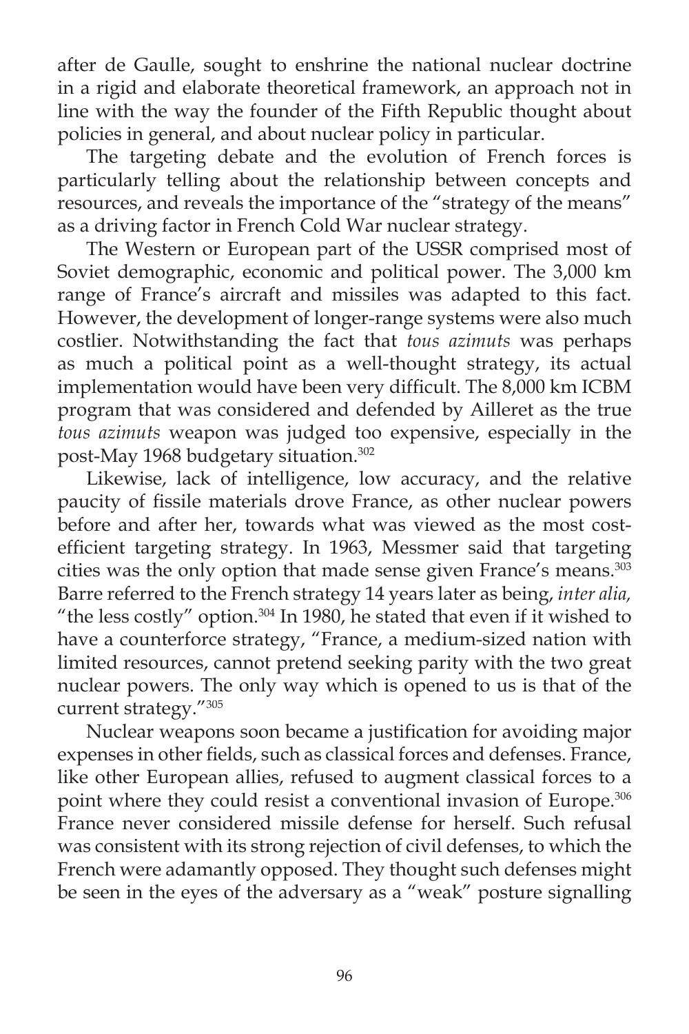after de Gaulle, sought to enshrine the national nuclear doctrine in a rigid and elaborate theoretical framework, an approach not in line with the way the founder of the Fifth Republic thought about policies in general, and about nuclear policy in particular.

The targeting debate and the evolution of French forces is particularly telling about the relationship between concepts and resources, and reveals the importance of the "strategy of the means" as a driving factor in French Cold War nuclear strategy.

The Western or European part of the USSR comprised most of Soviet demographic, economic and political power. The 3,000 km range of France's aircraft and missiles was adapted to this fact. However, the development of longer-range systems were also much costlier. Notwithstanding the fact that *tous azimuts* was perhaps as much a political point as a well-thought strategy, its actual implementation would have been very difficult. The 8,000 km ICBM program that was considered and defended by Ailleret as the true *tous azimuts* weapon was judged too expensive, especially in the post-May 1968 budgetary situation.[302]

Likewise, lack of intelligence, low accuracy, and the relative paucity of fissile materials drove France, as other nuclear powers before and after her, towards what was viewed as the most cost-efficient targeting strategy. In 1963, Messmer said that targeting cities was the only option that made sense given France's means.[303] Barre referred to the French strategy 14 years later as being, *inter alia,* "the less costly" option.[304] In 1980, he stated that even if it wished to have a counterforce strategy, "France, a medium-sized nation with limited resources, cannot pretend seeking parity with the two great nuclear powers. The only way which is opened to us is that of the current strategy."[305]

Nuclear weapons soon became a justification for avoiding major expenses in other fields, such as classical forces and defenses. France, like other European allies, refused to augment classical forces to a point where they could resist a conventional invasion of Europe.[306] France never considered missile defense for herself. Such refusal was consistent with its strong rejection of civil defenses, to which the French were adamantly opposed. They thought such defenses might be seen in the eyes of the adversary as a "weak" posture signalling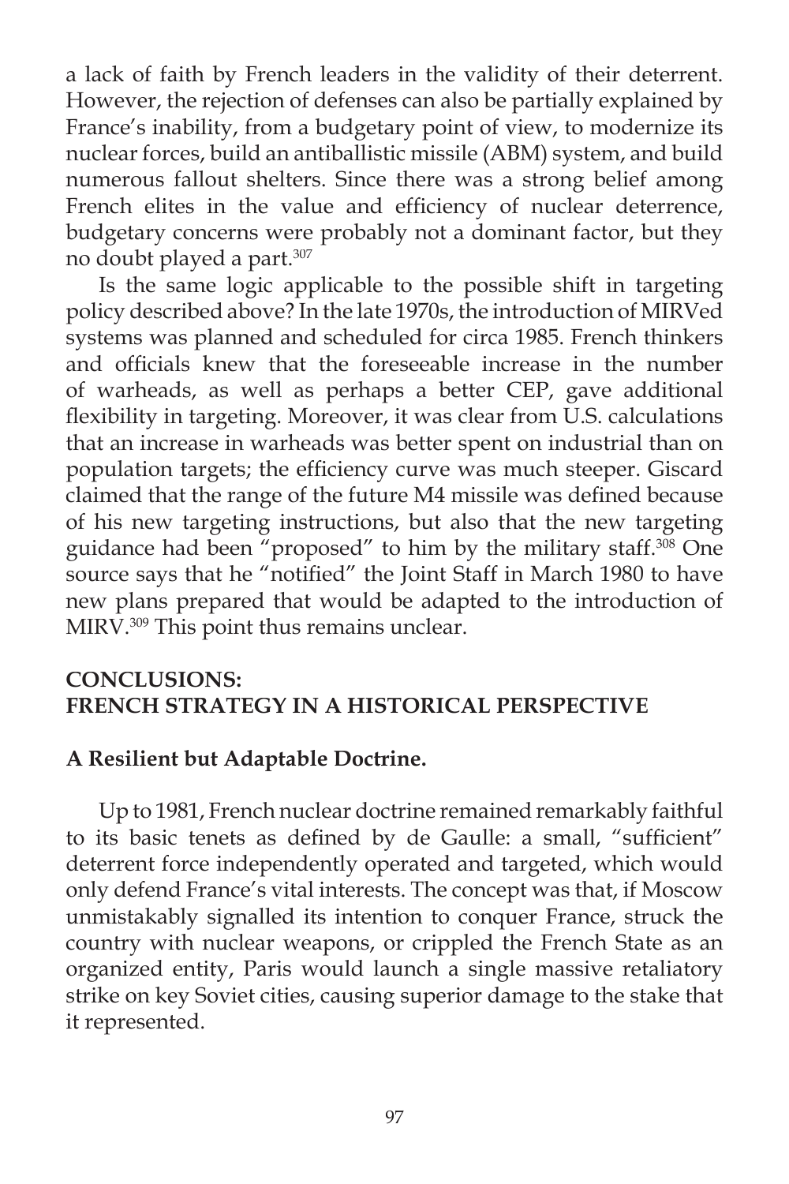a lack of faith by French leaders in the validity of their deterrent. However, the rejection of defenses can also be partially explained by France's inability, from a budgetary point of view, to modernize its nuclear forces, build an antiballistic missile (ABM) system, and build numerous fallout shelters. Since there was a strong belief among French elites in the value and efficiency of nuclear deterrence, budgetary concerns were probably not a dominant factor, but they no doubt played a part.[307]

Is the same logic applicable to the possible shift in targeting policy described above? In the late 1970s, the introduction of MIRVed systems was planned and scheduled for circa 1985. French thinkers and officials knew that the foreseeable increase in the number of warheads, as well as perhaps a better CEP, gave additional flexibility in targeting. Moreover, it was clear from U.S. calculations that an increase in warheads was better spent on industrial than on population targets; the efficiency curve was much steeper. Giscard claimed that the range of the future M4 missile was defined because of his new targeting instructions, but also that the new targeting guidance had been "proposed" to him by the military staff.[308] One source says that he "notified" the Joint Staff in March 1980 to have new plans prepared that would be adapted to the introduction of MIRV.[309] This point thus remains unclear.

## CONCLUSIONS: FRENCH STRATEGY IN A HISTORICAL PERSPECTIVE

### A Resilient but Adaptable Doctrine.

Up to 1981, French nuclear doctrine remained remarkably faithful to its basic tenets as defined by de Gaulle: a small, "sufficient" deterrent force independently operated and targeted, which would only defend France's vital interests. The concept was that, if Moscow unmistakably signalled its intention to conquer France, struck the country with nuclear weapons, or crippled the French State as an organized entity, Paris would launch a single massive retaliatory strike on key Soviet cities, causing superior damage to the stake that it represented.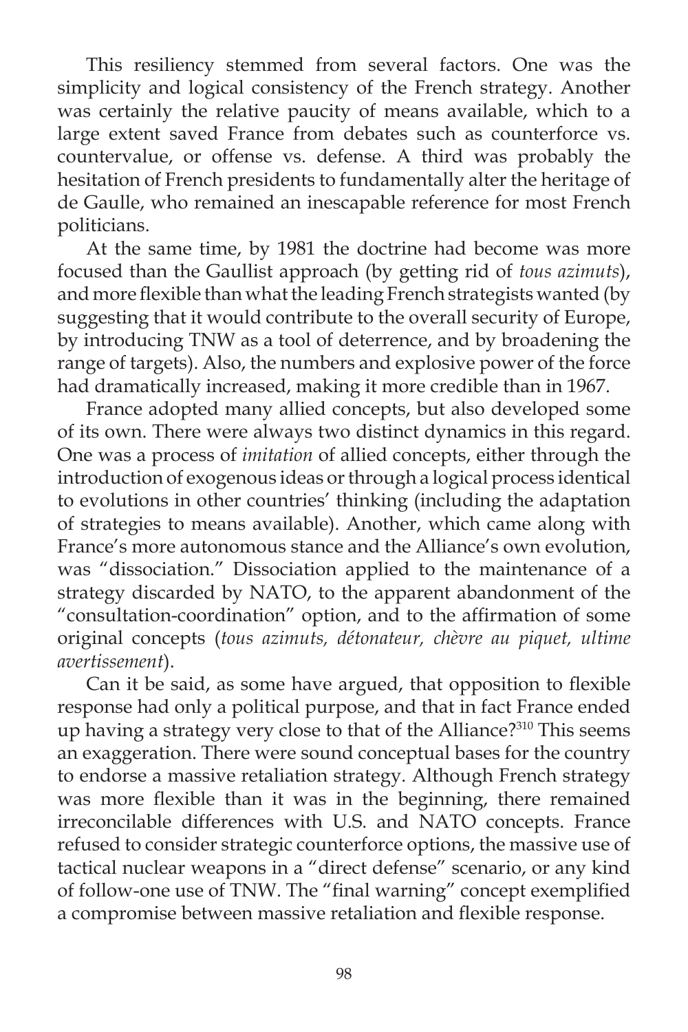This resiliency stemmed from several factors. One was the simplicity and logical consistency of the French strategy. Another was certainly the relative paucity of means available, which to a large extent saved France from debates such as counterforce vs. countervalue, or offense vs. defense. A third was probably the hesitation of French presidents to fundamentally alter the heritage of de Gaulle, who remained an inescapable reference for most French politicians.

At the same time, by 1981 the doctrine had become was more focused than the Gaullist approach (by getting rid of *tous azimuts*), and more flexible than what the leading French strategists wanted (by suggesting that it would contribute to the overall security of Europe, by introducing TNW as a tool of deterrence, and by broadening the range of targets). Also, the numbers and explosive power of the force had dramatically increased, making it more credible than in 1967.

France adopted many allied concepts, but also developed some of its own. There were always two distinct dynamics in this regard. One was a process of *imitation* of allied concepts, either through the introduction of exogenous ideas or through a logical process identical to evolutions in other countries' thinking (including the adaptation of strategies to means available). Another, which came along with France's more autonomous stance and the Alliance's own evolution, was "dissociation." Dissociation applied to the maintenance of a strategy discarded by NATO, to the apparent abandonment of the "consultation-coordination" option, and to the affirmation of some original concepts (*tous azimuts, détonateur, chèvre au piquet, ultime avertissement*).

Can it be said, as some have argued, that opposition to flexible response had only a political purpose, and that in fact France ended up having a strategy very close to that of the Alliance?[310] This seems an exaggeration. There were sound conceptual bases for the country to endorse a massive retaliation strategy. Although French strategy was more flexible than it was in the beginning, there remained irreconcilable differences with U.S. and NATO concepts. France refused to consider strategic counterforce options, the massive use of tactical nuclear weapons in a "direct defense" scenario, or any kind of follow-one use of TNW. The "final warning" concept exemplified a compromise between massive retaliation and flexible response.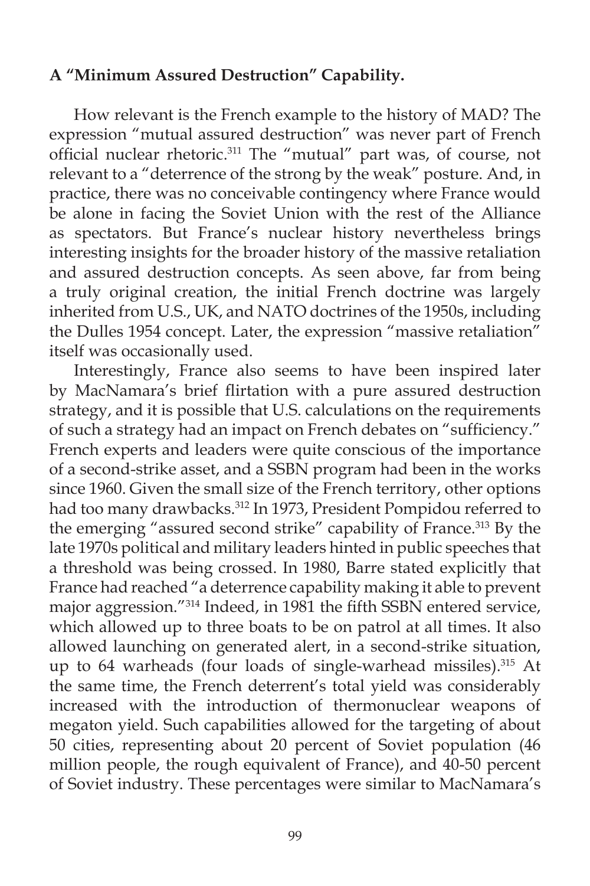**A "Minimum Assured Destruction" Capability.**

How relevant is the French example to the history of MAD? The expression "mutual assured destruction" was never part of French official nuclear rhetoric.[311] The "mutual" part was, of course, not relevant to a "deterrence of the strong by the weak" posture. And, in practice, there was no conceivable contingency where France would be alone in facing the Soviet Union with the rest of the Alliance as spectators. But France's nuclear history nevertheless brings interesting insights for the broader history of the massive retaliation and assured destruction concepts. As seen above, far from being a truly original creation, the initial French doctrine was largely inherited from U.S., UK, and NATO doctrines of the 1950s, including the Dulles 1954 concept. Later, the expression "massive retaliation" itself was occasionally used.

Interestingly, France also seems to have been inspired later by MacNamara's brief flirtation with a pure assured destruction strategy, and it is possible that U.S. calculations on the requirements of such a strategy had an impact on French debates on "sufficiency." French experts and leaders were quite conscious of the importance of a second-strike asset, and a SSBN program had been in the works since 1960. Given the small size of the French territory, other options had too many drawbacks.[312] In 1973, President Pompidou referred to the emerging "assured second strike" capability of France.[313] By the late 1970s political and military leaders hinted in public speeches that a threshold was being crossed. In 1980, Barre stated explicitly that France had reached "a deterrence capability making it able to prevent major aggression."[314] Indeed, in 1981 the fifth SSBN entered service, which allowed up to three boats to be on patrol at all times. It also allowed launching on generated alert, in a second-strike situation, up to 64 warheads (four loads of single-warhead missiles).[315] At the same time, the French deterrent's total yield was considerably increased with the introduction of thermonuclear weapons of megaton yield. Such capabilities allowed for the targeting of about 50 cities, representing about 20 percent of Soviet population (46 million people, the rough equivalent of France), and 40-50 percent of Soviet industry. These percentages were similar to MacNamara's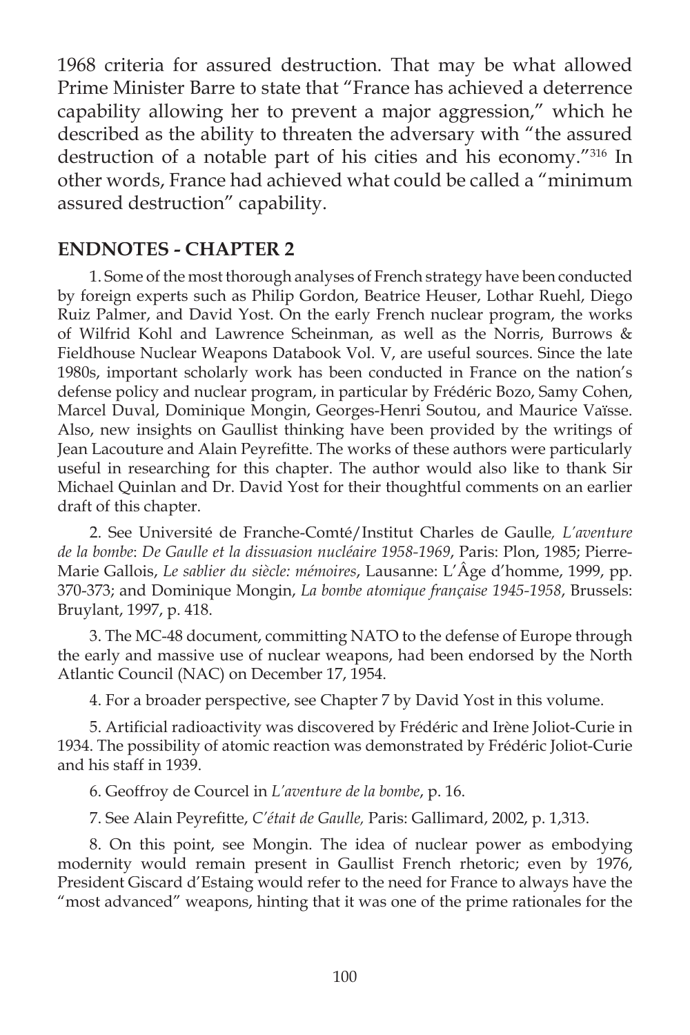1968 criteria for assured destruction. That may be what allowed Prime Minister Barre to state that "France has achieved a deterrence capability allowing her to prevent a major aggression," which he described as the ability to threaten the adversary with "the assured destruction of a notable part of his cities and his economy."[316] In other words, France had achieved what could be called a "minimum assured destruction" capability.

## ENDNOTES - CHAPTER 2

1. Some of the most thorough analyses of French strategy have been conducted by foreign experts such as Philip Gordon, Beatrice Heuser, Lothar Ruehl, Diego Ruiz Palmer, and David Yost. On the early French nuclear program, the works of Wilfrid Kohl and Lawrence Scheinman, as well as the Norris, Burrows & Fieldhouse Nuclear Weapons Databook Vol. V, are useful sources. Since the late 1980s, important scholarly work has been conducted in France on the nation's defense policy and nuclear program, in particular by Frédéric Bozo, Samy Cohen, Marcel Duval, Dominique Mongin, Georges-Henri Soutou, and Maurice Vaïsse. Also, new insights on Gaullist thinking have been provided by the writings of Jean Lacouture and Alain Peyrefitte. The works of these authors were particularly useful in researching for this chapter. The author would also like to thank Sir Michael Quinlan and Dr. David Yost for their thoughtful comments on an earlier draft of this chapter.

2. See Université de Franche-Comté/Institut Charles de Gaulle, *L'aventure de la bombe*: *De Gaulle et la dissuasion nucléaire 1958-1969*, Paris: Plon, 1985; Pierre-Marie Gallois, *Le sablier du siècle: mémoires*, Lausanne: L'Âge d'homme, 1999, pp. 370-373; and Dominique Mongin, *La bombe atomique française 1945-1958*, Brussels: Bruylant, 1997, p. 418.

3. The MC-48 document, committing NATO to the defense of Europe through the early and massive use of nuclear weapons, had been endorsed by the North Atlantic Council (NAC) on December 17, 1954.

4. For a broader perspective, see Chapter 7 by David Yost in this volume.

5. Artificial radioactivity was discovered by Frédéric and Irène Joliot-Curie in 1934. The possibility of atomic reaction was demonstrated by Frédéric Joliot-Curie and his staff in 1939.

6. Geoffroy de Courcel in *L'aventure de la bombe*, p. 16.

7. See Alain Peyrefitte, *C'était de Gaulle,* Paris: Gallimard, 2002, p. 1,313.

8. On this point, see Mongin. The idea of nuclear power as embodying modernity would remain present in Gaullist French rhetoric; even by 1976, President Giscard d'Estaing would refer to the need for France to always have the "most advanced" weapons, hinting that it was one of the prime rationales for the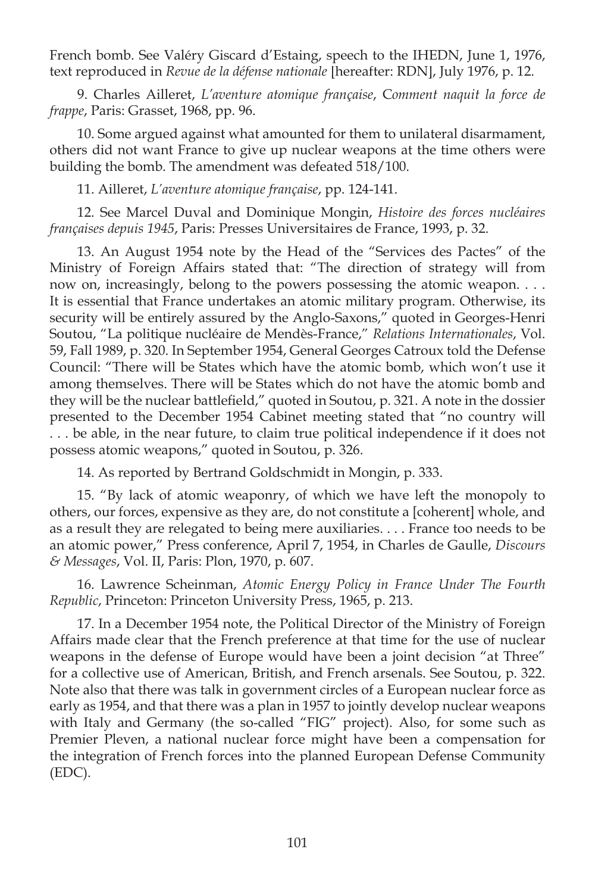French bomb. See Valéry Giscard d'Estaing, speech to the IHEDN, June 1, 1976, text reproduced in *Revue de la défense nationale* [hereafter: RDN], July 1976, p. 12.

9. Charles Ailleret, *L'aventure atomique française*, *Comment naquit la force de frappe*, Paris: Grasset, 1968, pp. 96.

10. Some argued against what amounted for them to unilateral disarmament, others did not want France to give up nuclear weapons at the time others were building the bomb. The amendment was defeated 518/100.

11. Ailleret, *L'aventure atomique française*, pp. 124-141.

12. See Marcel Duval and Dominique Mongin, *Histoire des forces nucléaires françaises depuis 1945*, Paris: Presses Universitaires de France, 1993, p. 32.

13. An August 1954 note by the Head of the "Services des Pactes" of the Ministry of Foreign Affairs stated that: "The direction of strategy will from now on, increasingly, belong to the powers possessing the atomic weapon. . . . It is essential that France undertakes an atomic military program. Otherwise, its security will be entirely assured by the Anglo-Saxons," quoted in Georges-Henri Soutou, "La politique nucléaire de Mendès-France," *Relations Internationales*, Vol. 59, Fall 1989, p. 320. In September 1954, General Georges Catroux told the Defense Council: "There will be States which have the atomic bomb, which won't use it among themselves. There will be States which do not have the atomic bomb and they will be the nuclear battlefield," quoted in Soutou, p. 321. A note in the dossier presented to the December 1954 Cabinet meeting stated that "no country will . . . be able, in the near future, to claim true political independence if it does not possess atomic weapons," quoted in Soutou, p. 326.

14. As reported by Bertrand Goldschmidt in Mongin, p. 333.

15. "By lack of atomic weaponry, of which we have left the monopoly to others, our forces, expensive as they are, do not constitute a [coherent] whole, and as a result they are relegated to being mere auxiliaries. . . . France too needs to be an atomic power," Press conference, April 7, 1954, in Charles de Gaulle, *Discours & Messages*, Vol. II, Paris: Plon, 1970, p. 607.

16. Lawrence Scheinman, *Atomic Energy Policy in France Under The Fourth Republic*, Princeton: Princeton University Press, 1965, p. 213.

17. In a December 1954 note, the Political Director of the Ministry of Foreign Affairs made clear that the French preference at that time for the use of nuclear weapons in the defense of Europe would have been a joint decision "at Three" for a collective use of American, British, and French arsenals. See Soutou, p. 322. Note also that there was talk in government circles of a European nuclear force as early as 1954, and that there was a plan in 1957 to jointly develop nuclear weapons with Italy and Germany (the so-called "FIG" project). Also, for some such as Premier Pleven, a national nuclear force might have been a compensation for the integration of French forces into the planned European Defense Community (EDC).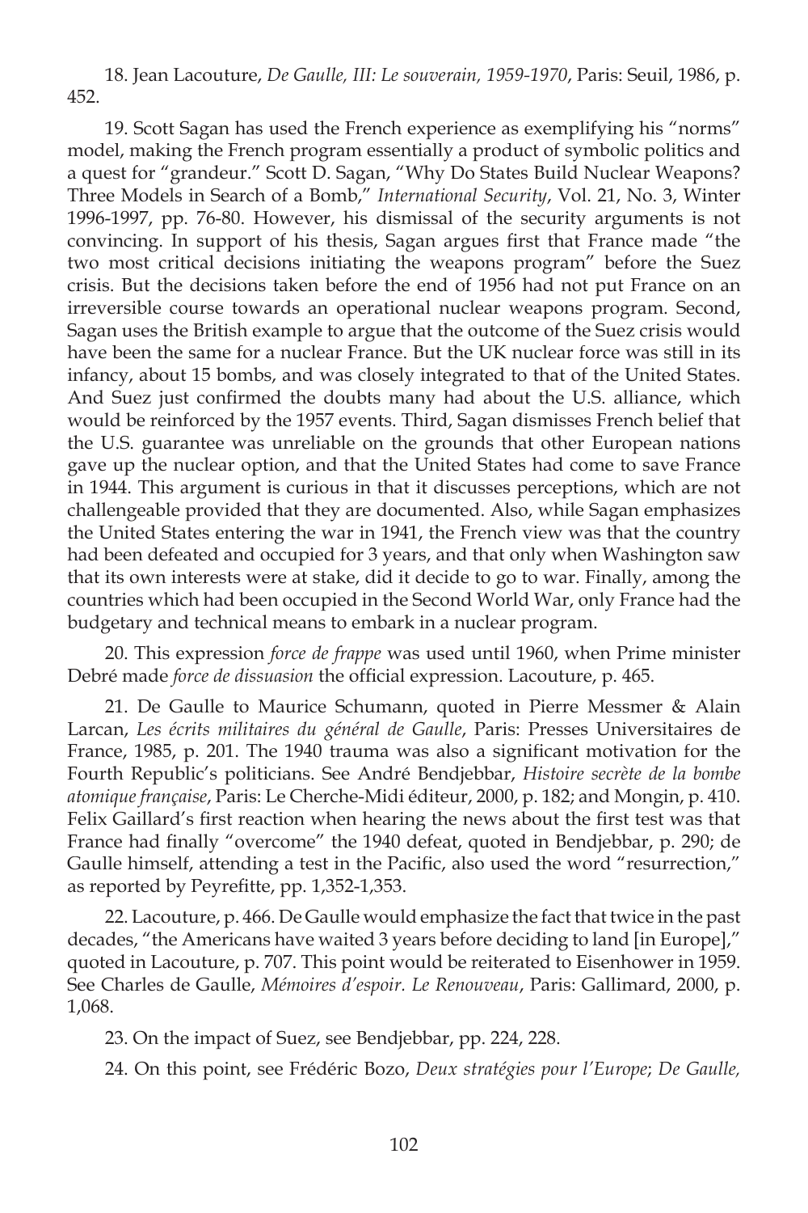18. Jean Lacouture, *De Gaulle, III: Le souverain, 1959-1970*, Paris: Seuil, 1986, p. 452.

19. Scott Sagan has used the French experience as exemplifying his "norms" model, making the French program essentially a product of symbolic politics and a quest for "grandeur." Scott D. Sagan, "Why Do States Build Nuclear Weapons? Three Models in Search of a Bomb," *International Security*, Vol. 21, No. 3, Winter 1996-1997, pp. 76-80. However, his dismissal of the security arguments is not convincing. In support of his thesis, Sagan argues first that France made "the two most critical decisions initiating the weapons program" before the Suez crisis. But the decisions taken before the end of 1956 had not put France on an irreversible course towards an operational nuclear weapons program. Second, Sagan uses the British example to argue that the outcome of the Suez crisis would have been the same for a nuclear France. But the UK nuclear force was still in its infancy, about 15 bombs, and was closely integrated to that of the United States. And Suez just confirmed the doubts many had about the U.S. alliance, which would be reinforced by the 1957 events. Third, Sagan dismisses French belief that the U.S. guarantee was unreliable on the grounds that other European nations gave up the nuclear option, and that the United States had come to save France in 1944. This argument is curious in that it discusses perceptions, which are not challengeable provided that they are documented. Also, while Sagan emphasizes the United States entering the war in 1941, the French view was that the country had been defeated and occupied for 3 years, and that only when Washington saw that its own interests were at stake, did it decide to go to war. Finally, among the countries which had been occupied in the Second World War, only France had the budgetary and technical means to embark in a nuclear program.

20. This expression *force de frappe* was used until 1960, when Prime minister Debré made *force de dissuasion* the official expression. Lacouture, p. 465.

21. De Gaulle to Maurice Schumann, quoted in Pierre Messmer & Alain Larcan, *Les écrits militaires du général de Gaulle*, Paris: Presses Universitaires de France, 1985, p. 201. The 1940 trauma was also a significant motivation for the Fourth Republic's politicians. See André Bendjebbar, *Histoire secrète de la bombe atomique française*, Paris: Le Cherche-Midi éditeur, 2000, p. 182; and Mongin, p. 410. Felix Gaillard's first reaction when hearing the news about the first test was that France had finally "overcome" the 1940 defeat, quoted in Bendjebbar, p. 290; de Gaulle himself, attending a test in the Pacific, also used the word "resurrection," as reported by Peyrefitte, pp. 1,352-1,353.

22. Lacouture, p. 466. De Gaulle would emphasize the fact that twice in the past decades, "the Americans have waited 3 years before deciding to land [in Europe]," quoted in Lacouture, p. 707. This point would be reiterated to Eisenhower in 1959. See Charles de Gaulle, *Mémoires d'espoir. Le Renouveau*, Paris: Gallimard, 2000, p. 1,068.

23. On the impact of Suez, see Bendjebbar, pp. 224, 228.

24. On this point, see Frédéric Bozo, *Deux stratégies pour l'Europe*; *De Gaulle,*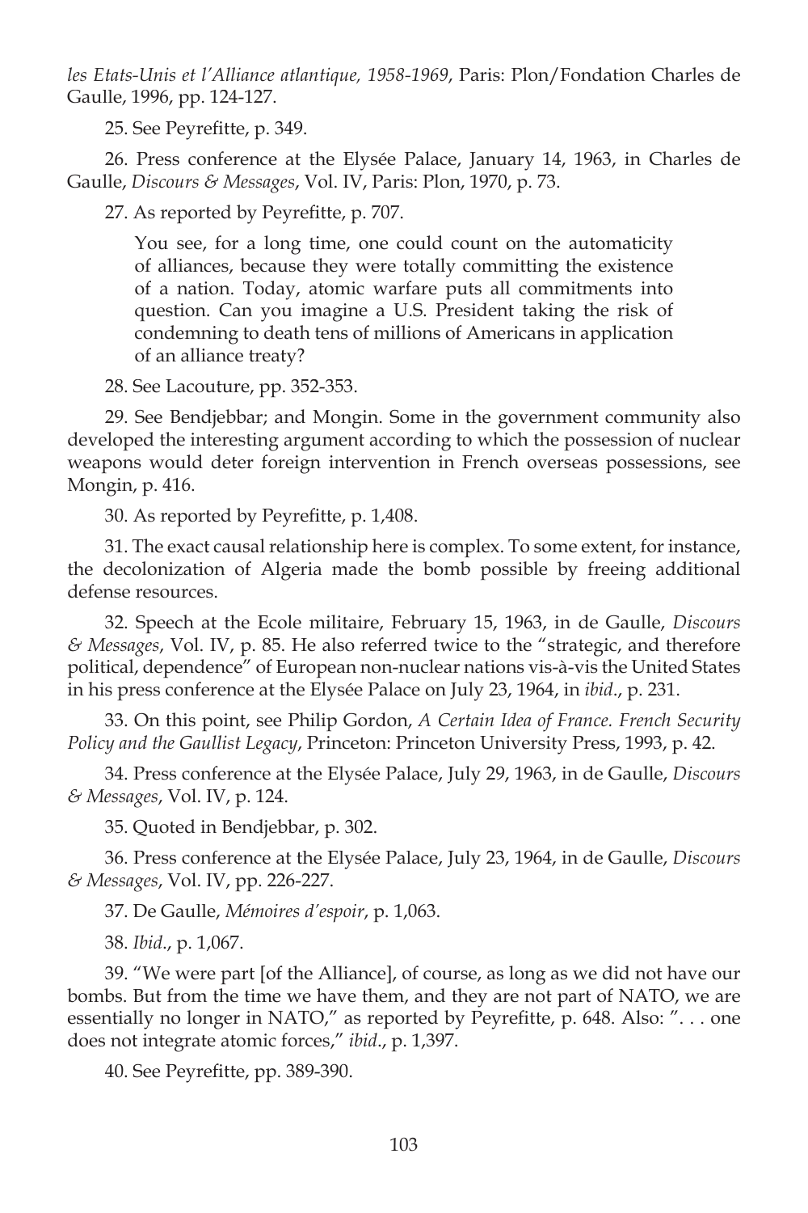*les Etats-Unis et l'Alliance atlantique, 1958-1969*, Paris: Plon/Fondation Charles de Gaulle, 1996, pp. 124-127.

25. See Peyrefitte, p. 349.

26. Press conference at the Elysée Palace, January 14, 1963, in Charles de Gaulle, *Discours & Messages*, Vol. IV, Paris: Plon, 1970, p. 73.

27. As reported by Peyrefitte, p. 707.

> You see, for a long time, one could count on the automaticity of alliances, because they were totally committing the existence of a nation. Today, atomic warfare puts all commitments into question. Can you imagine a U.S. President taking the risk of condemning to death tens of millions of Americans in application of an alliance treaty?

28. See Lacouture, pp. 352-353.

29. See Bendjebbar; and Mongin. Some in the government community also developed the interesting argument according to which the possession of nuclear weapons would deter foreign intervention in French overseas possessions, see Mongin, p. 416.

30. As reported by Peyrefitte, p. 1,408.

31. The exact causal relationship here is complex. To some extent, for instance, the decolonization of Algeria made the bomb possible by freeing additional defense resources.

32. Speech at the Ecole militaire, February 15, 1963, in de Gaulle, *Discours & Messages*, Vol. IV, p. 85. He also referred twice to the "strategic, and therefore political, dependence" of European non-nuclear nations vis-à-vis the United States in his press conference at the Elysée Palace on July 23, 1964, in *ibid*., p. 231.

33. On this point, see Philip Gordon, *A Certain Idea of France. French Security Policy and the Gaullist Legacy*, Princeton: Princeton University Press, 1993, p. 42.

34. Press conference at the Elysée Palace, July 29, 1963, in de Gaulle, *Discours & Messages*, Vol. IV, p. 124.

35. Quoted in Bendjebbar, p. 302.

36. Press conference at the Elysée Palace, July 23, 1964, in de Gaulle, *Discours & Messages*, Vol. IV, pp. 226-227.

37. De Gaulle, *Mémoires d'espoir*, p. 1,063.

38. *Ibid*., p. 1,067.

39. "We were part [of the Alliance], of course, as long as we did not have our bombs. But from the time we have them, and they are not part of NATO, we are essentially no longer in NATO," as reported by Peyrefitte, p. 648. Also: ". . . one does not integrate atomic forces," *ibid*., p. 1,397.

40. See Peyrefitte, pp. 389-390.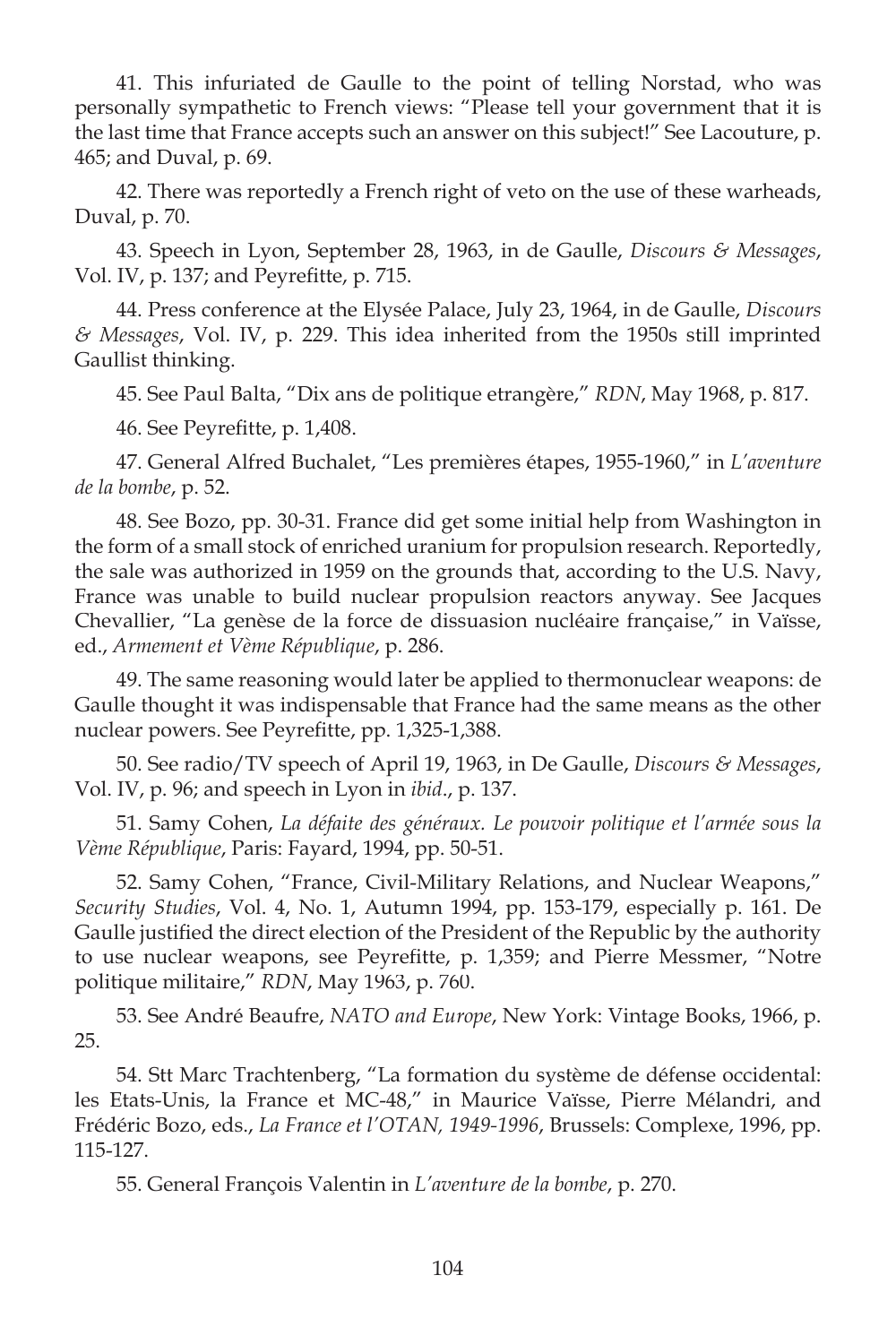41. This infuriated de Gaulle to the point of telling Norstad, who was personally sympathetic to French views: "Please tell your government that it is the last time that France accepts such an answer on this subject!" See Lacouture, p. 465; and Duval, p. 69.

42. There was reportedly a French right of veto on the use of these warheads, Duval, p. 70.

43. Speech in Lyon, September 28, 1963, in de Gaulle, *Discours & Messages*, Vol. IV, p. 137; and Peyrefitte, p. 715.

44. Press conference at the Elysée Palace, July 23, 1964, in de Gaulle, *Discours & Messages*, Vol. IV, p. 229. This idea inherited from the 1950s still imprinted Gaullist thinking.

45. See Paul Balta, "Dix ans de politique etrangère," *RDN*, May 1968, p. 817.

46. See Peyrefitte, p. 1,408.

47. General Alfred Buchalet, "Les premières étapes, 1955-1960," in *L'aventure de la bombe*, p. 52.

48. See Bozo, pp. 30-31. France did get some initial help from Washington in the form of a small stock of enriched uranium for propulsion research. Reportedly, the sale was authorized in 1959 on the grounds that, according to the U.S. Navy, France was unable to build nuclear propulsion reactors anyway. See Jacques Chevallier, "La genèse de la force de dissuasion nucléaire française," in Vaïsse, ed., *Armement et Vème République*, p. 286.

49. The same reasoning would later be applied to thermonuclear weapons: de Gaulle thought it was indispensable that France had the same means as the other nuclear powers. See Peyrefitte, pp. 1,325-1,388.

50. See radio/TV speech of April 19, 1963, in De Gaulle, *Discours & Messages*, Vol. IV, p. 96; and speech in Lyon in *ibid*., p. 137.

51. Samy Cohen, *La défaite des généraux. Le pouvoir politique et l'armée sous la Vème République*, Paris: Fayard, 1994, pp. 50-51.

52. Samy Cohen, "France, Civil-Military Relations, and Nuclear Weapons," *Security Studies*, Vol. 4, No. 1, Autumn 1994, pp. 153-179, especially p. 161. De Gaulle justified the direct election of the President of the Republic by the authority to use nuclear weapons, see Peyrefitte, p. 1,359; and Pierre Messmer, "Notre politique militaire," *RDN*, May 1963, p. 760.

53. See André Beaufre, *NATO and Europe*, New York: Vintage Books, 1966, p. 25.

54. Stt Marc Trachtenberg, "La formation du système de défense occidental: les Etats-Unis, la France et MC-48," in Maurice Vaïsse, Pierre Mélandri, and Frédéric Bozo, eds., *La France et l'OTAN, 1949-1996*, Brussels: Complexe, 1996, pp. 115-127.

55. General François Valentin in *L'aventure de la bombe*, p. 270.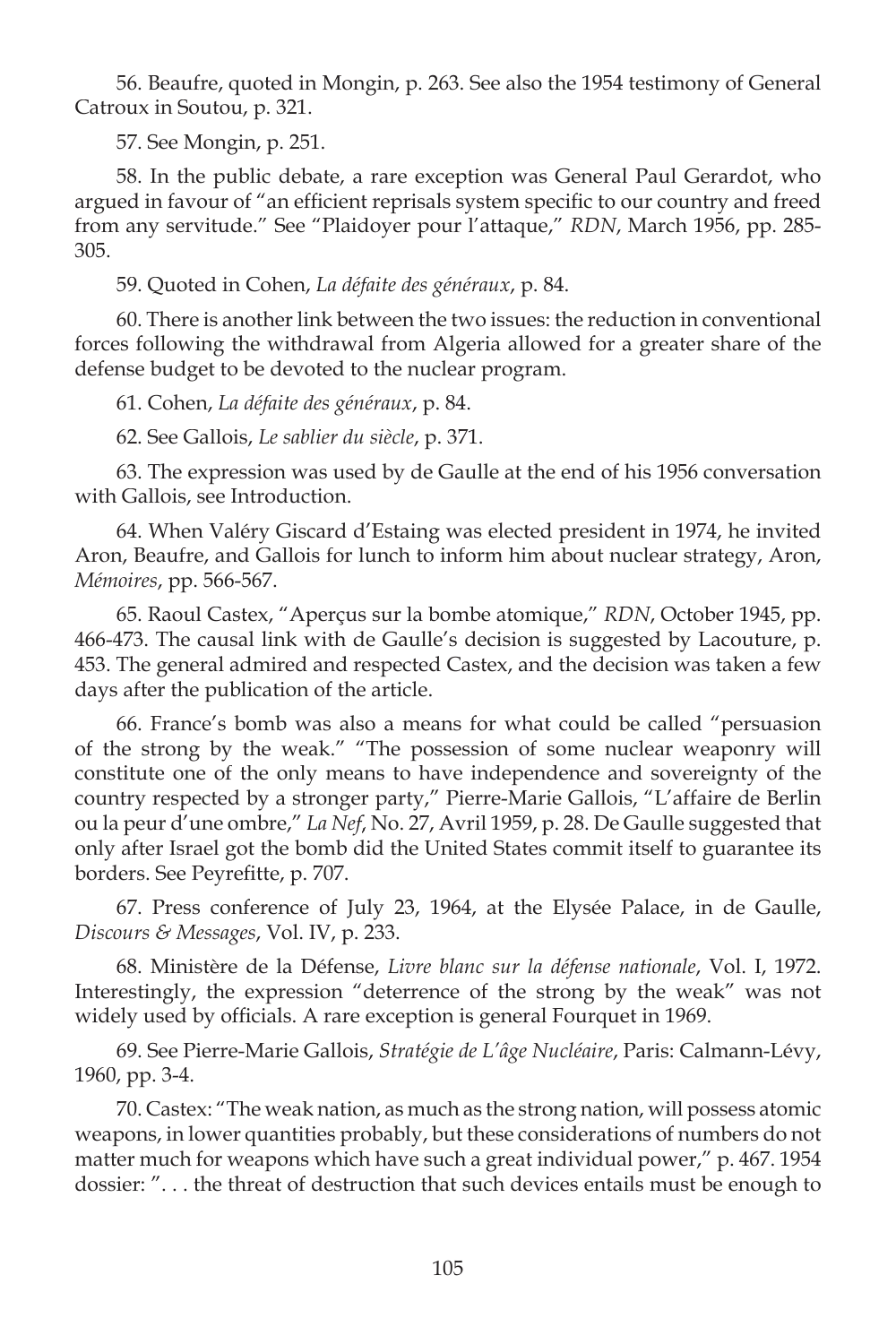56. Beaufre, quoted in Mongin, p. 263. See also the 1954 testimony of General Catroux in Soutou, p. 321.

57. See Mongin, p. 251.

58. In the public debate, a rare exception was General Paul Gerardot, who argued in favour of "an efficient reprisals system specific to our country and freed from any servitude." See "Plaidoyer pour l'attaque," *RDN*, March 1956, pp. 285-305.

59. Quoted in Cohen, *La défaite des généraux*, p. 84.

60. There is another link between the two issues: the reduction in conventional forces following the withdrawal from Algeria allowed for a greater share of the defense budget to be devoted to the nuclear program.

61. Cohen, *La défaite des généraux*, p. 84.

62. See Gallois, *Le sablier du siècle*, p. 371.

63. The expression was used by de Gaulle at the end of his 1956 conversation with Gallois, see Introduction.

64. When Valéry Giscard d'Estaing was elected president in 1974, he invited Aron, Beaufre, and Gallois for lunch to inform him about nuclear strategy, Aron, *Mémoires*, pp. 566-567.

65. Raoul Castex, "Aperçus sur la bombe atomique," *RDN*, October 1945, pp. 466-473. The causal link with de Gaulle's decision is suggested by Lacouture, p. 453. The general admired and respected Castex, and the decision was taken a few days after the publication of the article.

66. France's bomb was also a means for what could be called "persuasion of the strong by the weak." "The possession of some nuclear weaponry will constitute one of the only means to have independence and sovereignty of the country respected by a stronger party," Pierre-Marie Gallois, "L'affaire de Berlin ou la peur d'une ombre," *La Nef*, No. 27, Avril 1959, p. 28. De Gaulle suggested that only after Israel got the bomb did the United States commit itself to guarantee its borders. See Peyrefitte, p. 707.

67. Press conference of July 23, 1964, at the Elysée Palace, in de Gaulle, *Discours & Messages*, Vol. IV, p. 233.

68. Ministère de la Défense, *Livre blanc sur la défense nationale*, Vol. I, 1972. Interestingly, the expression "deterrence of the strong by the weak" was not widely used by officials. A rare exception is general Fourquet in 1969.

69. See Pierre-Marie Gallois, *Stratégie de L'âge Nucléaire*, Paris: Calmann-Lévy, 1960, pp. 3-4.

70. Castex: "The weak nation, as much as the strong nation, will possess atomic weapons, in lower quantities probably, but these considerations of numbers do not matter much for weapons which have such a great individual power," p. 467. 1954 dossier: ". . . the threat of destruction that such devices entails must be enough to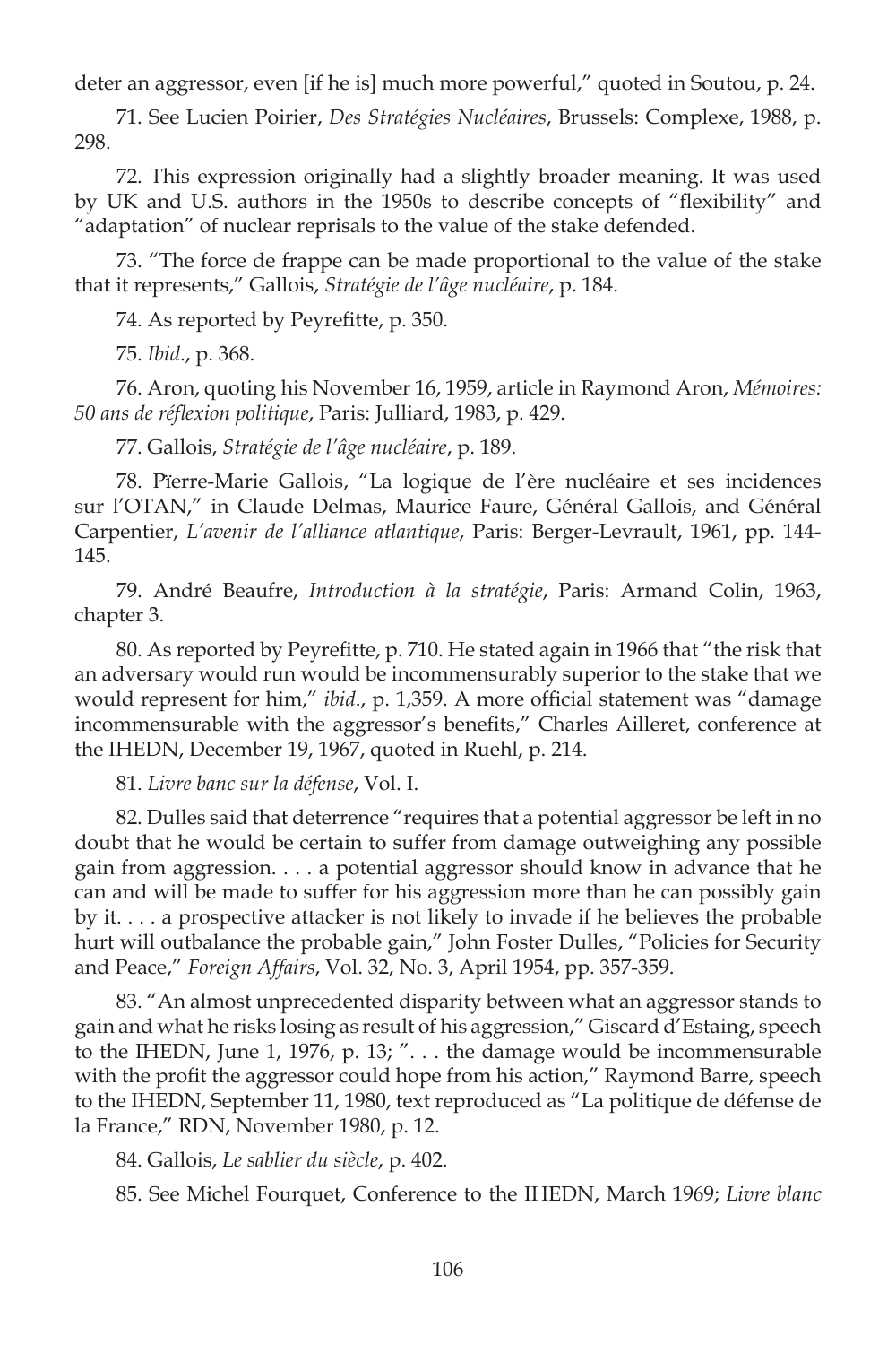deter an aggressor, even [if he is] much more powerful," quoted in Soutou, p. 24.

71. See Lucien Poirier, *Des Stratégies Nucléaires*, Brussels: Complexe, 1988, p. 298.

72. This expression originally had a slightly broader meaning. It was used by UK and U.S. authors in the 1950s to describe concepts of "flexibility" and "adaptation" of nuclear reprisals to the value of the stake defended.

73. "The force de frappe can be made proportional to the value of the stake that it represents," Gallois, *Stratégie de l'âge nucléaire*, p. 184.

74. As reported by Peyrefitte, p. 350.

75. *Ibid*., p. 368.

76. Aron, quoting his November 16, 1959, article in Raymond Aron, *Mémoires: 50 ans de réflexion politique*, Paris: Julliard, 1983, p. 429.

77. Gallois, *Stratégie de l'âge nucléaire*, p. 189.

78. Pïerre-Marie Gallois, "La logique de l'ère nucléaire et ses incidences sur l'OTAN," in Claude Delmas, Maurice Faure, Général Gallois, and Général Carpentier, *L'avenir de l'alliance atlantique*, Paris: Berger-Levrault, 1961, pp. 144-145.

79. André Beaufre, *Introduction à la stratégie*, Paris: Armand Colin, 1963, chapter 3.

80. As reported by Peyrefitte, p. 710. He stated again in 1966 that "the risk that an adversary would run would be incommensurably superior to the stake that we would represent for him," *ibid*., p. 1,359. A more official statement was "damage incommensurable with the aggressor's benefits," Charles Ailleret, conference at the IHEDN, December 19, 1967, quoted in Ruehl, p. 214.

81. *Livre banc sur la défense*, Vol. I.

82. Dulles said that deterrence "requires that a potential aggressor be left in no doubt that he would be certain to suffer from damage outweighing any possible gain from aggression. . . . a potential aggressor should know in advance that he can and will be made to suffer for his aggression more than he can possibly gain by it. . . . a prospective attacker is not likely to invade if he believes the probable hurt will outbalance the probable gain," John Foster Dulles, "Policies for Security and Peace," *Foreign Affairs*, Vol. 32, No. 3, April 1954, pp. 357-359.

83. "An almost unprecedented disparity between what an aggressor stands to gain and what he risks losing as result of his aggression," Giscard d'Estaing, speech to the IHEDN, June 1, 1976, p. 13; ". . . the damage would be incommensurable with the profit the aggressor could hope from his action," Raymond Barre, speech to the IHEDN, September 11, 1980, text reproduced as "La politique de défense de la France," RDN, November 1980, p. 12.

84. Gallois, *Le sablier du siècle*, p. 402.

85. See Michel Fourquet, Conference to the IHEDN, March 1969; *Livre blanc*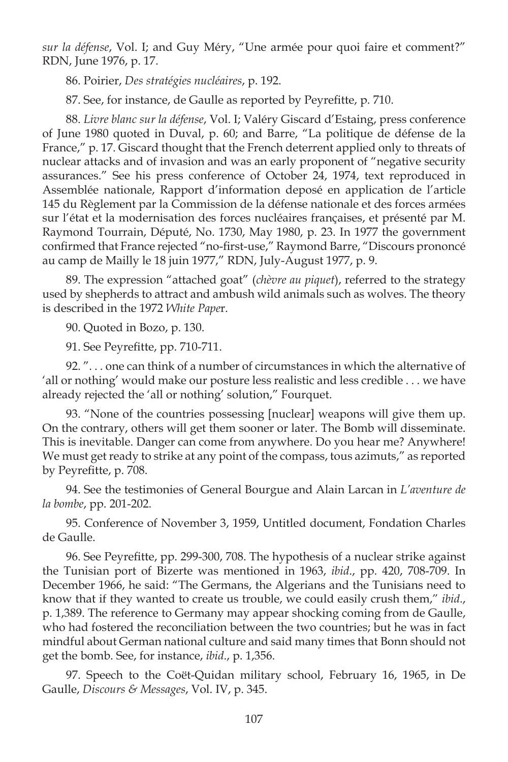*sur la défense*, Vol. I; and Guy Méry, "Une armée pour quoi faire et comment?" RDN, June 1976, p. 17.

86. Poirier, *Des stratégies nucléaires*, p. 192.

87. See, for instance, de Gaulle as reported by Peyrefitte, p. 710.

88. *Livre blanc sur la défense*, Vol. I; Valéry Giscard d'Estaing, press conference of June 1980 quoted in Duval, p. 60; and Barre, "La politique de défense de la France," p. 17. Giscard thought that the French deterrent applied only to threats of nuclear attacks and of invasion and was an early proponent of "negative security assurances." See his press conference of October 24, 1974, text reproduced in Assemblée nationale, Rapport d'information deposé en application de l'article 145 du Règlement par la Commission de la défense nationale et des forces armées sur l'état et la modernisation des forces nucléaires françaises, et présenté par M. Raymond Tourrain, Député, No. 1730, May 1980, p. 23. In 1977 the government confirmed that France rejected "no-first-use," Raymond Barre, "Discours prononcé au camp de Mailly le 18 juin 1977," RDN, July-August 1977, p. 9.

89. The expression "attached goat" (*chèvre au piquet*), referred to the strategy used by shepherds to attract and ambush wild animals such as wolves. The theory is described in the 1972 *White Paper*.

90. Quoted in Bozo, p. 130.

91. See Peyrefitte, pp. 710-711.

92. ". . . one can think of a number of circumstances in which the alternative of 'all or nothing' would make our posture less realistic and less credible . . . we have already rejected the 'all or nothing' solution," Fourquet.

93. "None of the countries possessing [nuclear] weapons will give them up. On the contrary, others will get them sooner or later. The Bomb will disseminate. This is inevitable. Danger can come from anywhere. Do you hear me? Anywhere! We must get ready to strike at any point of the compass, tous azimuts," as reported by Peyrefitte, p. 708.

94. See the testimonies of General Bourgue and Alain Larcan in *L'aventure de la bombe*, pp. 201-202.

95. Conference of November 3, 1959, Untitled document, Fondation Charles de Gaulle.

96. See Peyrefitte, pp. 299-300, 708. The hypothesis of a nuclear strike against the Tunisian port of Bizerte was mentioned in 1963, *ibid*., pp. 420, 708-709. In December 1966, he said: "The Germans, the Algerians and the Tunisians need to know that if they wanted to create us trouble, we could easily crush them," *ibid*., p. 1,389. The reference to Germany may appear shocking coming from de Gaulle, who had fostered the reconciliation between the two countries; but he was in fact mindful about German national culture and said many times that Bonn should not get the bomb. See, for instance, *ibid*., p. 1,356.

97. Speech to the Coët-Quidan military school, February 16, 1965, in De Gaulle, *Discours & Messages*, Vol. IV, p. 345.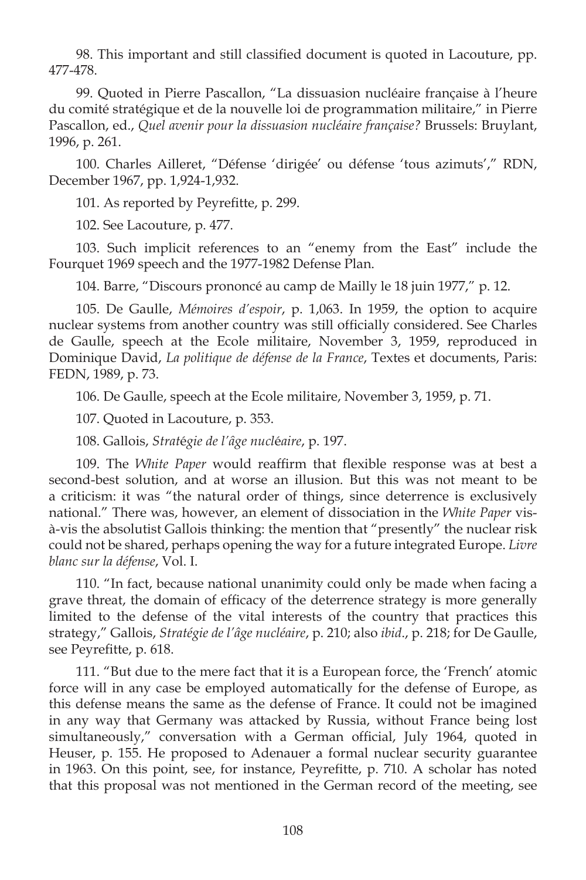98. This important and still classified document is quoted in Lacouture, pp. 477-478.

99. Quoted in Pierre Pascallon, "La dissuasion nucléaire française à l'heure du comité stratégique et de la nouvelle loi de programmation militaire," in Pierre Pascallon, ed., *Quel avenir pour la dissuasion nucléaire française?* Brussels: Bruylant, 1996, p. 261.

100. Charles Ailleret, "Défense 'dirigée' ou défense 'tous azimuts'," RDN, December 1967, pp. 1,924-1,932.

101. As reported by Peyrefitte, p. 299.

102. See Lacouture, p. 477.

103. Such implicit references to an "enemy from the East" include the Fourquet 1969 speech and the 1977-1982 Defense Plan.

104. Barre, "Discours prononcé au camp de Mailly le 18 juin 1977," p. 12.

105. De Gaulle, *Mémoires d'espoir*, p. 1,063. In 1959, the option to acquire nuclear systems from another country was still officially considered. See Charles de Gaulle, speech at the Ecole militaire, November 3, 1959, reproduced in Dominique David, *La politique de défense de la France*, Textes et documents, Paris: FEDN, 1989, p. 73.

106. De Gaulle, speech at the Ecole militaire, November 3, 1959, p. 71.

107. Quoted in Lacouture, p. 353.

108. Gallois, *Stratégie de l'âge nucléaire*, p. 197.

109. The *White Paper* would reaffirm that flexible response was at best a second-best solution, and at worse an illusion. But this was not meant to be a criticism: it was "the natural order of things, since deterrence is exclusively national." There was, however, an element of dissociation in the *White Paper* vis-à-vis the absolutist Gallois thinking: the mention that "presently" the nuclear risk could not be shared, perhaps opening the way for a future integrated Europe. *Livre blanc sur la défense*, Vol. I.

110. "In fact, because national unanimity could only be made when facing a grave threat, the domain of efficacy of the deterrence strategy is more generally limited to the defense of the vital interests of the country that practices this strategy," Gallois, *Stratégie de l'âge nucléaire*, p. 210; also *ibid*., p. 218; for De Gaulle, see Peyrefitte, p. 618.

111. "But due to the mere fact that it is a European force, the 'French' atomic force will in any case be employed automatically for the defense of Europe, as this defense means the same as the defense of France. It could not be imagined in any way that Germany was attacked by Russia, without France being lost simultaneously," conversation with a German official, July 1964, quoted in Heuser, p. 155. He proposed to Adenauer a formal nuclear security guarantee in 1963. On this point, see, for instance, Peyrefitte, p. 710. A scholar has noted that this proposal was not mentioned in the German record of the meeting, see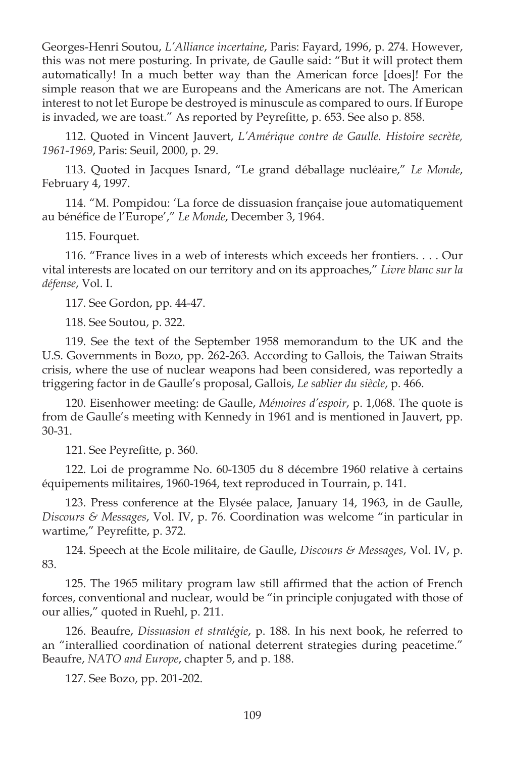Georges-Henri Soutou, *L'Alliance incertaine*, Paris: Fayard, 1996, p. 274. However, this was not mere posturing. In private, de Gaulle said: "But it will protect them automatically! In a much better way than the American force [does]! For the simple reason that we are Europeans and the Americans are not. The American interest to not let Europe be destroyed is minuscule as compared to ours. If Europe is invaded, we are toast." As reported by Peyrefitte, p. 653. See also p. 858.

112. Quoted in Vincent Jauvert, *L'Amérique contre de Gaulle. Histoire secrète, 1961-1969*, Paris: Seuil, 2000, p. 29.

113. Quoted in Jacques Isnard, "Le grand déballage nucléaire," *Le Monde*, February 4, 1997.

114. "M. Pompidou: 'La force de dissuasion française joue automatiquement au bénéfice de l'Europe'," *Le Monde*, December 3, 1964.

115. Fourquet.

116. "France lives in a web of interests which exceeds her frontiers. . . . Our vital interests are located on our territory and on its approaches," *Livre blanc sur la défense*, Vol. I.

117. See Gordon, pp. 44-47.

118. See Soutou, p. 322.

119. See the text of the September 1958 memorandum to the UK and the U.S. Governments in Bozo, pp. 262-263. According to Gallois, the Taiwan Straits crisis, where the use of nuclear weapons had been considered, was reportedly a triggering factor in de Gaulle's proposal, Gallois, *Le sablier du siècle*, p. 466.

120. Eisenhower meeting: de Gaulle, *Mémoires d'espoir*, p. 1,068. The quote is from de Gaulle's meeting with Kennedy in 1961 and is mentioned in Jauvert, pp. 30-31.

121. See Peyrefitte, p. 360.

122. Loi de programme No. 60-1305 du 8 décembre 1960 relative à certains équipements militaires, 1960-1964, text reproduced in Tourrain, p. 141.

123. Press conference at the Elysée palace, January 14, 1963, in de Gaulle, *Discours & Messages*, Vol. IV, p. 76. Coordination was welcome "in particular in wartime," Peyrefitte, p. 372.

124. Speech at the Ecole militaire, de Gaulle, *Discours & Messages*, Vol. IV, p. 83.

125. The 1965 military program law still affirmed that the action of French forces, conventional and nuclear, would be "in principle conjugated with those of our allies," quoted in Ruehl, p. 211.

126. Beaufre, *Dissuasion et stratégie*, p. 188. In his next book, he referred to an "interallied coordination of national deterrent strategies during peacetime." Beaufre, *NATO and Europe*, chapter 5, and p. 188.

127. See Bozo, pp. 201-202.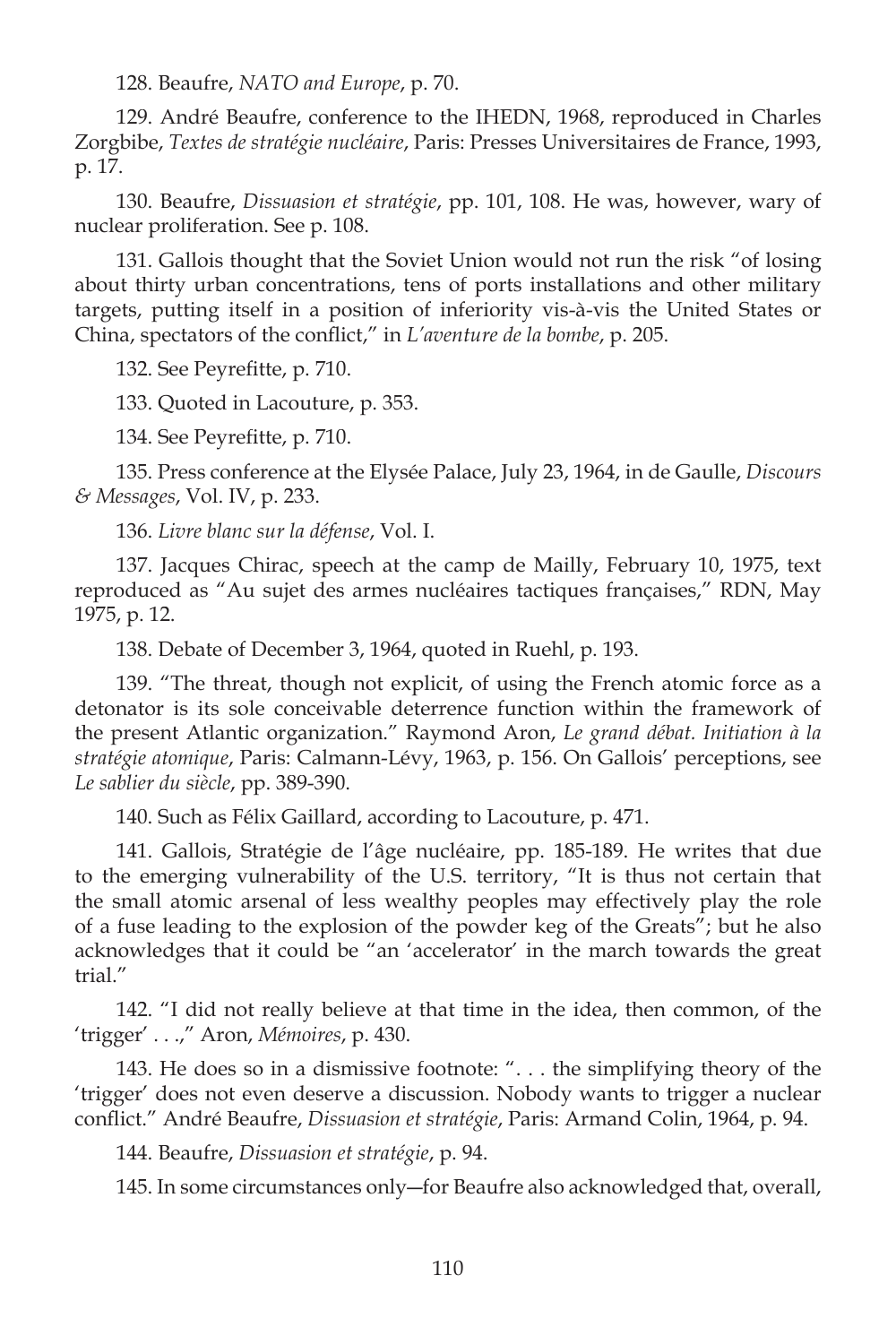128. Beaufre, *NATO and Europe*, p. 70.

129. André Beaufre, conference to the IHEDN, 1968, reproduced in Charles Zorgbibe, *Textes de stratégie nucléaire*, Paris: Presses Universitaires de France, 1993, p. 17.

130. Beaufre, *Dissuasion et stratégie*, pp. 101, 108. He was, however, wary of nuclear proliferation. See p. 108.

131. Gallois thought that the Soviet Union would not run the risk "of losing about thirty urban concentrations, tens of ports installations and other military targets, putting itself in a position of inferiority vis-à-vis the United States or China, spectators of the conflict," in *L'aventure de la bombe*, p. 205.

132. See Peyrefitte, p. 710.

133. Quoted in Lacouture, p. 353.

134. See Peyrefitte, p. 710.

135. Press conference at the Elysée Palace, July 23, 1964, in de Gaulle, *Discours & Messages*, Vol. IV, p. 233.

136. *Livre blanc sur la défense*, Vol. I.

137. Jacques Chirac, speech at the camp de Mailly, February 10, 1975, text reproduced as "Au sujet des armes nucléaires tactiques françaises," RDN, May 1975, p. 12.

138. Debate of December 3, 1964, quoted in Ruehl, p. 193.

139. "The threat, though not explicit, of using the French atomic force as a detonator is its sole conceivable deterrence function within the framework of the present Atlantic organization." Raymond Aron, *Le grand débat. Initiation à la stratégie atomique*, Paris: Calmann-Lévy, 1963, p. 156. On Gallois' perceptions, see *Le sablier du siècle*, pp. 389-390.

140. Such as Félix Gaillard, according to Lacouture, p. 471.

141. Gallois, Stratégie de l'âge nucléaire, pp. 185-189. He writes that due to the emerging vulnerability of the U.S. territory, "It is thus not certain that the small atomic arsenal of less wealthy peoples may effectively play the role of a fuse leading to the explosion of the powder keg of the Greats"; but he also acknowledges that it could be "an 'accelerator' in the march towards the great trial."

142. "I did not really believe at that time in the idea, then common, of the 'trigger' . . .," Aron, *Mémoires*, p. 430.

143. He does so in a dismissive footnote: ". . . the simplifying theory of the 'trigger' does not even deserve a discussion. Nobody wants to trigger a nuclear conflict." André Beaufre, *Dissuasion et stratégie*, Paris: Armand Colin, 1964, p. 94.

144. Beaufre, *Dissuasion et stratégie*, p. 94.

145. In some circumstances only—for Beaufre also acknowledged that, overall,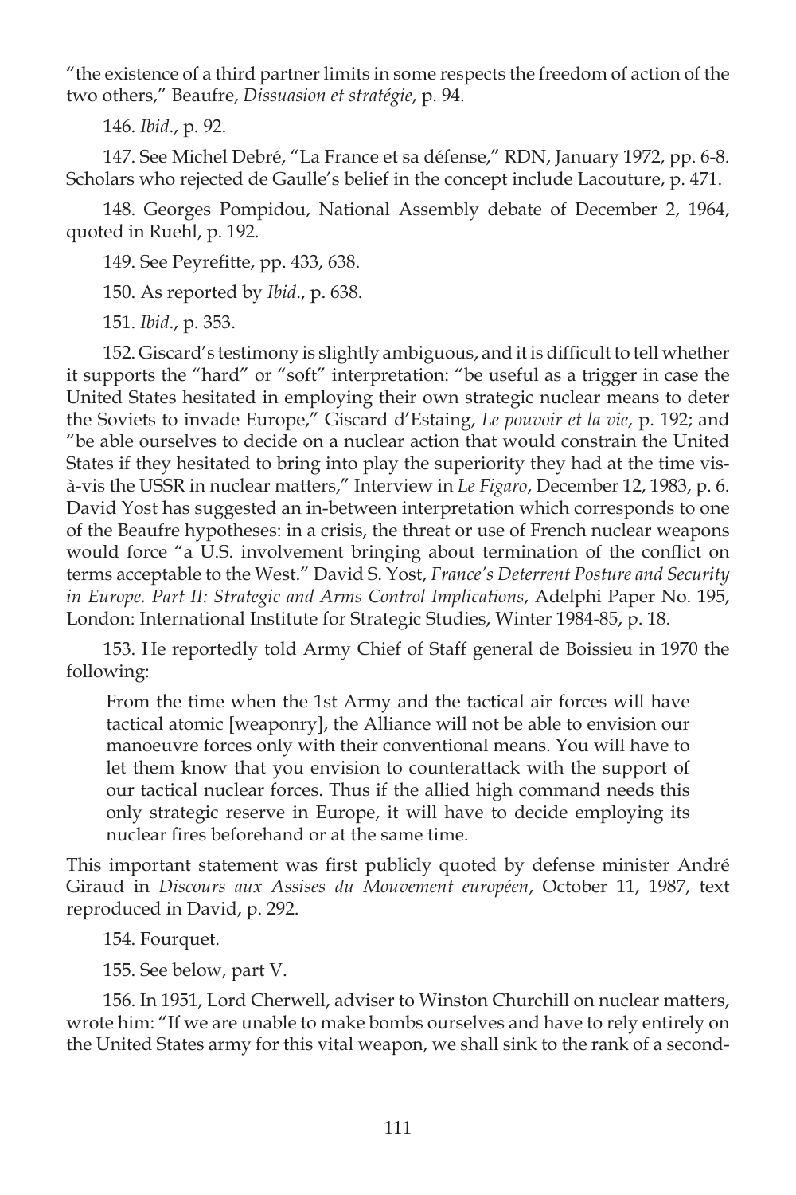"the existence of a third partner limits in some respects the freedom of action of the two others," Beaufre, *Dissuasion et stratégie*, p. 94.

146. *Ibid*., p. 92.

147. See Michel Debré, "La France et sa défense," RDN, January 1972, pp. 6-8. Scholars who rejected de Gaulle's belief in the concept include Lacouture, p. 471.

148. Georges Pompidou, National Assembly debate of December 2, 1964, quoted in Ruehl, p. 192.

149. See Peyrefitte, pp. 433, 638.

150. As reported by *Ibid*., p. 638.

151. *Ibid*., p. 353.

152. Giscard's testimony is slightly ambiguous, and it is difficult to tell whether it supports the "hard" or "soft" interpretation: "be useful as a trigger in case the United States hesitated in employing their own strategic nuclear means to deter the Soviets to invade Europe," Giscard d'Estaing, *Le pouvoir et la vie*, p. 192; and "be able ourselves to decide on a nuclear action that would constrain the United States if they hesitated to bring into play the superiority they had at the time vis-à-vis the USSR in nuclear matters," Interview in *Le Figaro*, December 12, 1983, p. 6. David Yost has suggested an in-between interpretation which corresponds to one of the Beaufre hypotheses: in a crisis, the threat or use of French nuclear weapons would force "a U.S. involvement bringing about termination of the conflict on terms acceptable to the West." David S. Yost, *France's Deterrent Posture and Security in Europe. Part II: Strategic and Arms Control Implications*, Adelphi Paper No. 195, London: International Institute for Strategic Studies, Winter 1984-85, p. 18.

153. He reportedly told Army Chief of Staff general de Boissieu in 1970 the following:

> From the time when the 1st Army and the tactical air forces will have tactical atomic [weaponry], the Alliance will not be able to envision our manoeuvre forces only with their conventional means. You will have to let them know that you envision to counterattack with the support of our tactical nuclear forces. Thus if the allied high command needs this only strategic reserve in Europe, it will have to decide employing its nuclear fires beforehand or at the same time.

This important statement was first publicly quoted by defense minister André Giraud in *Discours aux Assises du Mouvement européen*, October 11, 1987, text reproduced in David, p. 292.

154. Fourquet.

155. See below, part V.

156. In 1951, Lord Cherwell, adviser to Winston Churchill on nuclear matters, wrote him: "If we are unable to make bombs ourselves and have to rely entirely on the United States army for this vital weapon, we shall sink to the rank of a second-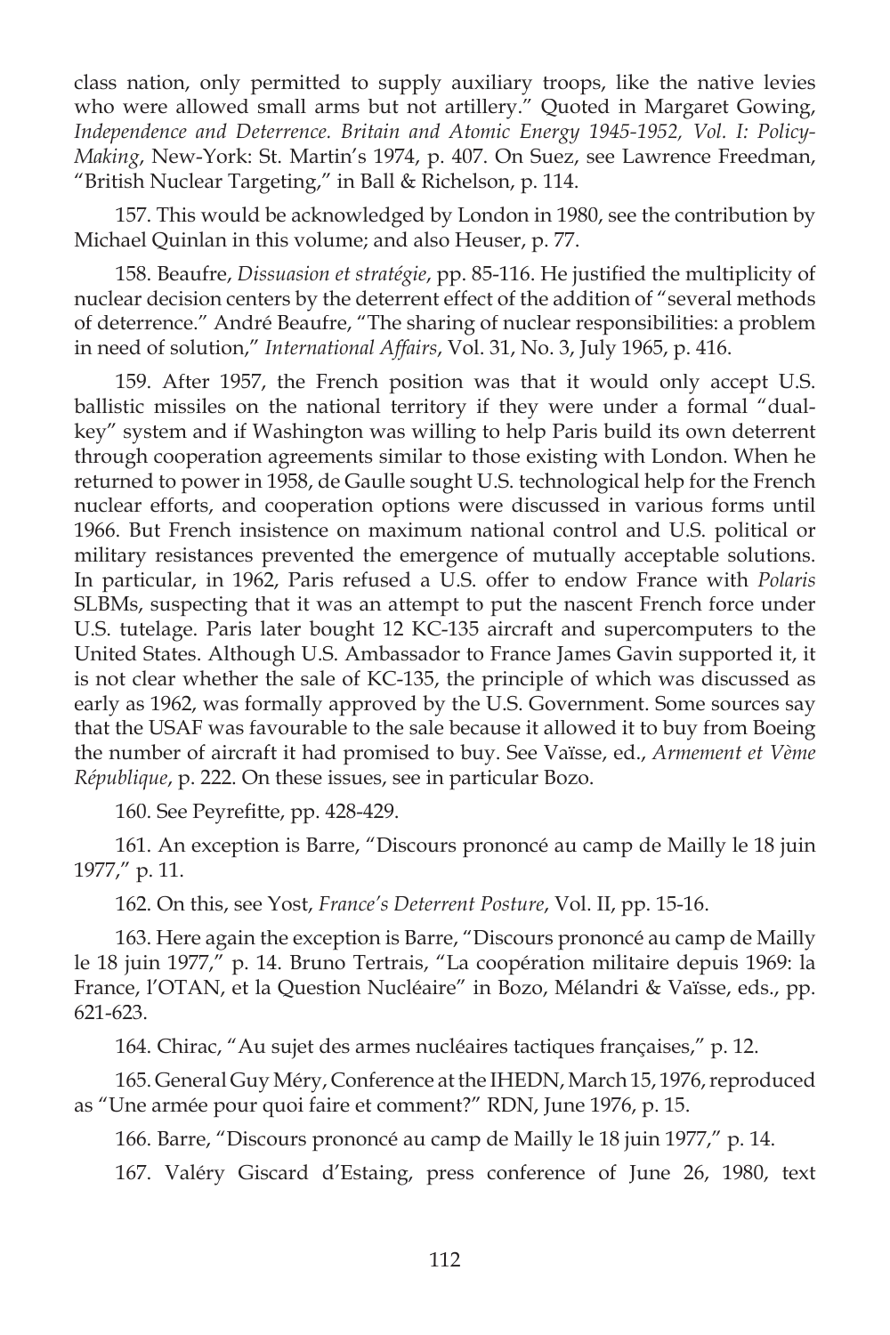class nation, only permitted to supply auxiliary troops, like the native levies who were allowed small arms but not artillery." Quoted in Margaret Gowing, *Independence and Deterrence. Britain and Atomic Energy 1945-1952, Vol. I: Policy-Making*, New-York: St. Martin's 1974, p. 407. On Suez, see Lawrence Freedman, "British Nuclear Targeting," in Ball & Richelson, p. 114.

157. This would be acknowledged by London in 1980, see the contribution by Michael Quinlan in this volume; and also Heuser, p. 77.

158. Beaufre, *Dissuasion et stratégie*, pp. 85-116. He justified the multiplicity of nuclear decision centers by the deterrent effect of the addition of "several methods of deterrence." André Beaufre, "The sharing of nuclear responsibilities: a problem in need of solution," *International Affairs*, Vol. 31, No. 3, July 1965, p. 416.

159. After 1957, the French position was that it would only accept U.S. ballistic missiles on the national territory if they were under a formal "dual-key" system and if Washington was willing to help Paris build its own deterrent through cooperation agreements similar to those existing with London. When he returned to power in 1958, de Gaulle sought U.S. technological help for the French nuclear efforts, and cooperation options were discussed in various forms until 1966. But French insistence on maximum national control and U.S. political or military resistances prevented the emergence of mutually acceptable solutions. In particular, in 1962, Paris refused a U.S. offer to endow France with *Polaris* SLBMs, suspecting that it was an attempt to put the nascent French force under U.S. tutelage. Paris later bought 12 KC-135 aircraft and supercomputers to the United States. Although U.S. Ambassador to France James Gavin supported it, it is not clear whether the sale of KC-135, the principle of which was discussed as early as 1962, was formally approved by the U.S. Government. Some sources say that the USAF was favourable to the sale because it allowed it to buy from Boeing the number of aircraft it had promised to buy. See Vaïsse, ed., *Armement et Vème République*, p. 222. On these issues, see in particular Bozo.

160. See Peyrefitte, pp. 428-429.

161. An exception is Barre, "Discours prononcé au camp de Mailly le 18 juin 1977," p. 11.

162. On this, see Yost, *France's Deterrent Posture*, Vol. II, pp. 15-16.

163. Here again the exception is Barre, "Discours prononcé au camp de Mailly le 18 juin 1977," p. 14. Bruno Tertrais, "La coopération militaire depuis 1969: la France, l'OTAN, et la Question Nucléaire" in Bozo, Mélandri & Vaïsse, eds., pp. 621-623.

164. Chirac, "Au sujet des armes nucléaires tactiques françaises," p. 12.

165. General Guy Méry, Conference at the IHEDN, March 15, 1976, reproduced as "Une armée pour quoi faire et comment?" RDN, June 1976, p. 15.

166. Barre, "Discours prononcé au camp de Mailly le 18 juin 1977," p. 14.

167. Valéry Giscard d'Estaing, press conference of June 26, 1980, text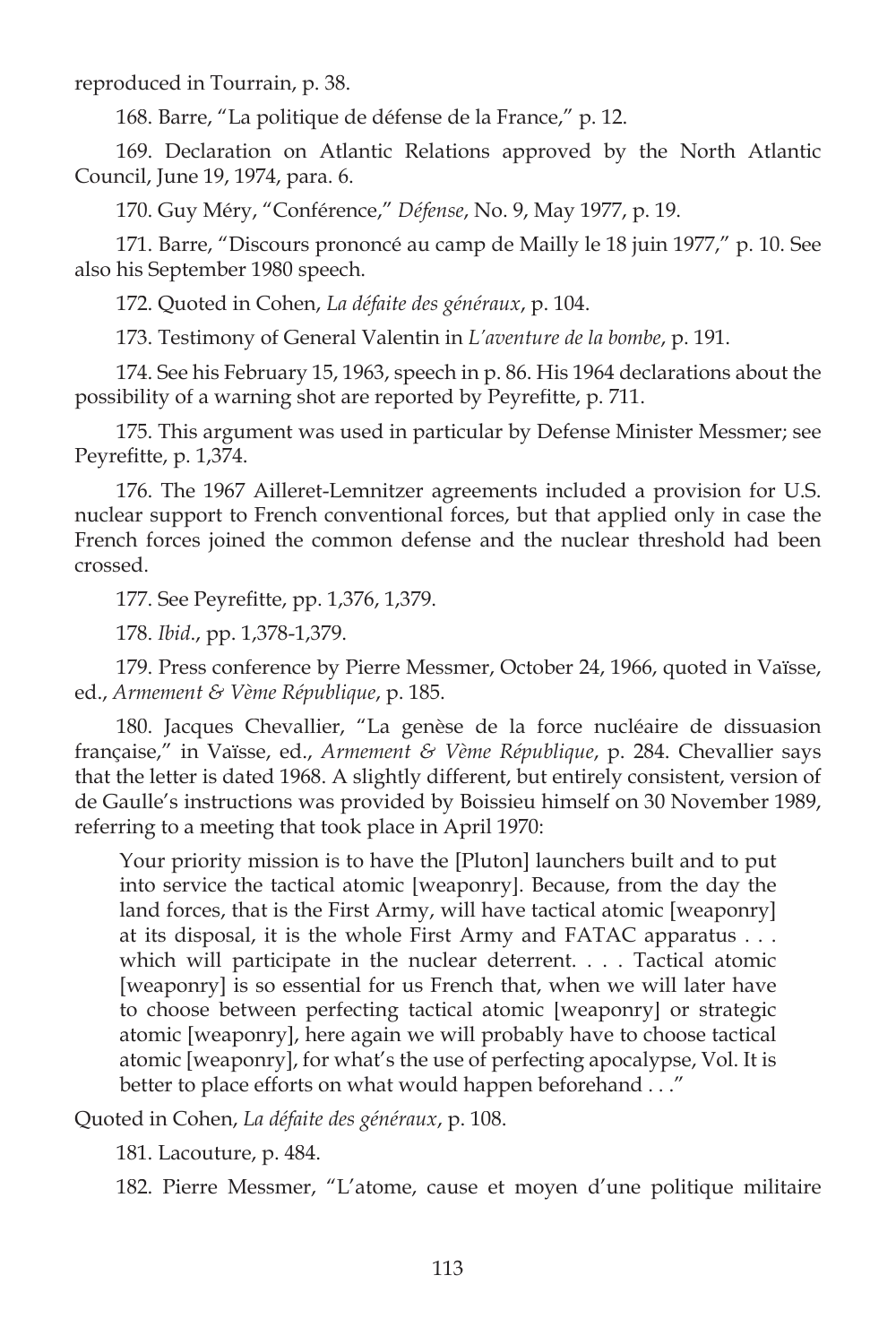reproduced in Tourrain, p. 38.

168. Barre, "La politique de défense de la France," p. 12.

169. Declaration on Atlantic Relations approved by the North Atlantic Council, June 19, 1974, para. 6.

170. Guy Méry, "Conférence," *Défense*, No. 9, May 1977, p. 19.

171. Barre, "Discours prononcé au camp de Mailly le 18 juin 1977," p. 10. See also his September 1980 speech.

172. Quoted in Cohen, *La défaite des généraux*, p. 104.

173. Testimony of General Valentin in *L'aventure de la bombe*, p. 191.

174. See his February 15, 1963, speech in p. 86. His 1964 declarations about the possibility of a warning shot are reported by Peyrefitte, p. 711.

175. This argument was used in particular by Defense Minister Messmer; see Peyrefitte, p. 1,374.

176. The 1967 Ailleret-Lemnitzer agreements included a provision for U.S. nuclear support to French conventional forces, but that applied only in case the French forces joined the common defense and the nuclear threshold had been crossed.

177. See Peyrefitte, pp. 1,376, 1,379.

178. *Ibid*., pp. 1,378-1,379.

179. Press conference by Pierre Messmer, October 24, 1966, quoted in Vaïsse, ed., *Armement & Vème République*, p. 185.

180. Jacques Chevallier, "La genèse de la force nucléaire de dissuasion française," in Vaïsse, ed., *Armement & Vème République*, p. 284. Chevallier says that the letter is dated 1968. A slightly different, but entirely consistent, version of de Gaulle's instructions was provided by Boissieu himself on 30 November 1989, referring to a meeting that took place in April 1970:

> Your priority mission is to have the [Pluton] launchers built and to put into service the tactical atomic [weaponry]. Because, from the day the land forces, that is the First Army, will have tactical atomic [weaponry] at its disposal, it is the whole First Army and FATAC apparatus . . . which will participate in the nuclear deterrent. . . . Tactical atomic [weaponry] is so essential for us French that, when we will later have to choose between perfecting tactical atomic [weaponry] or strategic atomic [weaponry], here again we will probably have to choose tactical atomic [weaponry], for what's the use of perfecting apocalypse, Vol. It is better to place efforts on what would happen beforehand . . ."

Quoted in Cohen, *La défaite des généraux*, p. 108.

181. Lacouture, p. 484.

182. Pierre Messmer, "L'atome, cause et moyen d'une politique militaire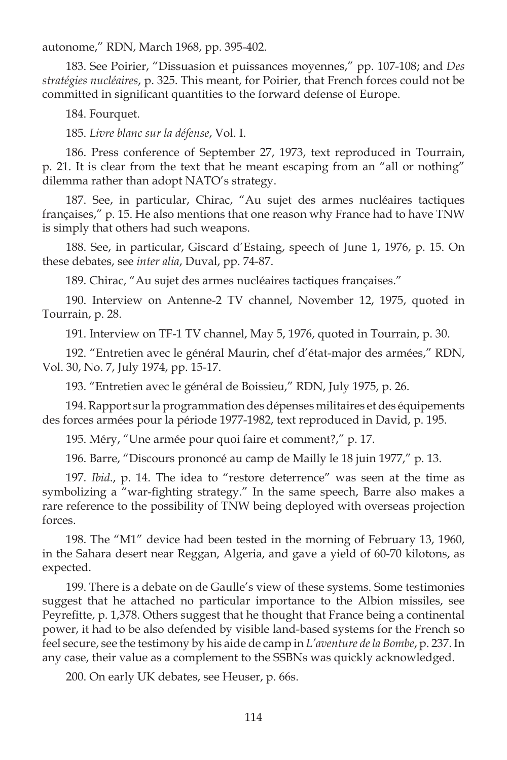autonome," RDN, March 1968, pp. 395-402.

183. See Poirier, "Dissuasion et puissances moyennes," pp. 107-108; and *Des stratégies nucléaires*, p. 325. This meant, for Poirier, that French forces could not be committed in significant quantities to the forward defense of Europe.

184. Fourquet.

185. *Livre blanc sur la défense*, Vol. I.

186. Press conference of September 27, 1973, text reproduced in Tourrain, p. 21. It is clear from the text that he meant escaping from an "all or nothing" dilemma rather than adopt NATO's strategy.

187. See, in particular, Chirac, "Au sujet des armes nucléaires tactiques françaises," p. 15. He also mentions that one reason why France had to have TNW is simply that others had such weapons.

188. See, in particular, Giscard d'Estaing, speech of June 1, 1976, p. 15. On these debates, see *inter alia*, Duval, pp. 74-87.

189. Chirac, "Au sujet des armes nucléaires tactiques françaises."

190. Interview on Antenne-2 TV channel, November 12, 1975, quoted in Tourrain, p. 28.

191. Interview on TF-1 TV channel, May 5, 1976, quoted in Tourrain, p. 30.

192. "Entretien avec le général Maurin, chef d'état-major des armées," RDN, Vol. 30, No. 7, July 1974, pp. 15-17.

193. "Entretien avec le général de Boissieu," RDN, July 1975, p. 26.

194. Rapport sur la programmation des dépenses militaires et des équipements des forces armées pour la période 1977-1982, text reproduced in David, p. 195.

195. Méry, "Une armée pour quoi faire et comment?," p. 17.

196. Barre, "Discours prononcé au camp de Mailly le 18 juin 1977," p. 13.

197. *Ibid*., p. 14. The idea to "restore deterrence" was seen at the time as symbolizing a "war-fighting strategy." In the same speech, Barre also makes a rare reference to the possibility of TNW being deployed with overseas projection forces.

198. The "M1" device had been tested in the morning of February 13, 1960, in the Sahara desert near Reggan, Algeria, and gave a yield of 60-70 kilotons, as expected.

199. There is a debate on de Gaulle's view of these systems. Some testimonies suggest that he attached no particular importance to the Albion missiles, see Peyrefitte, p. 1,378. Others suggest that he thought that France being a continental power, it had to be also defended by visible land-based systems for the French so feel secure, see the testimony by his aide de camp in *L'aventure de la Bombe*, p. 237. In any case, their value as a complement to the SSBNs was quickly acknowledged.

200. On early UK debates, see Heuser, p. 66s.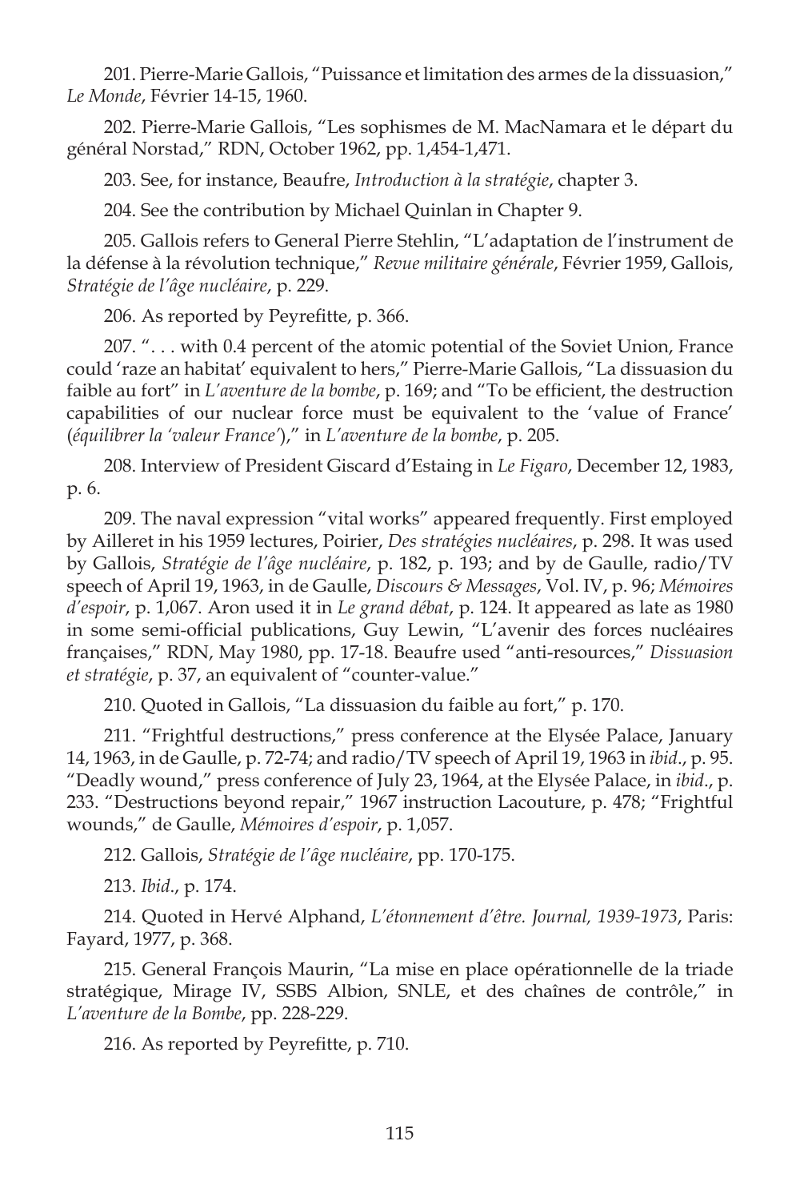201. Pierre-Marie Gallois, "Puissance et limitation des armes de la dissuasion," *Le Monde*, Février 14-15, 1960.

202. Pierre-Marie Gallois, "Les sophismes de M. MacNamara et le départ du général Norstad," RDN, October 1962, pp. 1,454-1,471.

203. See, for instance, Beaufre, *Introduction à la stratégie*, chapter 3.

204. See the contribution by Michael Quinlan in Chapter 9.

205. Gallois refers to General Pierre Stehlin, "L'adaptation de l'instrument de la défense à la révolution technique," *Revue militaire générale*, Février 1959, Gallois, *Stratégie de l'âge nucléaire*, p. 229.

206. As reported by Peyrefitte, p. 366.

207. ". . . with 0.4 percent of the atomic potential of the Soviet Union, France could 'raze an habitat' equivalent to hers," Pierre-Marie Gallois, "La dissuasion du faible au fort" in *L'aventure de la bombe*, p. 169; and "To be efficient, the destruction capabilities of our nuclear force must be equivalent to the 'value of France' (*équilibrer la 'valeur France'*)," in *L'aventure de la bombe*, p. 205.

208. Interview of President Giscard d'Estaing in *Le Figaro*, December 12, 1983, p. 6.

209. The naval expression "vital works" appeared frequently. First employed by Ailleret in his 1959 lectures, Poirier, *Des stratégies nucléaires*, p. 298. It was used by Gallois, *Stratégie de l'âge nucléaire*, p. 182, p. 193; and by de Gaulle, radio/TV speech of April 19, 1963, in de Gaulle, *Discours & Messages*, Vol. IV, p. 96; *Mémoires d'espoir*, p. 1,067. Aron used it in *Le grand débat*, p. 124. It appeared as late as 1980 in some semi-official publications, Guy Lewin, "L'avenir des forces nucléaires françaises," RDN, May 1980, pp. 17-18. Beaufre used "anti-resources," *Dissuasion et stratégie*, p. 37, an equivalent of "counter-value."

210. Quoted in Gallois, "La dissuasion du faible au fort," p. 170.

211. "Frightful destructions," press conference at the Elysée Palace, January 14, 1963, in de Gaulle, p. 72-74; and radio/TV speech of April 19, 1963 in *ibid*., p. 95. "Deadly wound," press conference of July 23, 1964, at the Elysée Palace, in *ibid*., p. 233. "Destructions beyond repair," 1967 instruction Lacouture, p. 478; "Frightful wounds," de Gaulle, *Mémoires d'espoir*, p. 1,057.

212. Gallois, *Stratégie de l'âge nucléaire*, pp. 170-175.

213. *Ibid*., p. 174.

214. Quoted in Hervé Alphand, *L'étonnement d'être. Journal, 1939-1973*, Paris: Fayard, 1977, p. 368.

215. General François Maurin, "La mise en place opérationnelle de la triade stratégique, Mirage IV, SSBS Albion, SNLE, et des chaînes de contrôle," in *L'aventure de la Bombe*, pp. 228-229.

216. As reported by Peyrefitte, p. 710.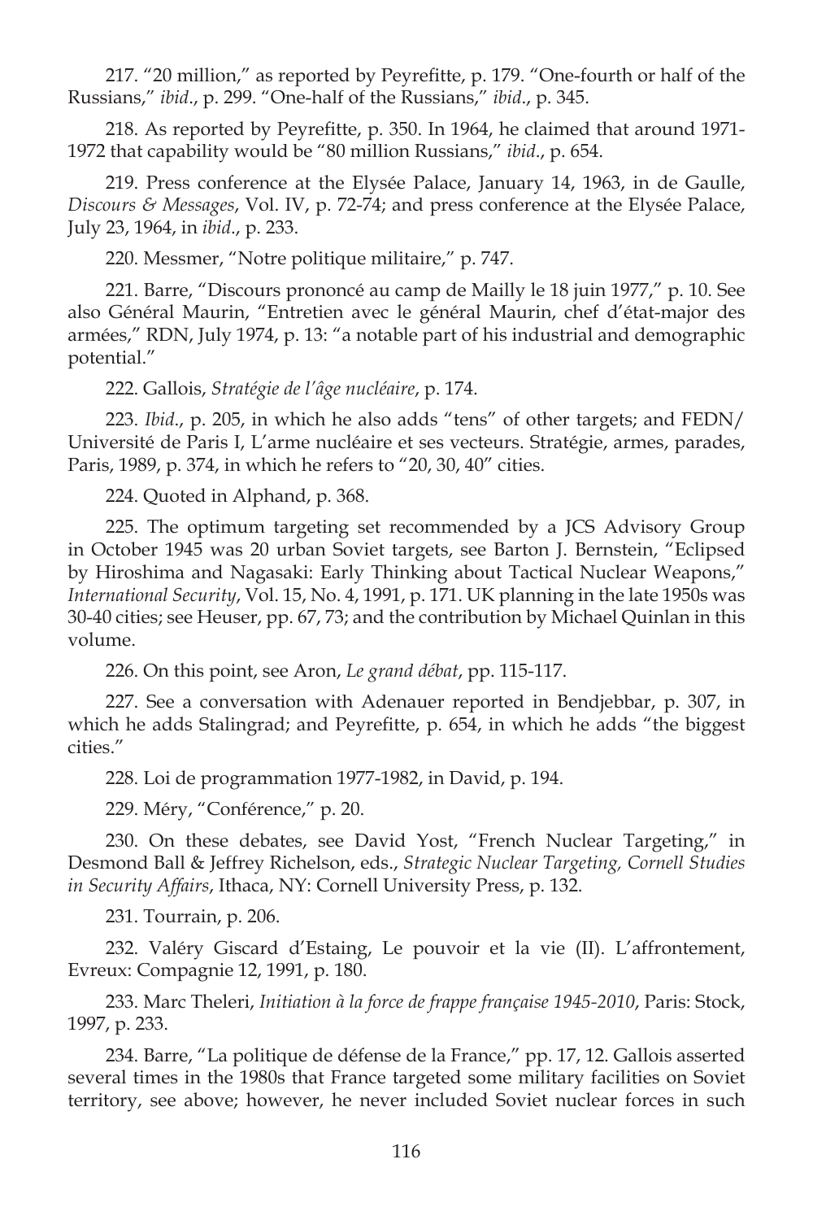217. "20 million," as reported by Peyrefitte, p. 179. "One-fourth or half of the Russians," *ibid*., p. 299. "One-half of the Russians," *ibid*., p. 345.

218. As reported by Peyrefitte, p. 350. In 1964, he claimed that around 1971-1972 that capability would be "80 million Russians," *ibid*., p. 654.

219. Press conference at the Elysée Palace, January 14, 1963, in de Gaulle, *Discours & Messages*, Vol. IV, p. 72-74; and press conference at the Elysée Palace, July 23, 1964, in *ibid*., p. 233.

220. Messmer, "Notre politique militaire," p. 747.

221. Barre, "Discours prononcé au camp de Mailly le 18 juin 1977," p. 10. See also Général Maurin, "Entretien avec le général Maurin, chef d'état-major des armées," RDN, July 1974, p. 13: "a notable part of his industrial and demographic potential."

222. Gallois, *Stratégie de l'âge nucléaire*, p. 174.

223. *Ibid*., p. 205, in which he also adds "tens" of other targets; and FEDN/Université de Paris I, L'arme nucléaire et ses vecteurs. Stratégie, armes, parades, Paris, 1989, p. 374, in which he refers to "20, 30, 40" cities.

224. Quoted in Alphand, p. 368.

225. The optimum targeting set recommended by a JCS Advisory Group in October 1945 was 20 urban Soviet targets, see Barton J. Bernstein, "Eclipsed by Hiroshima and Nagasaki: Early Thinking about Tactical Nuclear Weapons," *International Security*, Vol. 15, No. 4, 1991, p. 171. UK planning in the late 1950s was 30-40 cities; see Heuser, pp. 67, 73; and the contribution by Michael Quinlan in this volume.

226. On this point, see Aron, *Le grand débat*, pp. 115-117.

227. See a conversation with Adenauer reported in Bendjebbar, p. 307, in which he adds Stalingrad; and Peyrefitte, p. 654, in which he adds "the biggest cities."

228. Loi de programmation 1977-1982, in David, p. 194.

229. Méry, "Conférence," p. 20.

230. On these debates, see David Yost, "French Nuclear Targeting," in Desmond Ball & Jeffrey Richelson, eds., *Strategic Nuclear Targeting, Cornell Studies in Security Affairs*, Ithaca, NY: Cornell University Press, p. 132.

231. Tourrain, p. 206.

232. Valéry Giscard d'Estaing, Le pouvoir et la vie (II). L'affrontement, Evreux: Compagnie 12, 1991, p. 180.

233. Marc Theleri, *Initiation à la force de frappe française 1945-2010*, Paris: Stock, 1997, p. 233.

234. Barre, "La politique de défense de la France," pp. 17, 12. Gallois asserted several times in the 1980s that France targeted some military facilities on Soviet territory, see above; however, he never included Soviet nuclear forces in such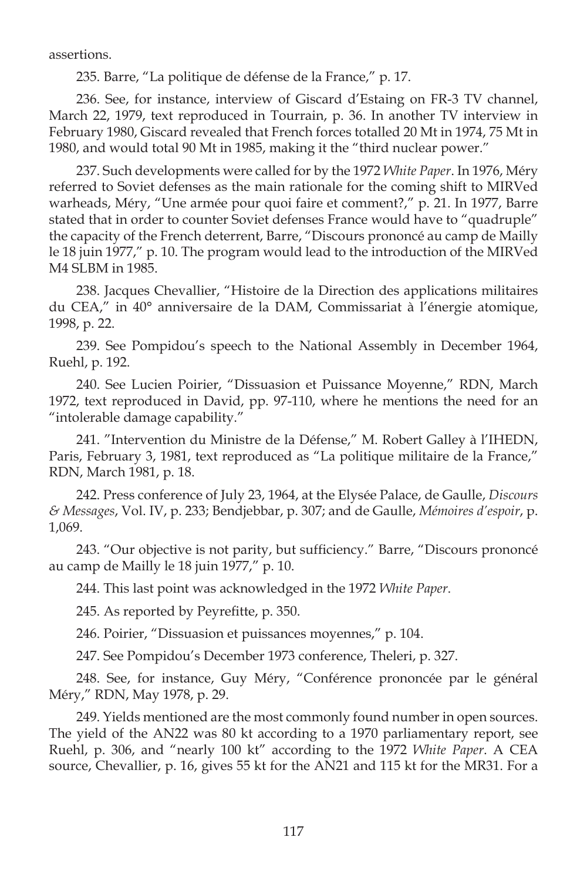assertions.

235. Barre, "La politique de défense de la France," p. 17.

236. See, for instance, interview of Giscard d'Estaing on FR-3 TV channel, March 22, 1979, text reproduced in Tourrain, p. 36. In another TV interview in February 1980, Giscard revealed that French forces totalled 20 Mt in 1974, 75 Mt in 1980, and would total 90 Mt in 1985, making it the "third nuclear power."

237. Such developments were called for by the 1972 *White Paper*. In 1976, Méry referred to Soviet defenses as the main rationale for the coming shift to MIRVed warheads, Méry, "Une armée pour quoi faire et comment?," p. 21. In 1977, Barre stated that in order to counter Soviet defenses France would have to "quadruple" the capacity of the French deterrent, Barre, "Discours prononcé au camp de Mailly le 18 juin 1977," p. 10. The program would lead to the introduction of the MIRVed M4 SLBM in 1985.

238. Jacques Chevallier, "Histoire de la Direction des applications militaires du CEA," in 40° anniversaire de la DAM, Commissariat à l'énergie atomique, 1998, p. 22.

239. See Pompidou's speech to the National Assembly in December 1964, Ruehl, p. 192.

240. See Lucien Poirier, "Dissuasion et Puissance Moyenne," RDN, March 1972, text reproduced in David, pp. 97-110, where he mentions the need for an "intolerable damage capability."

241. "Intervention du Ministre de la Défense," M. Robert Galley à l'IHEDN, Paris, February 3, 1981, text reproduced as "La politique militaire de la France," RDN, March 1981, p. 18.

242. Press conference of July 23, 1964, at the Elysée Palace, de Gaulle, *Discours & Messages*, Vol. IV, p. 233; Bendjebbar, p. 307; and de Gaulle, *Mémoires d'espoir*, p. 1,069.

243. "Our objective is not parity, but sufficiency." Barre, "Discours prononcé au camp de Mailly le 18 juin 1977," p. 10.

244. This last point was acknowledged in the 1972 *White Paper*.

245. As reported by Peyrefitte, p. 350.

246. Poirier, "Dissuasion et puissances moyennes," p. 104.

247. See Pompidou's December 1973 conference, Theleri, p. 327.

248. See, for instance, Guy Méry, "Conférence prononcée par le général Méry," RDN, May 1978, p. 29.

249. Yields mentioned are the most commonly found number in open sources. The yield of the AN22 was 80 kt according to a 1970 parliamentary report, see Ruehl, p. 306, and "nearly 100 kt" according to the 1972 *White Paper*. A CEA source, Chevallier, p. 16, gives 55 kt for the AN21 and 115 kt for the MR31. For a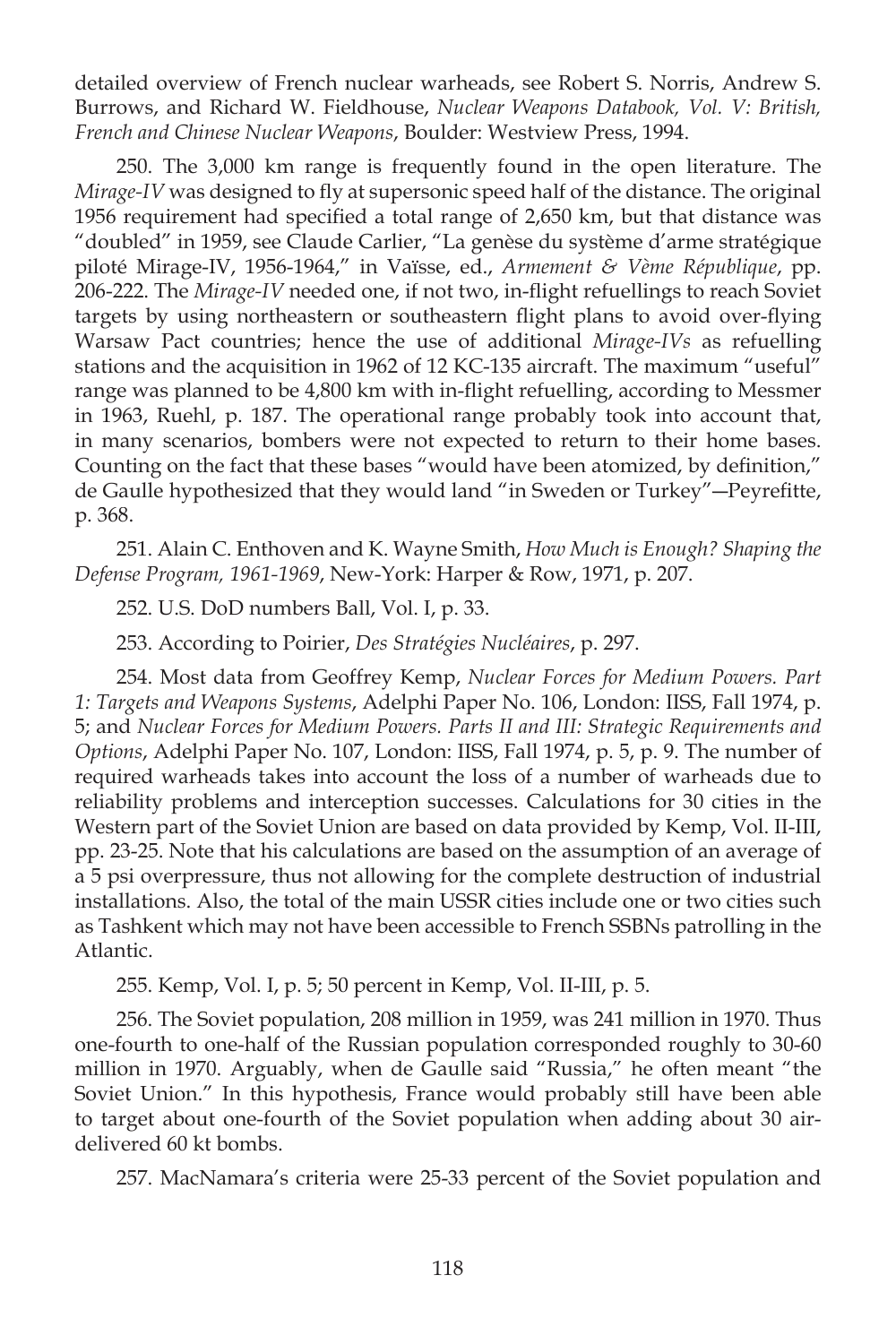detailed overview of French nuclear warheads, see Robert S. Norris, Andrew S. Burrows, and Richard W. Fieldhouse, *Nuclear Weapons Databook, Vol. V: British, French and Chinese Nuclear Weapons*, Boulder: Westview Press, 1994.

250. The 3,000 km range is frequently found in the open literature. The *Mirage-IV* was designed to fly at supersonic speed half of the distance. The original 1956 requirement had specified a total range of 2,650 km, but that distance was "doubled" in 1959, see Claude Carlier, "La genèse du système d'arme stratégique piloté Mirage-IV, 1956-1964," in Vaïsse, ed., *Armement & Vème République*, pp. 206-222. The *Mirage-IV* needed one, if not two, in-flight refuellings to reach Soviet targets by using northeastern or southeastern flight plans to avoid over-flying Warsaw Pact countries; hence the use of additional *Mirage-IVs* as refuelling stations and the acquisition in 1962 of 12 KC-135 aircraft. The maximum "useful" range was planned to be 4,800 km with in-flight refuelling, according to Messmer in 1963, Ruehl, p. 187. The operational range probably took into account that, in many scenarios, bombers were not expected to return to their home bases. Counting on the fact that these bases "would have been atomized, by definition," de Gaulle hypothesized that they would land "in Sweden or Turkey"—Peyrefitte, p. 368.

251. Alain C. Enthoven and K. Wayne Smith, *How Much is Enough? Shaping the Defense Program, 1961-1969*, New-York: Harper & Row, 1971, p. 207.

252. U.S. DoD numbers Ball, Vol. I, p. 33.

253. According to Poirier, *Des Stratégies Nucléaires*, p. 297.

254. Most data from Geoffrey Kemp, *Nuclear Forces for Medium Powers. Part 1: Targets and Weapons Systems*, Adelphi Paper No. 106, London: IISS, Fall 1974, p. 5; and *Nuclear Forces for Medium Powers. Parts II and III: Strategic Requirements and Options*, Adelphi Paper No. 107, London: IISS, Fall 1974, p. 5, p. 9. The number of required warheads takes into account the loss of a number of warheads due to reliability problems and interception successes. Calculations for 30 cities in the Western part of the Soviet Union are based on data provided by Kemp, Vol. II-III, pp. 23-25. Note that his calculations are based on the assumption of an average of a 5 psi overpressure, thus not allowing for the complete destruction of industrial installations. Also, the total of the main USSR cities include one or two cities such as Tashkent which may not have been accessible to French SSBNs patrolling in the Atlantic.

255. Kemp, Vol. I, p. 5; 50 percent in Kemp, Vol. II-III, p. 5.

256. The Soviet population, 208 million in 1959, was 241 million in 1970. Thus one-fourth to one-half of the Russian population corresponded roughly to 30-60 million in 1970. Arguably, when de Gaulle said "Russia," he often meant "the Soviet Union." In this hypothesis, France would probably still have been able to target about one-fourth of the Soviet population when adding about 30 air-delivered 60 kt bombs.

257. MacNamara's criteria were 25-33 percent of the Soviet population and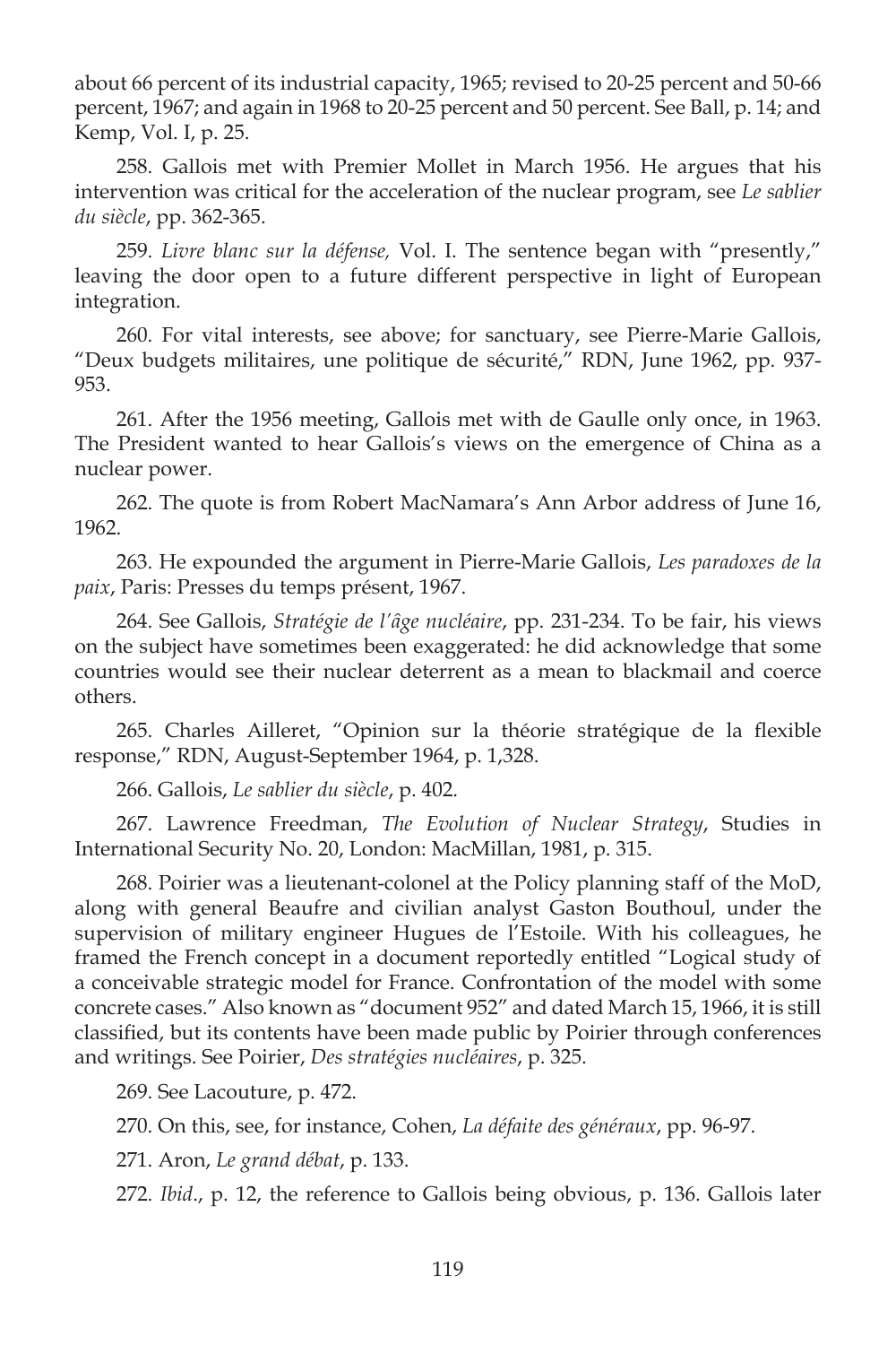about 66 percent of its industrial capacity, 1965; revised to 20-25 percent and 50-66 percent, 1967; and again in 1968 to 20-25 percent and 50 percent. See Ball, p. 14; and Kemp, Vol. I, p. 25.

258. Gallois met with Premier Mollet in March 1956. He argues that his intervention was critical for the acceleration of the nuclear program, see *Le sablier du siècle*, pp. 362-365.

259. *Livre blanc sur la défense,* Vol. I. The sentence began with "presently," leaving the door open to a future different perspective in light of European integration.

260. For vital interests, see above; for sanctuary, see Pierre-Marie Gallois, "Deux budgets militaires, une politique de sécurité," RDN, June 1962, pp. 937-953.

261. After the 1956 meeting, Gallois met with de Gaulle only once, in 1963. The President wanted to hear Gallois's views on the emergence of China as a nuclear power.

262. The quote is from Robert MacNamara's Ann Arbor address of June 16, 1962.

263. He expounded the argument in Pierre-Marie Gallois, *Les paradoxes de la paix*, Paris: Presses du temps présent, 1967.

264. See Gallois, *Stratégie de l'âge nucléaire*, pp. 231-234. To be fair, his views on the subject have sometimes been exaggerated: he did acknowledge that some countries would see their nuclear deterrent as a mean to blackmail and coerce others.

265. Charles Ailleret, "Opinion sur la théorie stratégique de la flexible response," RDN, August-September 1964, p. 1,328.

266. Gallois, *Le sablier du siècle*, p. 402.

267. Lawrence Freedman, *The Evolution of Nuclear Strategy*, Studies in International Security No. 20, London: MacMillan, 1981, p. 315.

268. Poirier was a lieutenant-colonel at the Policy planning staff of the MoD, along with general Beaufre and civilian analyst Gaston Bouthoul, under the supervision of military engineer Hugues de l'Estoile. With his colleagues, he framed the French concept in a document reportedly entitled "Logical study of a conceivable strategic model for France. Confrontation of the model with some concrete cases." Also known as "document 952" and dated March 15, 1966, it is still classified, but its contents have been made public by Poirier through conferences and writings. See Poirier, *Des stratégies nucléaires*, p. 325.

269. See Lacouture, p. 472.

270. On this, see, for instance, Cohen, *La défaite des généraux*, pp. 96-97.

271. Aron, *Le grand débat*, p. 133.

272. *Ibid*., p. 12, the reference to Gallois being obvious, p. 136. Gallois later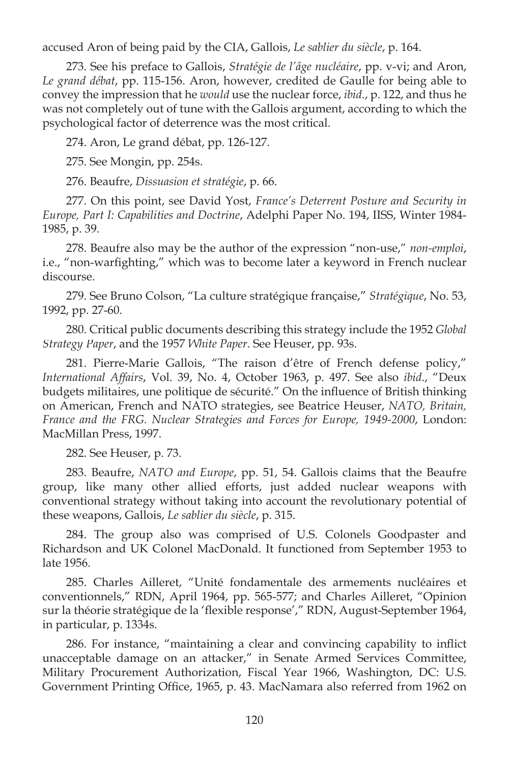accused Aron of being paid by the CIA, Gallois, *Le sablier du siècle*, p. 164.

273. See his preface to Gallois, *Stratégie de l'âge nucléaire*, pp. v-vi; and Aron, *Le grand débat*, pp. 115-156. Aron, however, credited de Gaulle for being able to convey the impression that he *would* use the nuclear force, *ibid*., p. 122, and thus he was not completely out of tune with the Gallois argument, according to which the psychological factor of deterrence was the most critical.

274. Aron, Le grand débat, pp. 126-127.

275. See Mongin, pp. 254s.

276. Beaufre, *Dissuasion et stratégie*, p. 66.

277. On this point, see David Yost, *France's Deterrent Posture and Security in Europe, Part I: Capabilities and Doctrine*, Adelphi Paper No. 194, IISS, Winter 1984-1985, p. 39.

278. Beaufre also may be the author of the expression "non-use," *non-emploi*, i.e., "non-warfighting," which was to become later a keyword in French nuclear discourse.

279. See Bruno Colson, "La culture stratégique française," *Stratégique*, No. 53, 1992, pp. 27-60.

280. Critical public documents describing this strategy include the 1952 *Global Strategy Paper*, and the 1957 *White Paper*. See Heuser, pp. 93s.

281. Pierre-Marie Gallois, "The raison d'être of French defense policy," *International Affairs*, Vol. 39, No. 4, October 1963, p. 497. See also *ibid*., "Deux budgets militaires, une politique de sécurité." On the influence of British thinking on American, French and NATO strategies, see Beatrice Heuser, *NATO, Britain, France and the FRG. Nuclear Strategies and Forces for Europe, 1949-2000*, London: MacMillan Press, 1997.

282. See Heuser, p. 73.

283. Beaufre, *NATO and Europe*, pp. 51, 54. Gallois claims that the Beaufre group, like many other allied efforts, just added nuclear weapons with conventional strategy without taking into account the revolutionary potential of these weapons, Gallois, *Le sablier du siècle*, p. 315.

284. The group also was comprised of U.S. Colonels Goodpaster and Richardson and UK Colonel MacDonald. It functioned from September 1953 to late 1956.

285. Charles Ailleret, "Unité fondamentale des armements nucléaires et conventionnels," RDN, April 1964, pp. 565-577; and Charles Ailleret, "Opinion sur la théorie stratégique de la 'flexible response'," RDN, August-September 1964, in particular, p. 1334s.

286. For instance, "maintaining a clear and convincing capability to inflict unacceptable damage on an attacker," in Senate Armed Services Committee, Military Procurement Authorization, Fiscal Year 1966, Washington, DC: U.S. Government Printing Office, 1965, p. 43. MacNamara also referred from 1962 on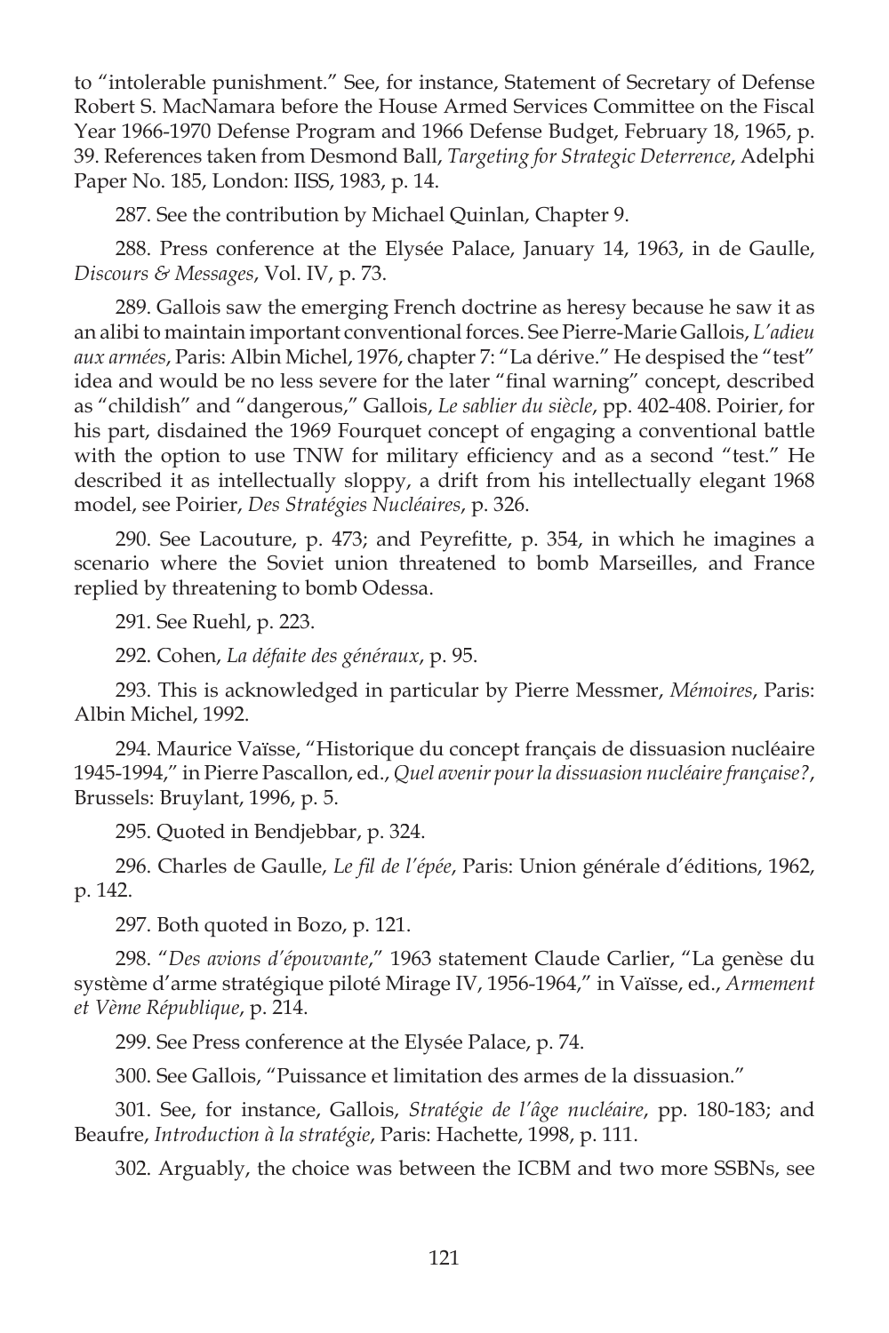to "intolerable punishment." See, for instance, Statement of Secretary of Defense Robert S. MacNamara before the House Armed Services Committee on the Fiscal Year 1966-1970 Defense Program and 1966 Defense Budget, February 18, 1965, p. 39. References taken from Desmond Ball, *Targeting for Strategic Deterrence*, Adelphi Paper No. 185, London: IISS, 1983, p. 14.

287. See the contribution by Michael Quinlan, Chapter 9.

288. Press conference at the Elysée Palace, January 14, 1963, in de Gaulle, *Discours & Messages*, Vol. IV, p. 73.

289. Gallois saw the emerging French doctrine as heresy because he saw it as an alibi to maintain important conventional forces. See Pierre-Marie Gallois, *L'adieu aux armées*, Paris: Albin Michel, 1976, chapter 7: "La dérive." He despised the "test" idea and would be no less severe for the later "final warning" concept, described as "childish" and "dangerous," Gallois, *Le sablier du siècle*, pp. 402-408. Poirier, for his part, disdained the 1969 Fourquet concept of engaging a conventional battle with the option to use TNW for military efficiency and as a second "test." He described it as intellectually sloppy, a drift from his intellectually elegant 1968 model, see Poirier, *Des Stratégies Nucléaires*, p. 326.

290. See Lacouture, p. 473; and Peyrefitte, p. 354, in which he imagines a scenario where the Soviet union threatened to bomb Marseilles, and France replied by threatening to bomb Odessa.

291. See Ruehl, p. 223.

292. Cohen, *La défaite des généraux*, p. 95.

293. This is acknowledged in particular by Pierre Messmer, *Mémoires*, Paris: Albin Michel, 1992.

294. Maurice Vaïsse, "Historique du concept français de dissuasion nucléaire 1945-1994," in Pierre Pascallon, ed., *Quel avenir pour la dissuasion nucléaire française?*, Brussels: Bruylant, 1996, p. 5.

295. Quoted in Bendjebbar, p. 324.

296. Charles de Gaulle, *Le fil de l'épée*, Paris: Union générale d'éditions, 1962, p. 142.

297. Both quoted in Bozo, p. 121.

298. "*Des avions d'épouvante*," 1963 statement Claude Carlier, "La genèse du système d'arme stratégique piloté Mirage IV, 1956-1964," in Vaïsse, ed., *Armement et Vème République*, p. 214.

299. See Press conference at the Elysée Palace, p. 74.

300. See Gallois, "Puissance et limitation des armes de la dissuasion."

301. See, for instance, Gallois, *Stratégie de l'âge nucléaire*, pp. 180-183; and Beaufre, *Introduction à la stratégie*, Paris: Hachette, 1998, p. 111.

302. Arguably, the choice was between the ICBM and two more SSBNs, see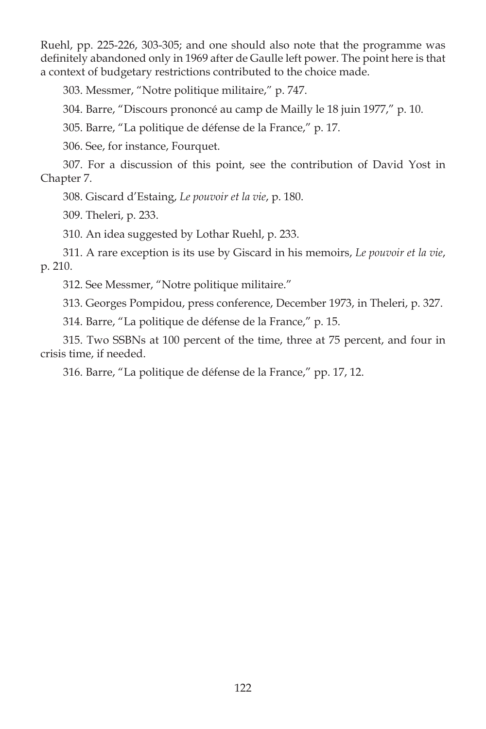Ruehl, pp. 225-226, 303-305; and one should also note that the programme was definitely abandoned only in 1969 after de Gaulle left power. The point here is that a context of budgetary restrictions contributed to the choice made.

303. Messmer, "Notre politique militaire," p. 747.

304. Barre, "Discours prononcé au camp de Mailly le 18 juin 1977," p. 10.

305. Barre, "La politique de défense de la France," p. 17.

306. See, for instance, Fourquet.

307. For a discussion of this point, see the contribution of David Yost in Chapter 7.

308. Giscard d'Estaing, *Le pouvoir et la vie*, p. 180.

309. Theleri, p. 233.

310. An idea suggested by Lothar Ruehl, p. 233.

311. A rare exception is its use by Giscard in his memoirs, *Le pouvoir et la vie*, p. 210.

312. See Messmer, "Notre politique militaire."

313. Georges Pompidou, press conference, December 1973, in Theleri, p. 327.

314. Barre, "La politique de défense de la France," p. 15.

315. Two SSBNs at 100 percent of the time, three at 75 percent, and four in crisis time, if needed.

316. Barre, "La politique de défense de la France," pp. 17, 12.